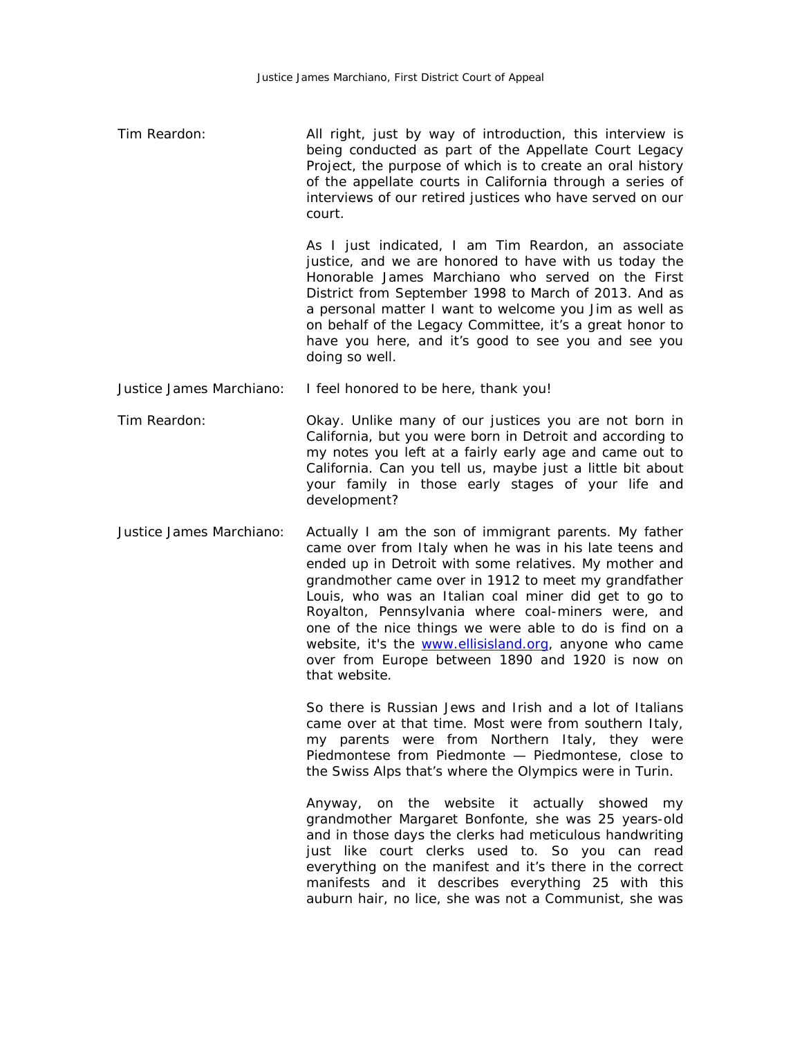Tim Reardon: All right, just by way of introduction, this interview is being conducted as part of the Appellate Court Legacy Project, the purpose of which is to create an oral history of the appellate courts in California through a series of interviews of our retired justices who have served on our court.

As I just indicated, I am Tim Reardon, an associate justice, and we are honored to have with us today the Honorable James Marchiano who served on the First District from September 1998 to March of 2013. And as a personal matter I want to welcome you Jim as well as on behalf of the Legacy Committee, it's a great honor to have you here, and it's good to see you and see you doing so well.

Justice James Marchiano: I feel honored to be here, thank you!

Tim Reardon: Okay. Unlike many of our justices you are not born in California, but you were born in Detroit and according to my notes you left at a fairly early age and came out to California. Can you tell us, maybe just a little bit about your family in those early stages of your life and development?

Justice James Marchiano: Actually I am the son of immigrant parents. My father came over from Italy when he was in his late teens and ended up in Detroit with some relatives. My mother and grandmother came over in 1912 to meet my grandfather Louis, who was an Italian coal miner did get to go to Royalton, Pennsylvania where coal-miners were, and one of the nice things we were able to do is find on a website, it's the www.ellisisland.org, anyone who came over from Europe between 1890 and 1920 is now on that website.

So there is Russian Jews and Irish and a lot of Italians came over at that time. Most were from southern Italy, my parents were from Northern Italy, they were Piedmontese from Piedmonte — Piedmontese, close to the Swiss Alps that's where the Olympics were in Turin.

Anyway, on the website it actually showed my grandmother Margaret Bonfonte, she was 25 years-old and in those days the clerks had meticulous handwriting just like court clerks used to. So you can read everything on the manifest and it's there in the correct manifests and it describes everything 25 with this auburn hair, no lice, she was not a Communist, she was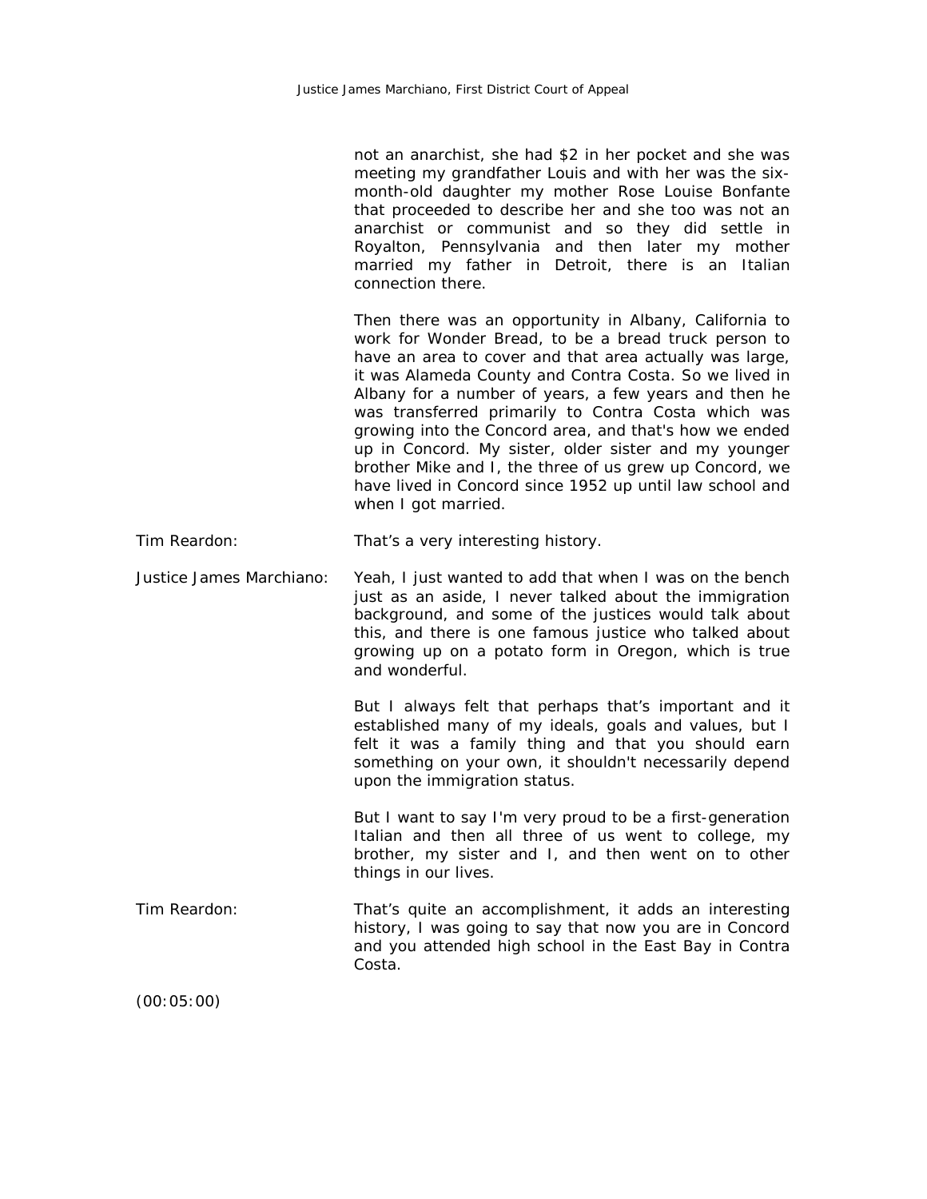not an anarchist, she had $2 in her pocket and she was meeting my grandfather Louis and with her was the six-month-old daughter my mother Rose Louise Bonfante that proceeded to describe her and she too was not an anarchist or communist and so they did settle in Royalton, Pennsylvania and then later my mother married my father in Detroit, there is an Italian connection there.

Then there was an opportunity in Albany, California to work for Wonder Bread, to be a bread truck person to have an area to cover and that area actually was large, it was Alameda County and Contra Costa. So we lived in Albany for a number of years, a few years and then he was transferred primarily to Contra Costa which was growing into the Concord area, and that's how we ended up in Concord. My sister, older sister and my younger brother Mike and I, the three of us grew up Concord, we have lived in Concord since 1952 up until law school and when I got married.

Tim Reardon: That's a very interesting history.

Justice James Marchiano: Yeah, I just wanted to add that when I was on the bench just as an aside, I never talked about the immigration background, and some of the justices would talk about this, and there is one famous justice who talked about growing up on a potato form in Oregon, which is true and wonderful.

But I always felt that perhaps that's important and it established many of my ideals, goals and values, but I felt it was a family thing and that you should earn something on your own, it shouldn't necessarily depend upon the immigration status.

But I want to say I'm very proud to be a first-generation Italian and then all three of us went to college, my brother, my sister and I, and then went on to other things in our lives.

Tim Reardon: That's quite an accomplishment, it adds an interesting history, I was going to say that now you are in Concord and you attended high school in the East Bay in Contra Costa.

(00:05:00)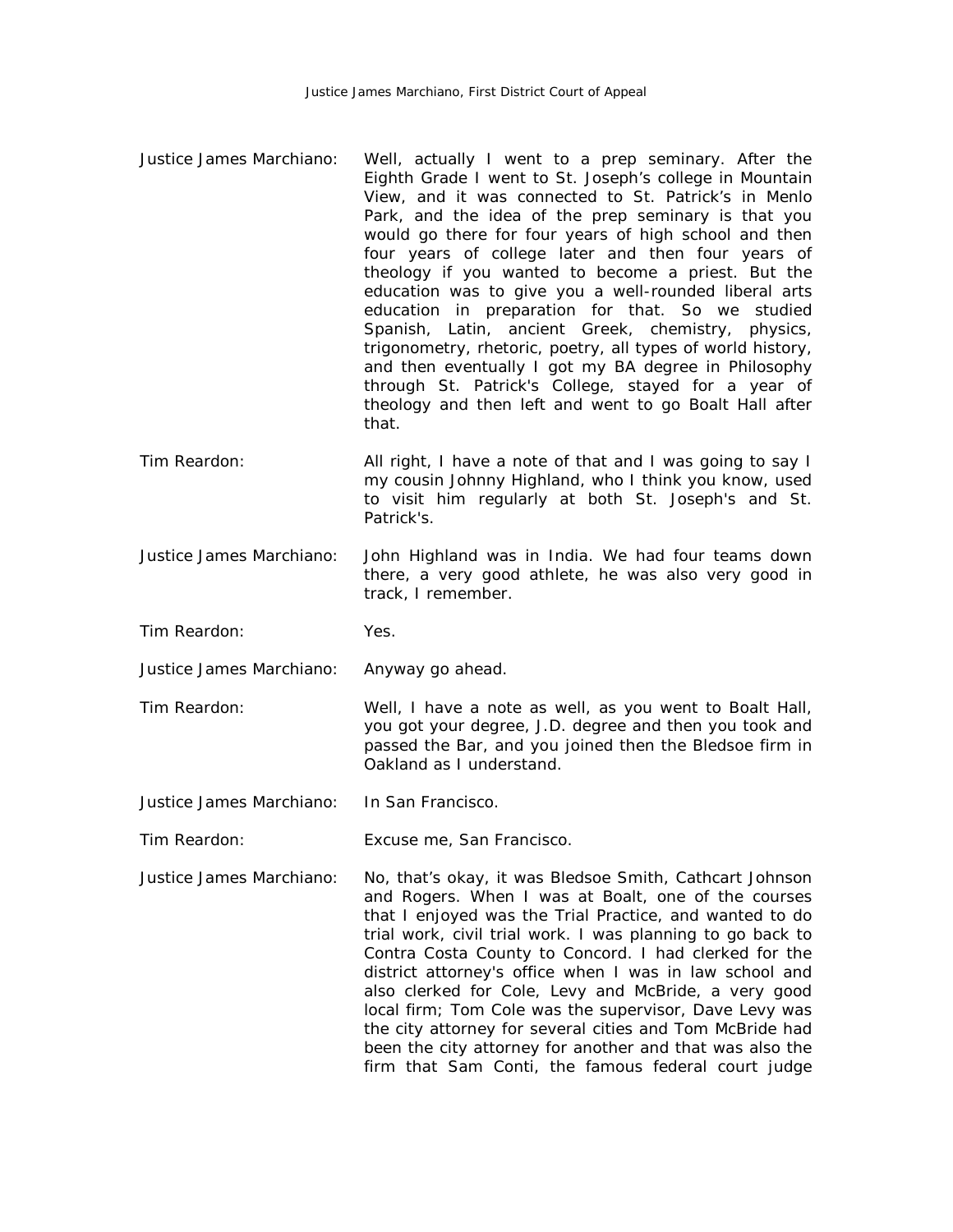Justice James Marchiano: Well, actually I went to a prep seminary. After the Eighth Grade I went to St. Joseph's college in Mountain View, and it was connected to St. Patrick's in Menlo Park, and the idea of the prep seminary is that you would go there for four years of high school and then four years of college later and then four years of theology if you wanted to become a priest. But the education was to give you a well-rounded liberal arts education in preparation for that. So we studied Spanish, Latin, ancient Greek, chemistry, physics, trigonometry, rhetoric, poetry, all types of world history, and then eventually I got my BA degree in Philosophy through St. Patrick's College, stayed for a year of theology and then left and went to go Boalt Hall after that.

Tim Reardon: All right, I have a note of that and I was going to say I my cousin Johnny Highland, who I think you know, used to visit him regularly at both St. Joseph's and St. Patrick's.

Justice James Marchiano: John Highland was in India. We had four teams down there, a very good athlete, he was also very good in track, I remember.

Tim Reardon: Yes.

Justice James Marchiano: Anyway go ahead.

Tim Reardon: Well, I have a note as well, as you went to Boalt Hall, you got your degree, J.D. degree and then you took and passed the Bar, and you joined then the Bledsoe firm in Oakland as I understand.

Justice James Marchiano: In San Francisco.

Tim Reardon: Excuse me, San Francisco.

Justice James Marchiano: No, that's okay, it was Bledsoe Smith, Cathcart Johnson and Rogers. When I was at Boalt, one of the courses that I enjoyed was the Trial Practice, and wanted to do trial work, civil trial work. I was planning to go back to Contra Costa County to Concord. I had clerked for the district attorney's office when I was in law school and also clerked for Cole, Levy and McBride, a very good local firm; Tom Cole was the supervisor, Dave Levy was the city attorney for several cities and Tom McBride had been the city attorney for another and that was also the firm that Sam Conti, the famous federal court judge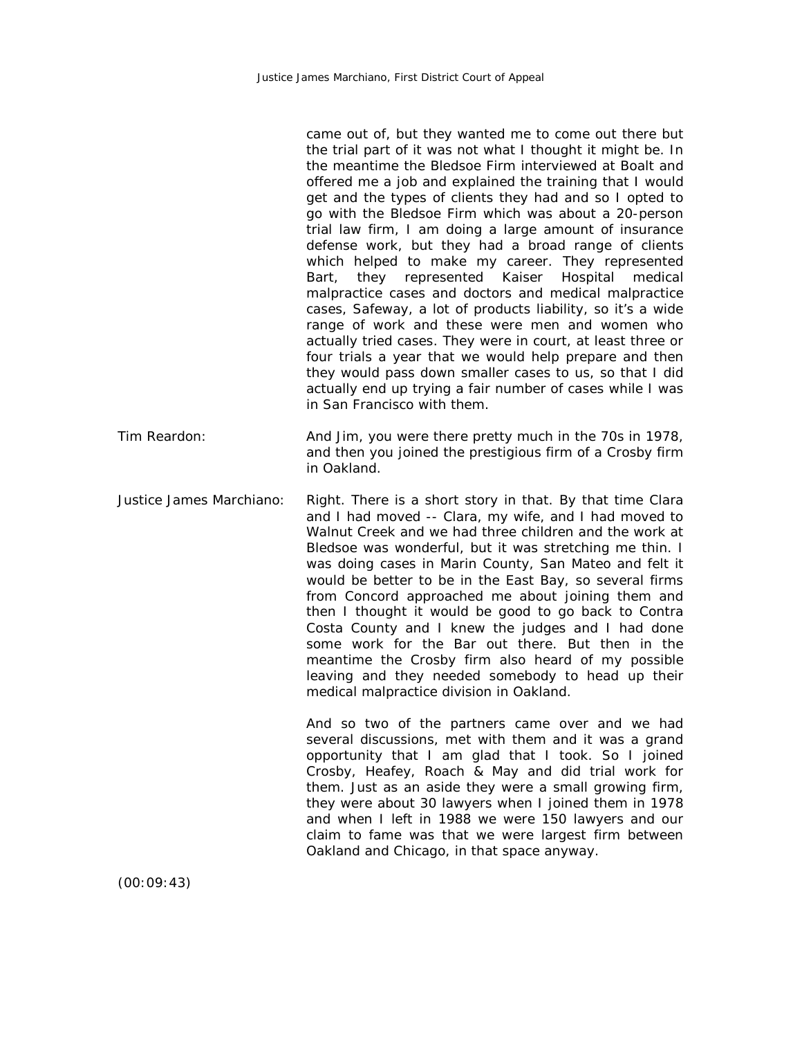came out of, but they wanted me to come out there but the trial part of it was not what I thought it might be. In the meantime the Bledsoe Firm interviewed at Boalt and offered me a job and explained the training that I would get and the types of clients they had and so I opted to go with the Bledsoe Firm which was about a 20-person trial law firm, I am doing a large amount of insurance defense work, but they had a broad range of clients which helped to make my career. They represented Bart, they represented Kaiser Hospital medical malpractice cases and doctors and medical malpractice cases, Safeway, a lot of products liability, so it's a wide range of work and these were men and women who actually tried cases. They were in court, at least three or four trials a year that we would help prepare and then they would pass down smaller cases to us, so that I did actually end up trying a fair number of cases while I was in San Francisco with them.

Tim Reardon: And Jim, you were there pretty much in the 70s in 1978, and then you joined the prestigious firm of a Crosby firm in Oakland.

Justice James Marchiano: Right. There is a short story in that. By that time Clara and I had moved -- Clara, my wife, and I had moved to Walnut Creek and we had three children and the work at Bledsoe was wonderful, but it was stretching me thin. I was doing cases in Marin County, San Mateo and felt it would be better to be in the East Bay, so several firms from Concord approached me about joining them and then I thought it would be good to go back to Contra Costa County and I knew the judges and I had done some work for the Bar out there. But then in the meantime the Crosby firm also heard of my possible leaving and they needed somebody to head up their medical malpractice division in Oakland.

And so two of the partners came over and we had several discussions, met with them and it was a grand opportunity that I am glad that I took. So I joined Crosby, Heafey, Roach & May and did trial work for them. Just as an aside they were a small growing firm, they were about 30 lawyers when I joined them in 1978 and when I left in 1988 we were 150 lawyers and our claim to fame was that we were largest firm between Oakland and Chicago, in that space anyway.

(00:09:43)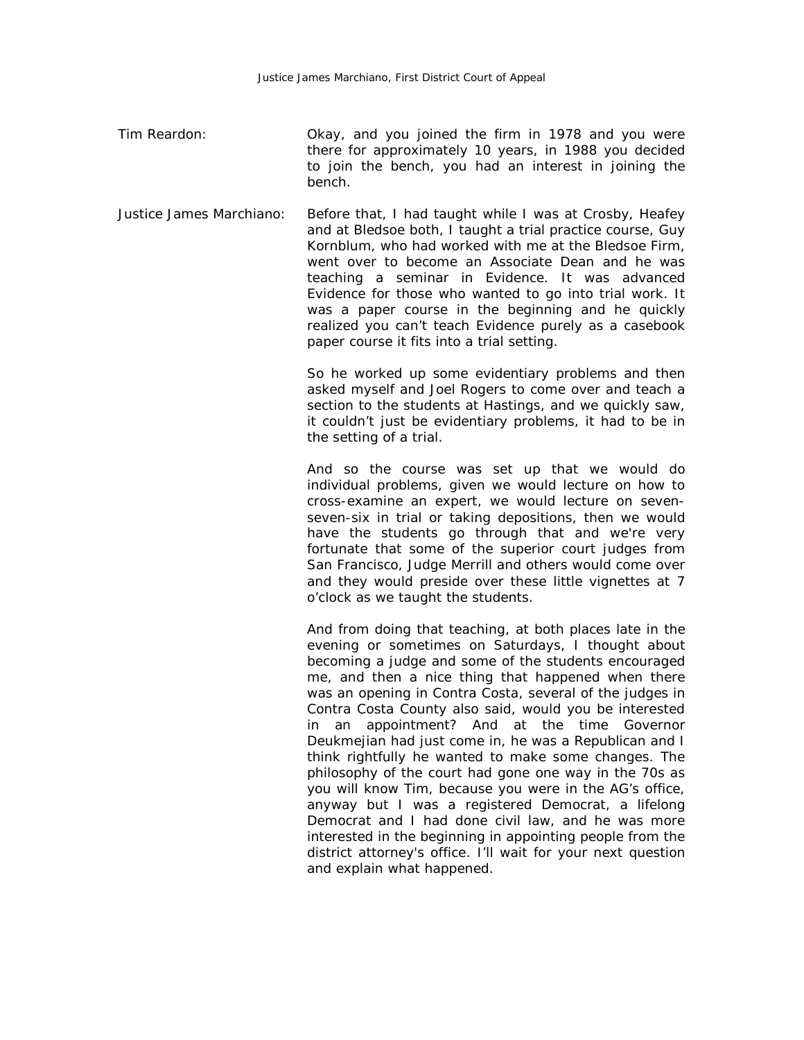Tim Reardon: Okay, and you joined the firm in 1978 and you were there for approximately 10 years, in 1988 you decided to join the bench, you had an interest in joining the bench.

Justice James Marchiano: Before that, I had taught while I was at Crosby, Heafey and at Bledsoe both, I taught a trial practice course, Guy Kornblum, who had worked with me at the Bledsoe Firm, went over to become an Associate Dean and he was teaching a seminar in Evidence. It was advanced Evidence for those who wanted to go into trial work. It was a paper course in the beginning and he quickly realized you can't teach Evidence purely as a casebook paper course it fits into a trial setting.

So he worked up some evidentiary problems and then asked myself and Joel Rogers to come over and teach a section to the students at Hastings, and we quickly saw, it couldn't just be evidentiary problems, it had to be in the setting of a trial.

And so the course was set up that we would do individual problems, given we would lecture on how to cross-examine an expert, we would lecture on seven-seven-six in trial or taking depositions, then we would have the students go through that and we're very fortunate that some of the superior court judges from San Francisco, Judge Merrill and others would come over and they would preside over these little vignettes at 7 o'clock as we taught the students.

And from doing that teaching, at both places late in the evening or sometimes on Saturdays, I thought about becoming a judge and some of the students encouraged me, and then a nice thing that happened when there was an opening in Contra Costa, several of the judges in Contra Costa County also said, would you be interested in an appointment? And at the time Governor Deukmejian had just come in, he was a Republican and I think rightfully he wanted to make some changes. The philosophy of the court had gone one way in the 70s as you will know Tim, because you were in the AG's office, anyway but I was a registered Democrat, a lifelong Democrat and I had done civil law, and he was more interested in the beginning in appointing people from the district attorney's office. I'll wait for your next question and explain what happened.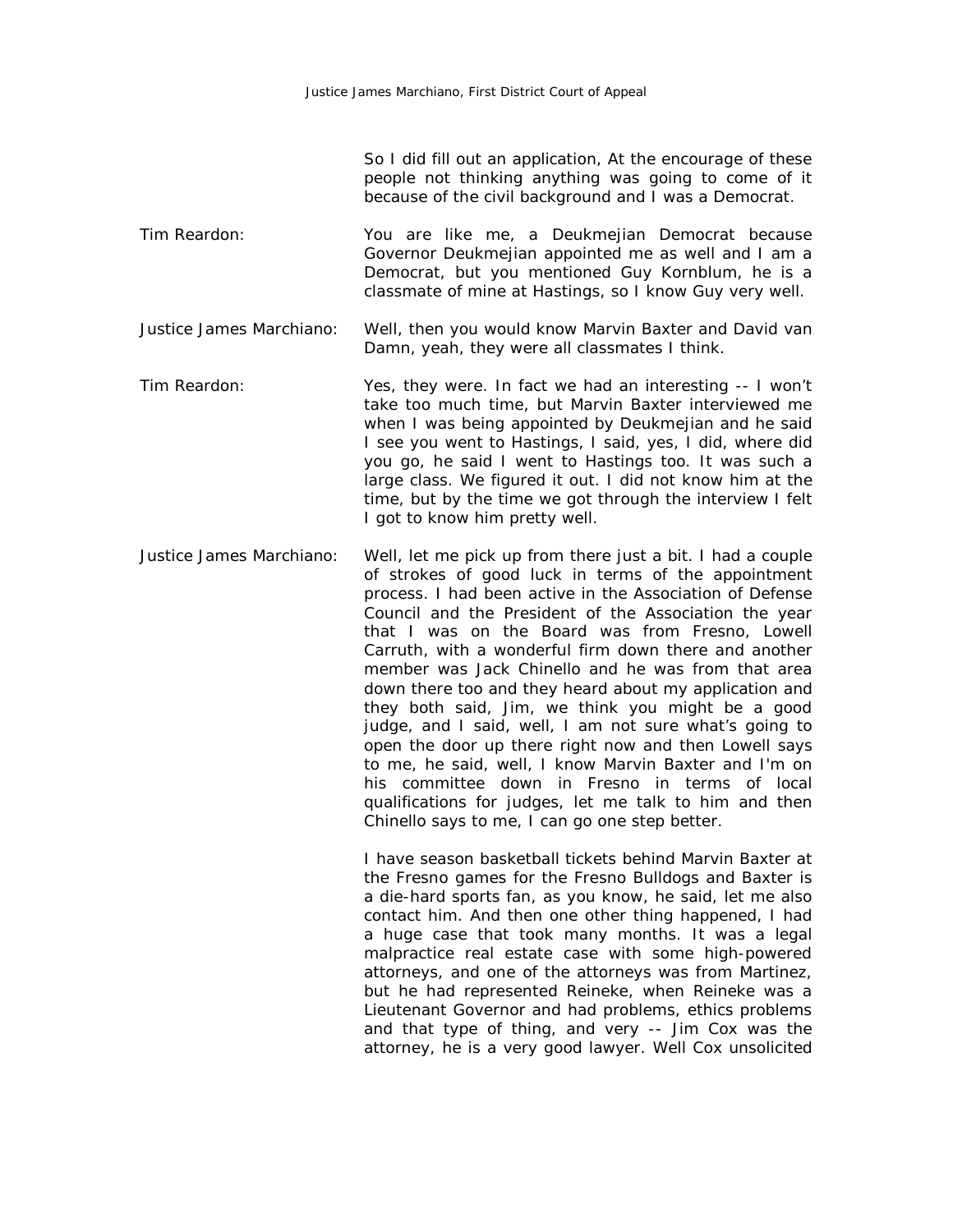So I did fill out an application, At the encourage of these people not thinking anything was going to come of it because of the civil background and I was a Democrat.

**Tim Reardon:** You are like me, a Deukmejian Democrat because Governor Deukmejian appointed me as well and I am a Democrat, but you mentioned Guy Kornblum, he is a classmate of mine at Hastings, so I know Guy very well.

**Justice James Marchiano:** Well, then you would know Marvin Baxter and David van Damn, yeah, they were all classmates I think.

**Tim Reardon:** Yes, they were. In fact we had an interesting -- I won't take too much time, but Marvin Baxter interviewed me when I was being appointed by Deukmejian and he said I see you went to Hastings, I said, yes, I did, where did you go, he said I went to Hastings too. It was such a large class. We figured it out. I did not know him at the time, but by the time we got through the interview I felt I got to know him pretty well.

**Justice James Marchiano:** Well, let me pick up from there just a bit. I had a couple of strokes of good luck in terms of the appointment process. I had been active in the Association of Defense Council and the President of the Association the year that I was on the Board was from Fresno, Lowell Carruth, with a wonderful firm down there and another member was Jack Chinello and he was from that area down there too and they heard about my application and they both said, Jim, we think you might be a good judge, and I said, well, I am not sure what's going to open the door up there right now and then Lowell says to me, he said, well, I know Marvin Baxter and I'm on his committee down in Fresno in terms of local qualifications for judges, let me talk to him and then Chinello says to me, I can go one step better.

I have season basketball tickets behind Marvin Baxter at the Fresno games for the Fresno Bulldogs and Baxter is a die-hard sports fan, as you know, he said, let me also contact him. And then one other thing happened, I had a huge case that took many months. It was a legal malpractice real estate case with some high-powered attorneys, and one of the attorneys was from Martinez, but he had represented Reineke, when Reineke was a Lieutenant Governor and had problems, ethics problems and that type of thing, and very -- Jim Cox was the attorney, he is a very good lawyer. Well Cox unsolicited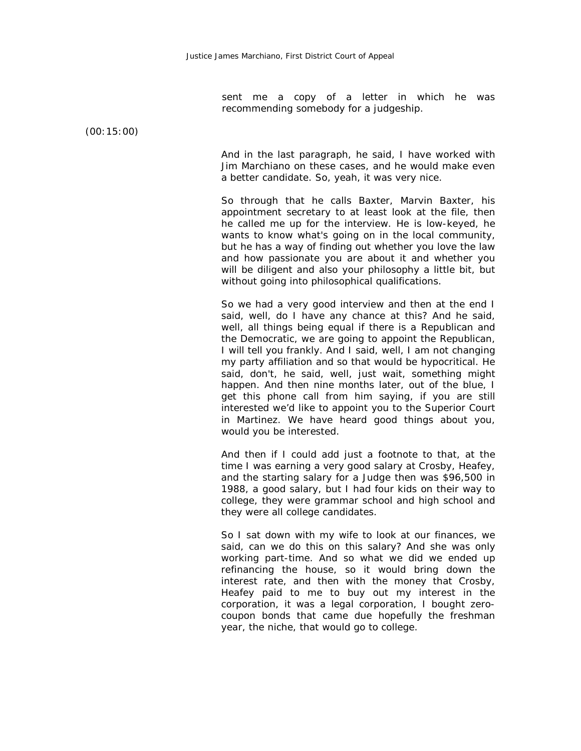sent me a copy of a letter in which he was recommending somebody for a judgeship.

(00:15:00)

And in the last paragraph, he said, I have worked with Jim Marchiano on these cases, and he would make even a better candidate. So, yeah, it was very nice.

So through that he calls Baxter, Marvin Baxter, his appointment secretary to at least look at the file, then he called me up for the interview. He is low-keyed, he wants to know what's going on in the local community, but he has a way of finding out whether you love the law and how passionate you are about it and whether you will be diligent and also your philosophy a little bit, but without going into philosophical qualifications.

So we had a very good interview and then at the end I said, well, do I have any chance at this? And he said, well, all things being equal if there is a Republican and the Democratic, we are going to appoint the Republican, I will tell you frankly. And I said, well, I am not changing my party affiliation and so that would be hypocritical. He said, don't, he said, well, just wait, something might happen. And then nine months later, out of the blue, I get this phone call from him saying, if you are still interested we'd like to appoint you to the Superior Court in Martinez. We have heard good things about you, would you be interested.

And then if I could add just a footnote to that, at the time I was earning a very good salary at Crosby, Heafey, and the starting salary for a Judge then was $96,500 in 1988, a good salary, but I had four kids on their way to college, they were grammar school and high school and they were all college candidates.

So I sat down with my wife to look at our finances, we said, can we do this on this salary? And she was only working part-time. And so what we did we ended up refinancing the house, so it would bring down the interest rate, and then with the money that Crosby, Heafey paid to me to buy out my interest in the corporation, it was a legal corporation, I bought zero-coupon bonds that came due hopefully the freshman year, the niche, that would go to college.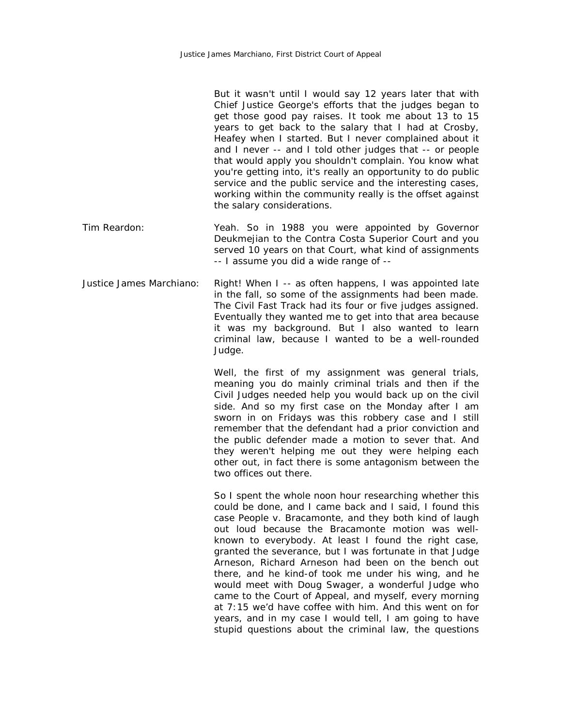But it wasn't until I would say 12 years later that with Chief Justice George's efforts that the judges began to get those good pay raises. It took me about 13 to 15 years to get back to the salary that I had at Crosby, Heafey when I started. But I never complained about it and I never -- and I told other judges that -- or people that would apply you shouldn't complain. You know what you're getting into, it's really an opportunity to do public service and the public service and the interesting cases, working within the community really is the offset against the salary considerations.

**Tim Reardon:** Yeah. So in 1988 you were appointed by Governor Deukmejian to the Contra Costa Superior Court and you served 10 years on that Court, what kind of assignments -- I assume you did a wide range of --

**Justice James Marchiano:** Right! When I -- as often happens, I was appointed late in the fall, so some of the assignments had been made. The Civil Fast Track had its four or five judges assigned. Eventually they wanted me to get into that area because it was my background. But I also wanted to learn criminal law, because I wanted to be a well-rounded Judge.

Well, the first of my assignment was general trials, meaning you do mainly criminal trials and then if the Civil Judges needed help you would back up on the civil side. And so my first case on the Monday after I am sworn in on Fridays was this robbery case and I still remember that the defendant had a prior conviction and the public defender made a motion to sever that. And they weren't helping me out they were helping each other out, in fact there is some antagonism between the two offices out there.

So I spent the whole noon hour researching whether this could be done, and I came back and I said, I found this case People v. Bracamonte, and they both kind of laugh out loud because the Bracamonte motion was well-known to everybody. At least I found the right case, granted the severance, but I was fortunate in that Judge Arneson, Richard Arneson had been on the bench out there, and he kind-of took me under his wing, and he would meet with Doug Swager, a wonderful Judge who came to the Court of Appeal, and myself, every morning at 7:15 we'd have coffee with him. And this went on for years, and in my case I would tell, I am going to have stupid questions about the criminal law, the questions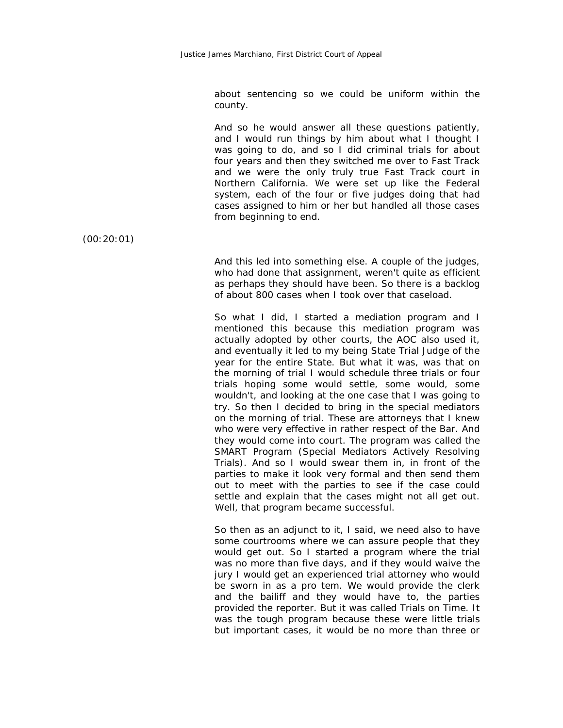about sentencing so we could be uniform within the county.

And so he would answer all these questions patiently, and I would run things by him about what I thought I was going to do, and so I did criminal trials for about four years and then they switched me over to Fast Track and we were the only truly true Fast Track court in Northern California. We were set up like the Federal system, each of the four or five judges doing that had cases assigned to him or her but handled all those cases from beginning to end.

(00:20:01)

And this led into something else. A couple of the judges, who had done that assignment, weren't quite as efficient as perhaps they should have been. So there is a backlog of about 800 cases when I took over that caseload.

So what I did, I started a mediation program and I mentioned this because this mediation program was actually adopted by other courts, the AOC also used it, and eventually it led to my being State Trial Judge of the year for the entire State. But what it was, was that on the morning of trial I would schedule three trials or four trials hoping some would settle, some would, some wouldn't, and looking at the one case that I was going to try. So then I decided to bring in the special mediators on the morning of trial. These are attorneys that I knew who were very effective in rather respect of the Bar. And they would come into court. The program was called the SMART Program (Special Mediators Actively Resolving Trials). And so I would swear them in, in front of the parties to make it look very formal and then send them out to meet with the parties to see if the case could settle and explain that the cases might not all get out. Well, that program became successful.

So then as an adjunct to it, I said, we need also to have some courtrooms where we can assure people that they would get out. So I started a program where the trial was no more than five days, and if they would waive the jury I would get an experienced trial attorney who would be sworn in as a pro tem. We would provide the clerk and the bailiff and they would have to, the parties provided the reporter. But it was called Trials on Time. It was the tough program because these were little trials but important cases, it would be no more than three or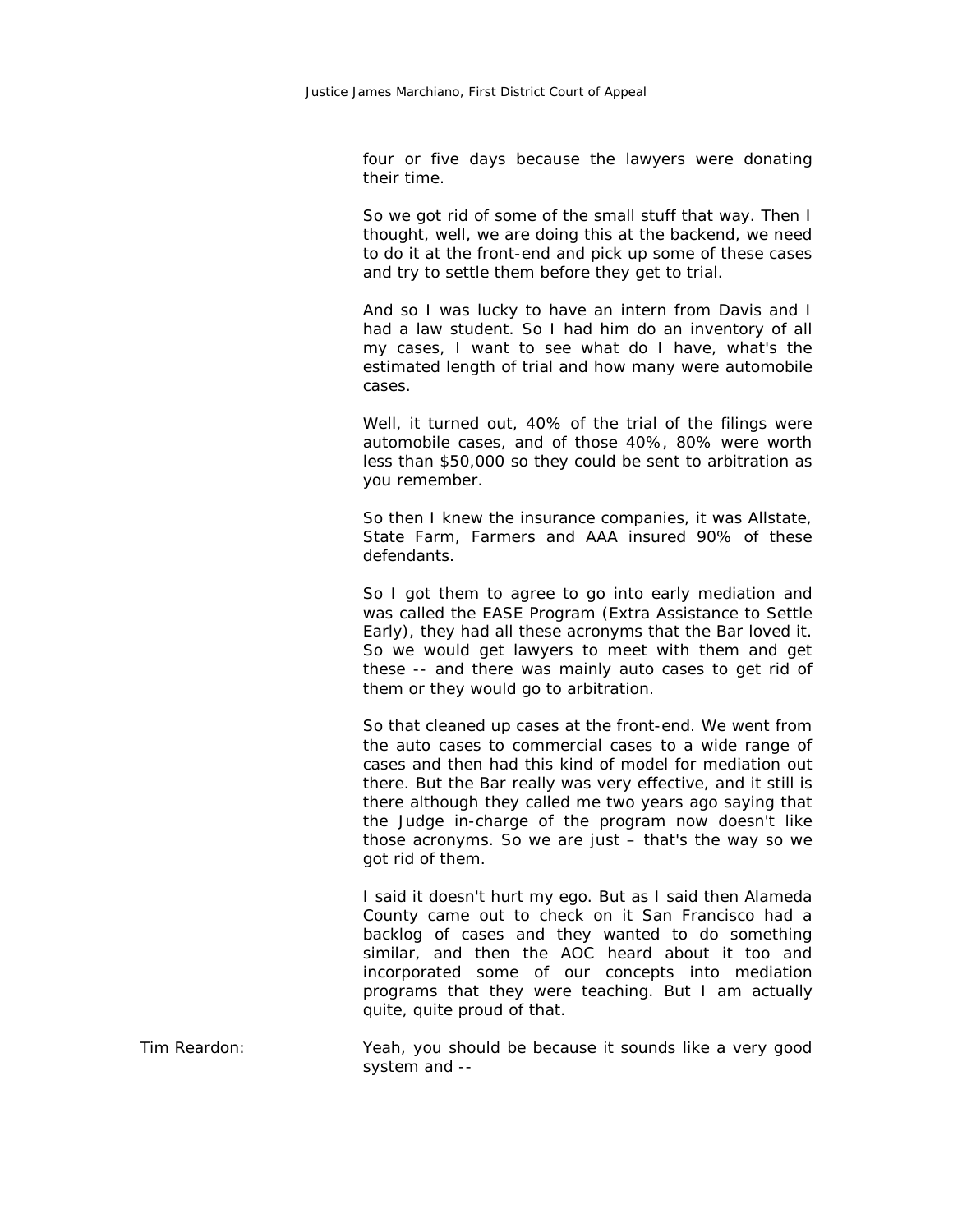four or five days because the lawyers were donating their time.

So we got rid of some of the small stuff that way. Then I thought, well, we are doing this at the backend, we need to do it at the front-end and pick up some of these cases and try to settle them before they get to trial.

And so I was lucky to have an intern from Davis and I had a law student. So I had him do an inventory of all my cases, I want to see what do I have, what's the estimated length of trial and how many were automobile cases.

Well, it turned out, 40% of the trial of the filings were automobile cases, and of those 40%, 80% were worth less than $50,000 so they could be sent to arbitration as you remember.

So then I knew the insurance companies, it was Allstate, State Farm, Farmers and AAA insured 90% of these defendants.

So I got them to agree to go into early mediation and was called the EASE Program (Extra Assistance to Settle Early), they had all these acronyms that the Bar loved it. So we would get lawyers to meet with them and get these -- and there was mainly auto cases to get rid of them or they would go to arbitration.

So that cleaned up cases at the front-end. We went from the auto cases to commercial cases to a wide range of cases and then had this kind of model for mediation out there. But the Bar really was very effective, and it still is there although they called me two years ago saying that the Judge in-charge of the program now doesn't like those acronyms. So we are just – that's the way so we got rid of them.

I said it doesn't hurt my ego. But as I said then Alameda County came out to check on it San Francisco had a backlog of cases and they wanted to do something similar, and then the AOC heard about it too and incorporated some of our concepts into mediation programs that they were teaching. But I am actually quite, quite proud of that.

Tim Reardon: Yeah, you should be because it sounds like a very good system and --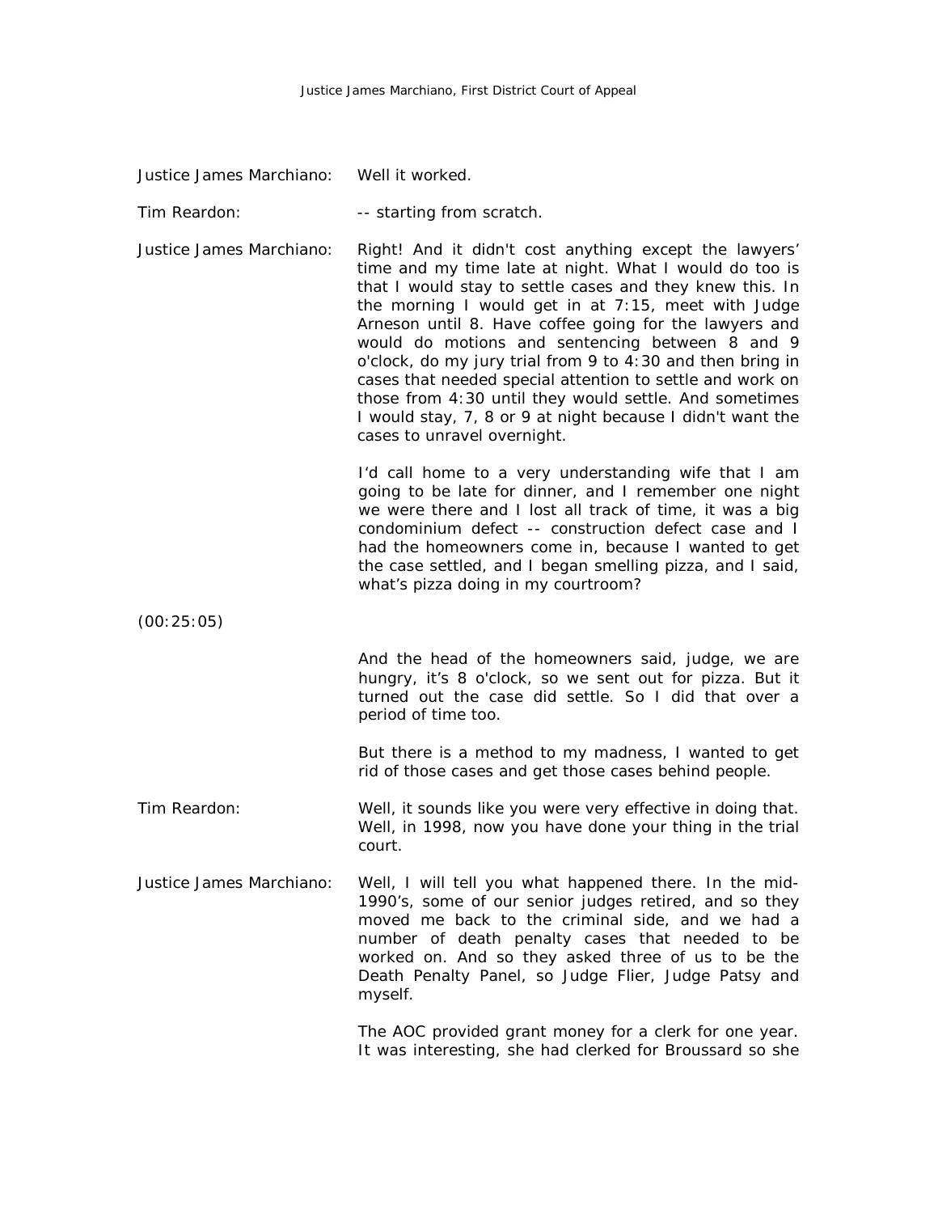Justice James Marchiano: Well it worked.

Tim Reardon: -- starting from scratch.

Justice James Marchiano: Right! And it didn't cost anything except the lawyers' time and my time late at night. What I would do too is that I would stay to settle cases and they knew this. In the morning I would get in at 7:15, meet with Judge Arneson until 8. Have coffee going for the lawyers and would do motions and sentencing between 8 and 9 o'clock, do my jury trial from 9 to 4:30 and then bring in cases that needed special attention to settle and work on those from 4:30 until they would settle. And sometimes I would stay, 7, 8 or 9 at night because I didn't want the cases to unravel overnight.

I'd call home to a very understanding wife that I am going to be late for dinner, and I remember one night we were there and I lost all track of time, it was a big condominium defect -- construction defect case and I had the homeowners come in, because I wanted to get the case settled, and I began smelling pizza, and I said, what's pizza doing in my courtroom?

(00:25:05)

And the head of the homeowners said, judge, we are hungry, it's 8 o'clock, so we sent out for pizza. But it turned out the case did settle. So I did that over a period of time too.

But there is a method to my madness, I wanted to get rid of those cases and get those cases behind people.

Tim Reardon: Well, it sounds like you were very effective in doing that. Well, in 1998, now you have done your thing in the trial court.

Justice James Marchiano: Well, I will tell you what happened there. In the mid-1990's, some of our senior judges retired, and so they moved me back to the criminal side, and we had a number of death penalty cases that needed to be worked on. And so they asked three of us to be the Death Penalty Panel, so Judge Flier, Judge Patsy and myself.

The AOC provided grant money for a clerk for one year. It was interesting, she had clerked for Broussard so she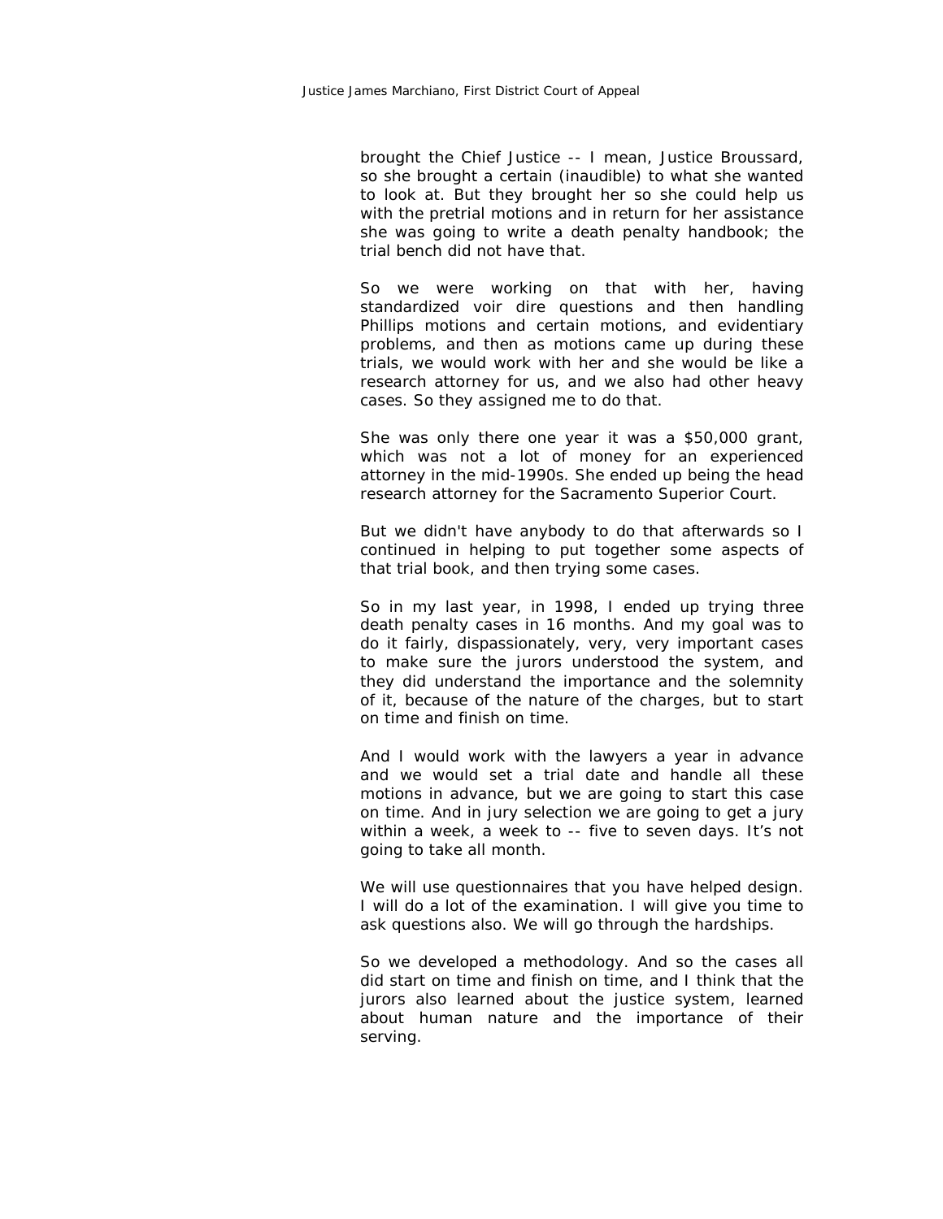brought the Chief Justice -- I mean, Justice Broussard, so she brought a certain (inaudible) to what she wanted to look at. But they brought her so she could help us with the pretrial motions and in return for her assistance she was going to write a death penalty handbook; the trial bench did not have that.

So we were working on that with her, having standardized voir dire questions and then handling Phillips motions and certain motions, and evidentiary problems, and then as motions came up during these trials, we would work with her and she would be like a research attorney for us, and we also had other heavy cases. So they assigned me to do that.

She was only there one year it was a $50,000 grant, which was not a lot of money for an experienced attorney in the mid-1990s. She ended up being the head research attorney for the Sacramento Superior Court.

But we didn't have anybody to do that afterwards so I continued in helping to put together some aspects of that trial book, and then trying some cases.

So in my last year, in 1998, I ended up trying three death penalty cases in 16 months. And my goal was to do it fairly, dispassionately, very, very important cases to make sure the jurors understood the system, and they did understand the importance and the solemnity of it, because of the nature of the charges, but to start on time and finish on time.

And I would work with the lawyers a year in advance and we would set a trial date and handle all these motions in advance, but we are going to start this case on time. And in jury selection we are going to get a jury within a week, a week to -- five to seven days. It's not going to take all month.

We will use questionnaires that you have helped design. I will do a lot of the examination. I will give you time to ask questions also. We will go through the hardships.

So we developed a methodology. And so the cases all did start on time and finish on time, and I think that the jurors also learned about the justice system, learned about human nature and the importance of their serving.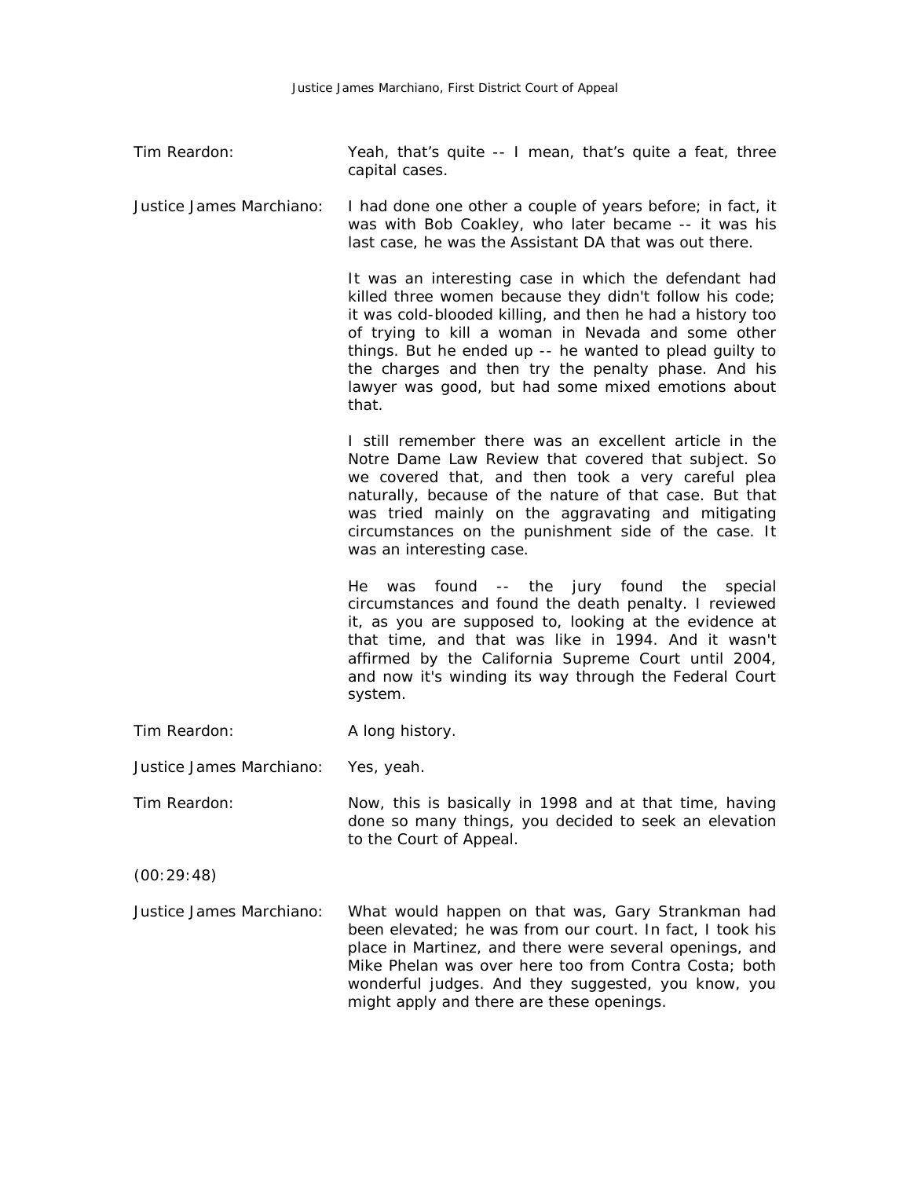Tim Reardon: Yeah, that's quite -- I mean, that's quite a feat, three capital cases.

Justice James Marchiano: I had done one other a couple of years before; in fact, it was with Bob Coakley, who later became -- it was his last case, he was the Assistant DA that was out there.

It was an interesting case in which the defendant had killed three women because they didn't follow his code; it was cold-blooded killing, and then he had a history too of trying to kill a woman in Nevada and some other things. But he ended up -- he wanted to plead guilty to the charges and then try the penalty phase. And his lawyer was good, but had some mixed emotions about that.

I still remember there was an excellent article in the Notre Dame Law Review that covered that subject. So we covered that, and then took a very careful plea naturally, because of the nature of that case. But that was tried mainly on the aggravating and mitigating circumstances on the punishment side of the case. It was an interesting case.

He was found -- the jury found the special circumstances and found the death penalty. I reviewed it, as you are supposed to, looking at the evidence at that time, and that was like in 1994. And it wasn't affirmed by the California Supreme Court until 2004, and now it's winding its way through the Federal Court system.

Tim Reardon: A long history.

Justice James Marchiano: Yes, yeah.

Tim Reardon: Now, this is basically in 1998 and at that time, having done so many things, you decided to seek an elevation to the Court of Appeal.

(00:29:48)

Justice James Marchiano: What would happen on that was, Gary Strankman had been elevated; he was from our court. In fact, I took his place in Martinez, and there were several openings, and Mike Phelan was over here too from Contra Costa; both wonderful judges. And they suggested, you know, you might apply and there are these openings.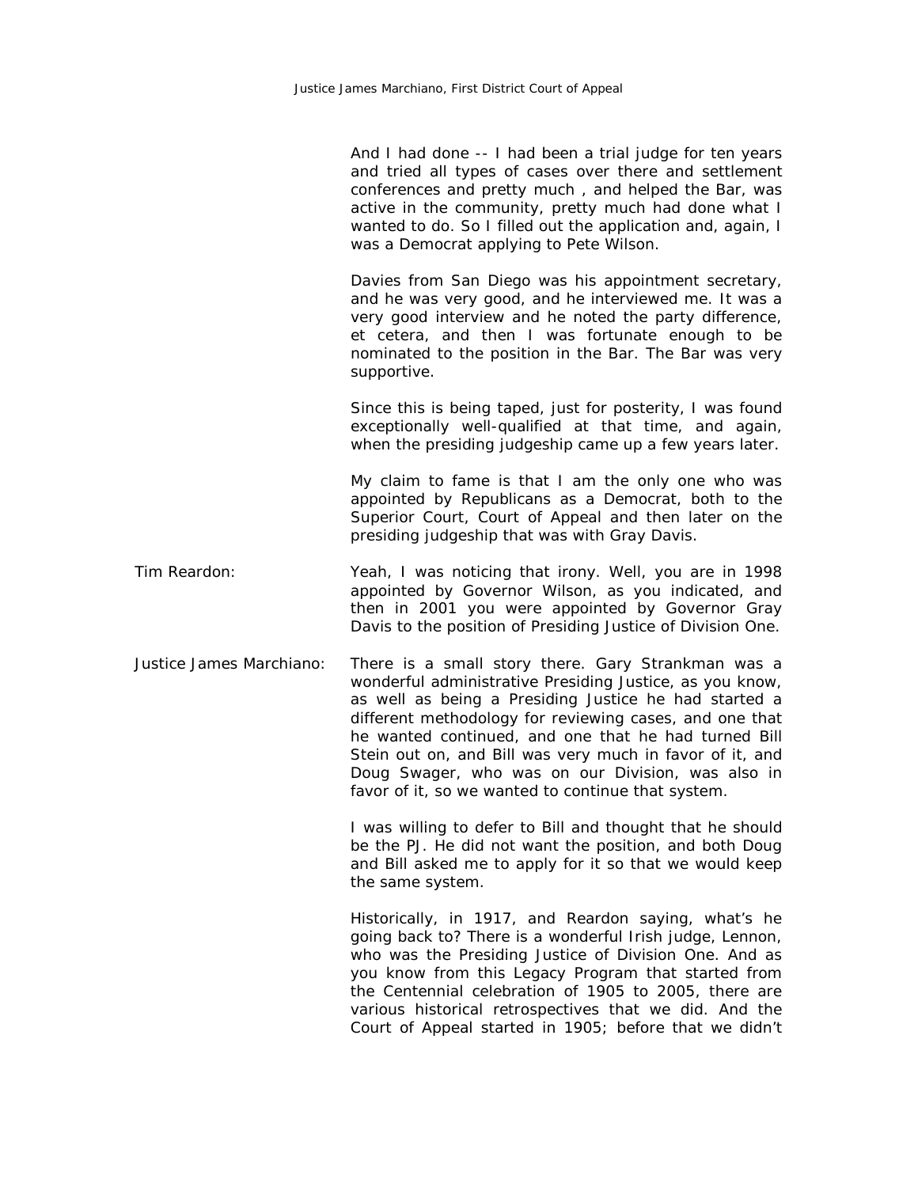And I had done -- I had been a trial judge for ten years and tried all types of cases over there and settlement conferences and pretty much , and helped the Bar, was active in the community, pretty much had done what I wanted to do. So I filled out the application and, again, I was a Democrat applying to Pete Wilson.

Davies from San Diego was his appointment secretary, and he was very good, and he interviewed me. It was a very good interview and he noted the party difference, et cetera, and then I was fortunate enough to be nominated to the position in the Bar. The Bar was very supportive.

Since this is being taped, just for posterity, I was found exceptionally well-qualified at that time, and again, when the presiding judgeship came up a few years later.

My claim to fame is that I am the only one who was appointed by Republicans as a Democrat, both to the Superior Court, Court of Appeal and then later on the presiding judgeship that was with Gray Davis.

**Tim Reardon:** Yeah, I was noticing that irony. Well, you are in 1998 appointed by Governor Wilson, as you indicated, and then in 2001 you were appointed by Governor Gray Davis to the position of Presiding Justice of Division One.

**Justice James Marchiano:** There is a small story there. Gary Strankman was a wonderful administrative Presiding Justice, as you know, as well as being a Presiding Justice he had started a different methodology for reviewing cases, and one that he wanted continued, and one that he had turned Bill Stein out on, and Bill was very much in favor of it, and Doug Swager, who was on our Division, was also in favor of it, so we wanted to continue that system.

I was willing to defer to Bill and thought that he should be the PJ. He did not want the position, and both Doug and Bill asked me to apply for it so that we would keep the same system.

Historically, in 1917, and Reardon saying, what's he going back to? There is a wonderful Irish judge, Lennon, who was the Presiding Justice of Division One. And as you know from this Legacy Program that started from the Centennial celebration of 1905 to 2005, there are various historical retrospectives that we did. And the Court of Appeal started in 1905; before that we didn't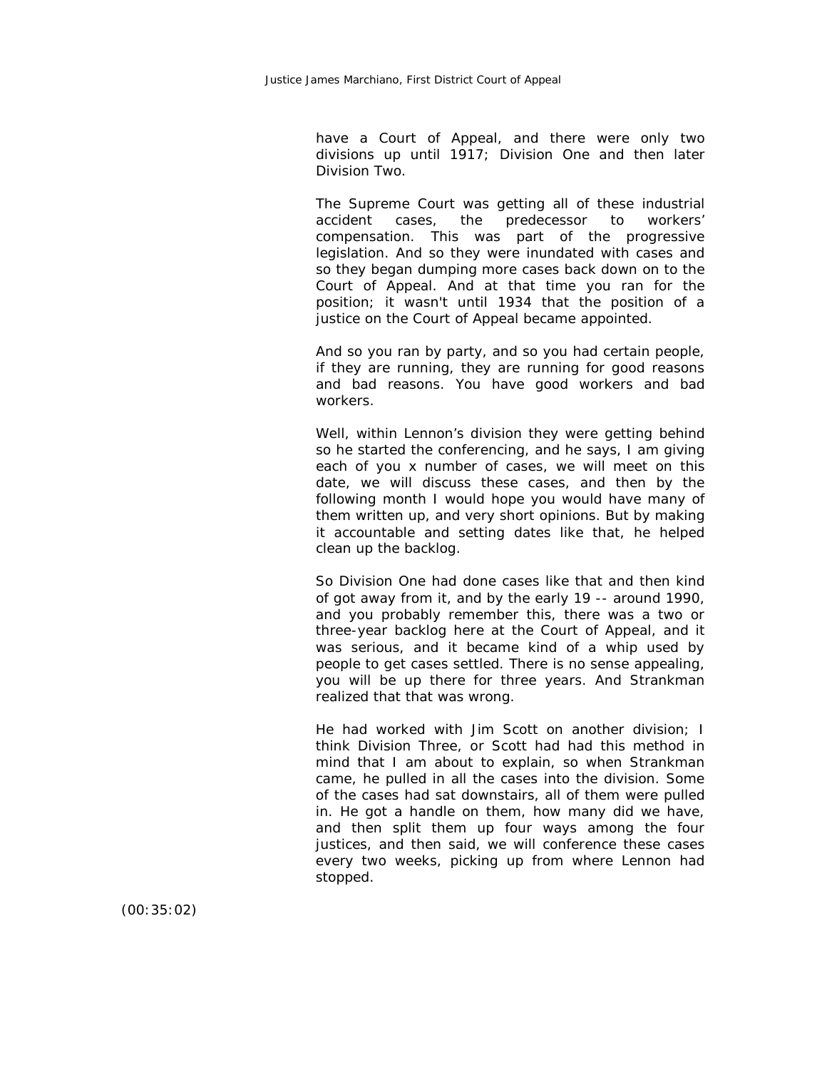have a Court of Appeal, and there were only two divisions up until 1917; Division One and then later Division Two.

The Supreme Court was getting all of these industrial accident cases, the predecessor to workers' compensation. This was part of the progressive legislation. And so they were inundated with cases and so they began dumping more cases back down on to the Court of Appeal. And at that time you ran for the position; it wasn't until 1934 that the position of a justice on the Court of Appeal became appointed.

And so you ran by party, and so you had certain people, if they are running, they are running for good reasons and bad reasons. You have good workers and bad workers.

Well, within Lennon's division they were getting behind so he started the conferencing, and he says, I am giving each of you x number of cases, we will meet on this date, we will discuss these cases, and then by the following month I would hope you would have many of them written up, and very short opinions. But by making it accountable and setting dates like that, he helped clean up the backlog.

So Division One had done cases like that and then kind of got away from it, and by the early 19 -- around 1990, and you probably remember this, there was a two or three-year backlog here at the Court of Appeal, and it was serious, and it became kind of a whip used by people to get cases settled. There is no sense appealing, you will be up there for three years. And Strankman realized that that was wrong.

He had worked with Jim Scott on another division; I think Division Three, or Scott had had this method in mind that I am about to explain, so when Strankman came, he pulled in all the cases into the division. Some of the cases had sat downstairs, all of them were pulled in. He got a handle on them, how many did we have, and then split them up four ways among the four justices, and then said, we will conference these cases every two weeks, picking up from where Lennon had stopped.

(00:35:02)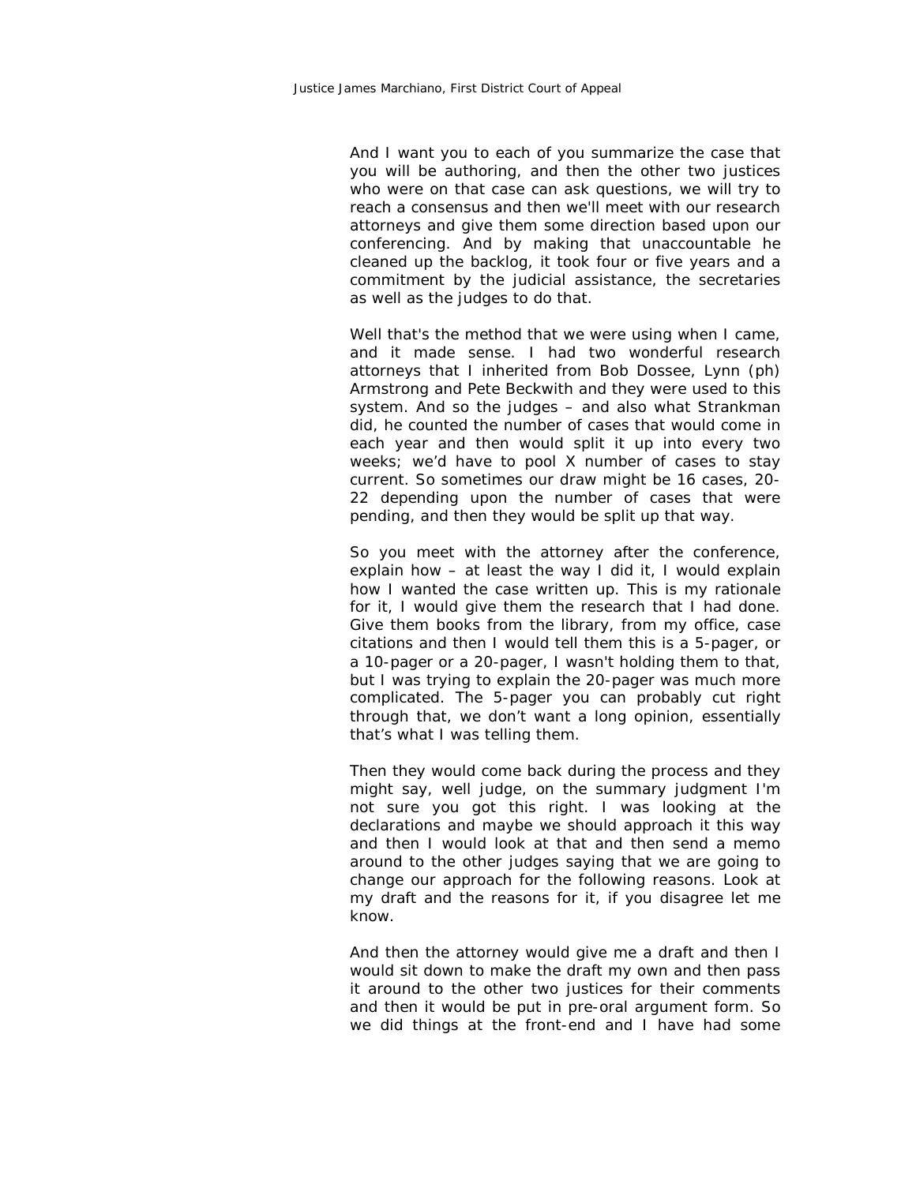And I want you to each of you summarize the case that you will be authoring, and then the other two justices who were on that case can ask questions, we will try to reach a consensus and then we'll meet with our research attorneys and give them some direction based upon our conferencing. And by making that unaccountable he cleaned up the backlog, it took four or five years and a commitment by the judicial assistance, the secretaries as well as the judges to do that.

Well that's the method that we were using when I came, and it made sense. I had two wonderful research attorneys that I inherited from Bob Dossee, Lynn (ph) Armstrong and Pete Beckwith and they were used to this system. And so the judges – and also what Strankman did, he counted the number of cases that would come in each year and then would split it up into every two weeks; we'd have to pool X number of cases to stay current. So sometimes our draw might be 16 cases, 20-22 depending upon the number of cases that were pending, and then they would be split up that way.

So you meet with the attorney after the conference, explain how – at least the way I did it, I would explain how I wanted the case written up. This is my rationale for it, I would give them the research that I had done. Give them books from the library, from my office, case citations and then I would tell them this is a 5-pager, or a 10-pager or a 20-pager, I wasn't holding them to that, but I was trying to explain the 20-pager was much more complicated. The 5-pager you can probably cut right through that, we don't want a long opinion, essentially that's what I was telling them.

Then they would come back during the process and they might say, well judge, on the summary judgment I'm not sure you got this right. I was looking at the declarations and maybe we should approach it this way and then I would look at that and then send a memo around to the other judges saying that we are going to change our approach for the following reasons. Look at my draft and the reasons for it, if you disagree let me know.

And then the attorney would give me a draft and then I would sit down to make the draft my own and then pass it around to the other two justices for their comments and then it would be put in pre-oral argument form. So we did things at the front-end and I have had some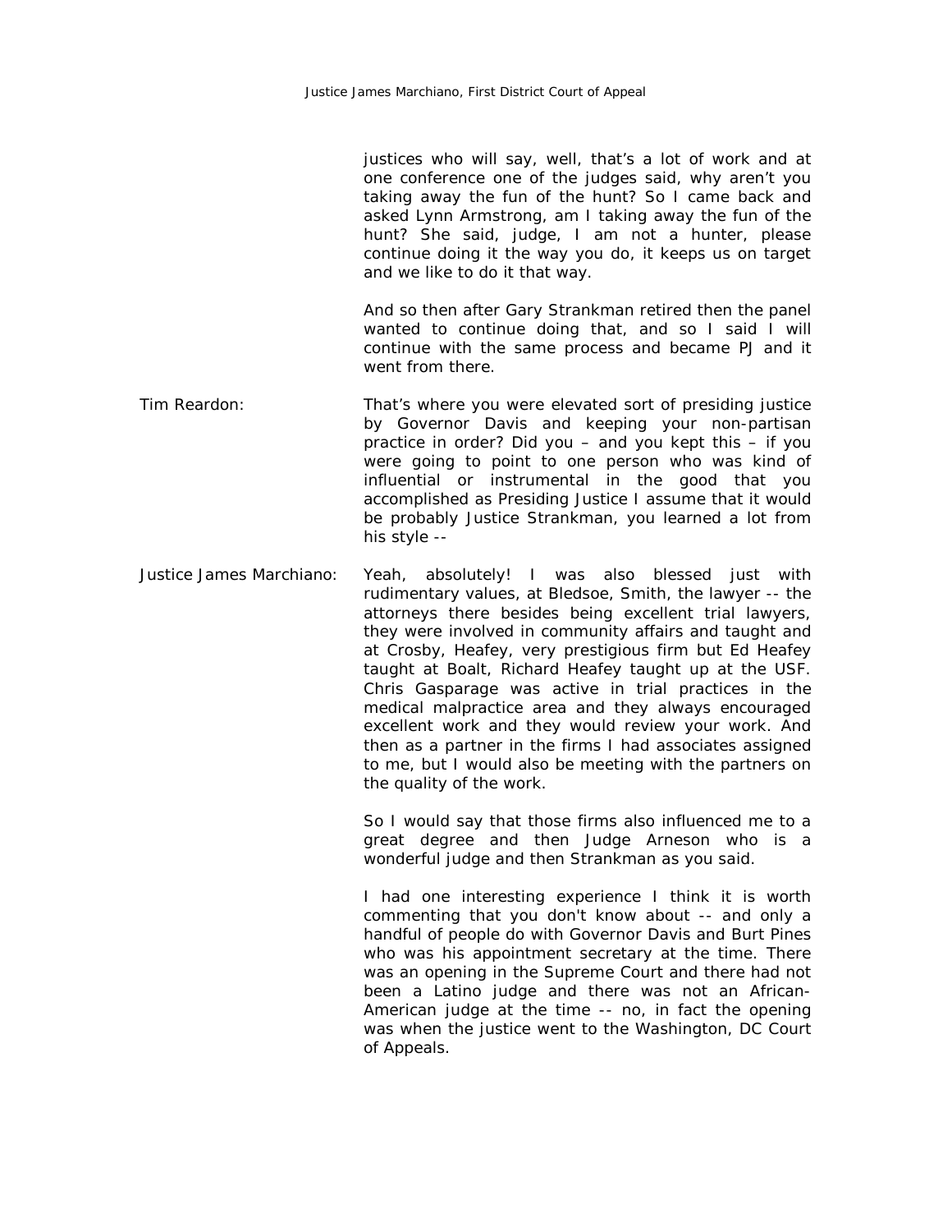justices who will say, well, that's a lot of work and at one conference one of the judges said, why aren't you taking away the fun of the hunt? So I came back and asked Lynn Armstrong, am I taking away the fun of the hunt? She said, judge, I am not a hunter, please continue doing it the way you do, it keeps us on target and we like to do it that way.

And so then after Gary Strankman retired then the panel wanted to continue doing that, and so I said I will continue with the same process and became PJ and it went from there.

**Tim Reardon:** That's where you were elevated sort of presiding justice by Governor Davis and keeping your non-partisan practice in order? Did you – and you kept this – if you were going to point to one person who was kind of influential or instrumental in the good that you accomplished as Presiding Justice I assume that it would be probably Justice Strankman, you learned a lot from his style --

**Justice James Marchiano:** Yeah, absolutely! I was also blessed just with rudimentary values, at Bledsoe, Smith, the lawyer -- the attorneys there besides being excellent trial lawyers, they were involved in community affairs and taught and at Crosby, Heafey, very prestigious firm but Ed Heafey taught at Boalt, Richard Heafey taught up at the USF. Chris Gasparage was active in trial practices in the medical malpractice area and they always encouraged excellent work and they would review your work. And then as a partner in the firms I had associates assigned to me, but I would also be meeting with the partners on the quality of the work.

So I would say that those firms also influenced me to a great degree and then Judge Arneson who is a wonderful judge and then Strankman as you said.

I had one interesting experience I think it is worth commenting that you don't know about -- and only a handful of people do with Governor Davis and Burt Pines who was his appointment secretary at the time. There was an opening in the Supreme Court and there had not been a Latino judge and there was not an African-American judge at the time -- no, in fact the opening was when the justice went to the Washington, DC Court of Appeals.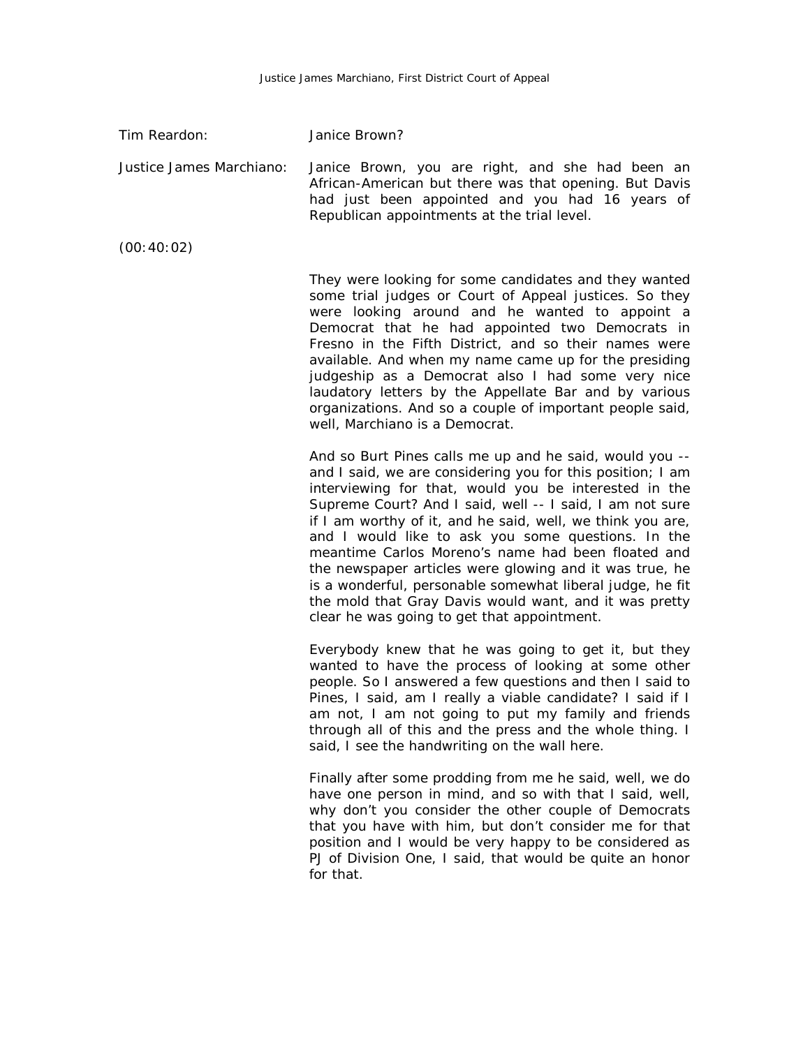Tim Reardon: Janice Brown?

Justice James Marchiano: Janice Brown, you are right, and she had been an African-American but there was that opening. But Davis had just been appointed and you had 16 years of Republican appointments at the trial level.

(00:40:02)

They were looking for some candidates and they wanted some trial judges or Court of Appeal justices. So they were looking around and he wanted to appoint a Democrat that he had appointed two Democrats in Fresno in the Fifth District, and so their names were available. And when my name came up for the presiding judgeship as a Democrat also I had some very nice laudatory letters by the Appellate Bar and by various organizations. And so a couple of important people said, well, Marchiano is a Democrat.

And so Burt Pines calls me up and he said, would you -- and I said, we are considering you for this position; I am interviewing for that, would you be interested in the Supreme Court? And I said, well -- I said, I am not sure if I am worthy of it, and he said, well, we think you are, and I would like to ask you some questions. In the meantime Carlos Moreno's name had been floated and the newspaper articles were glowing and it was true, he is a wonderful, personable somewhat liberal judge, he fit the mold that Gray Davis would want, and it was pretty clear he was going to get that appointment.

Everybody knew that he was going to get it, but they wanted to have the process of looking at some other people. So I answered a few questions and then I said to Pines, I said, am I really a viable candidate? I said if I am not, I am not going to put my family and friends through all of this and the press and the whole thing. I said, I see the handwriting on the wall here.

Finally after some prodding from me he said, well, we do have one person in mind, and so with that I said, well, why don't you consider the other couple of Democrats that you have with him, but don't consider me for that position and I would be very happy to be considered as PJ of Division One, I said, that would be quite an honor for that.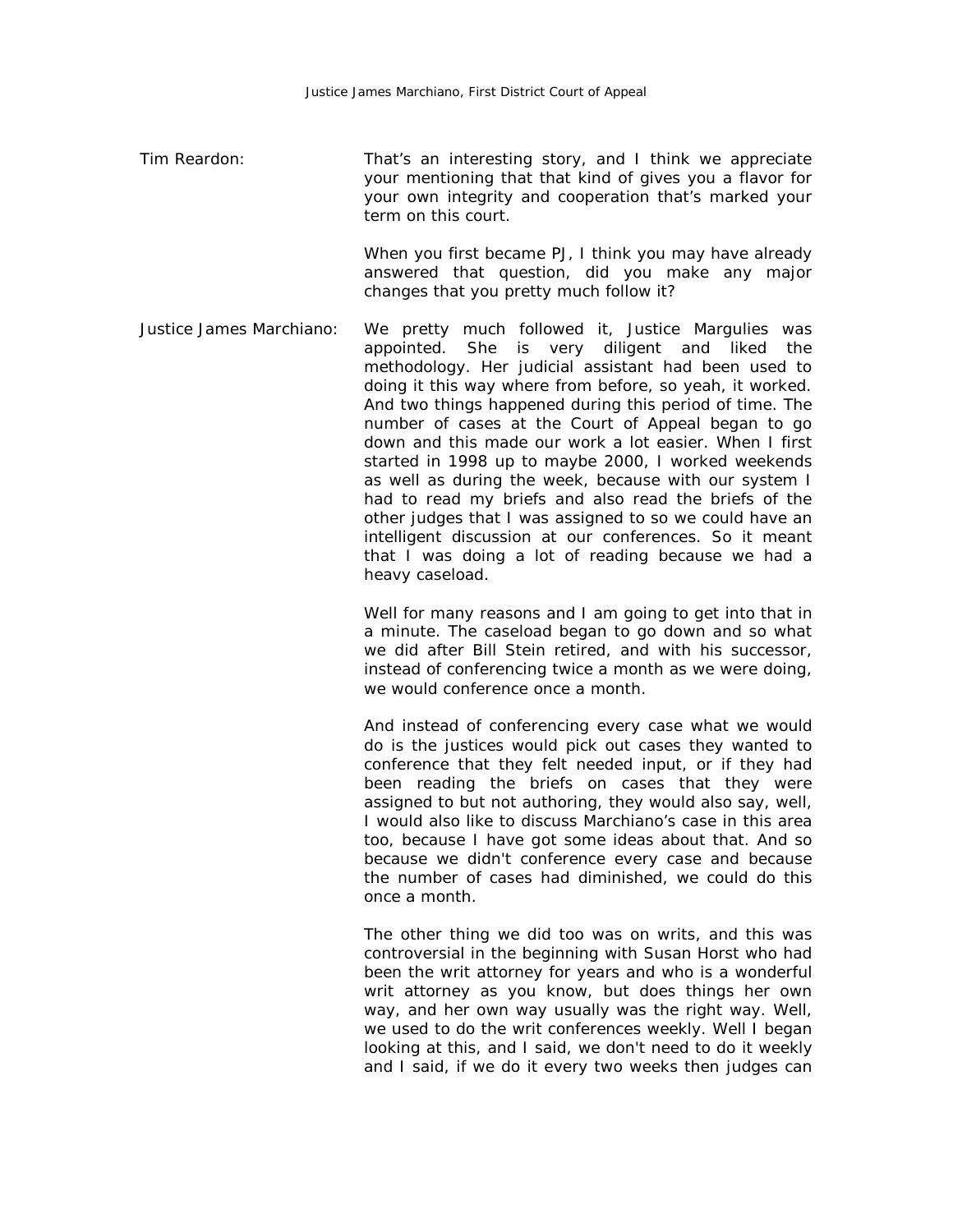Tim Reardon: That's an interesting story, and I think we appreciate your mentioning that that kind of gives you a flavor for your own integrity and cooperation that's marked your term on this court.

When you first became PJ, I think you may have already answered that question, did you make any major changes that you pretty much follow it?

Justice James Marchiano: We pretty much followed it, Justice Margulies was appointed. She is very diligent and liked the methodology. Her judicial assistant had been used to doing it this way where from before, so yeah, it worked. And two things happened during this period of time. The number of cases at the Court of Appeal began to go down and this made our work a lot easier. When I first started in 1998 up to maybe 2000, I worked weekends as well as during the week, because with our system I had to read my briefs and also read the briefs of the other judges that I was assigned to so we could have an intelligent discussion at our conferences. So it meant that I was doing a lot of reading because we had a heavy caseload.

Well for many reasons and I am going to get into that in a minute. The caseload began to go down and so what we did after Bill Stein retired, and with his successor, instead of conferencing twice a month as we were doing, we would conference once a month.

And instead of conferencing every case what we would do is the justices would pick out cases they wanted to conference that they felt needed input, or if they had been reading the briefs on cases that they were assigned to but not authoring, they would also say, well, I would also like to discuss Marchiano's case in this area too, because I have got some ideas about that. And so because we didn't conference every case and because the number of cases had diminished, we could do this once a month.

The other thing we did too was on writs, and this was controversial in the beginning with Susan Horst who had been the writ attorney for years and who is a wonderful writ attorney as you know, but does things her own way, and her own way usually was the right way. Well, we used to do the writ conferences weekly. Well I began looking at this, and I said, we don't need to do it weekly and I said, if we do it every two weeks then judges can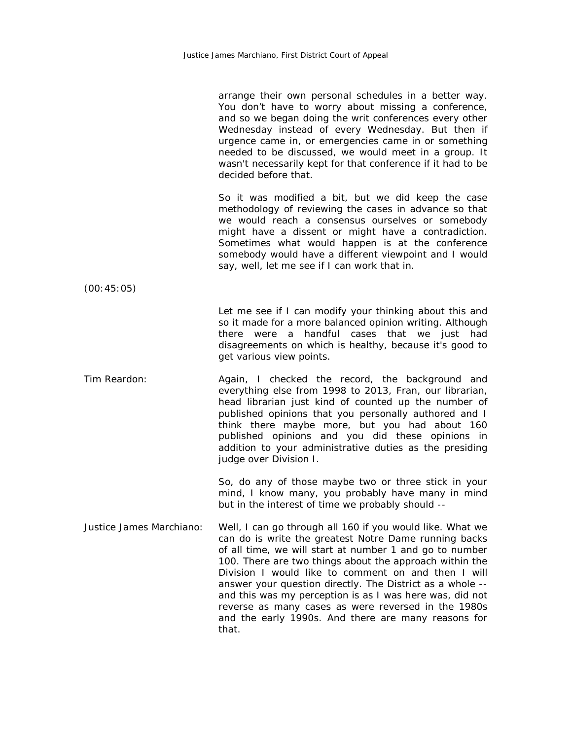arrange their own personal schedules in a better way. You don't have to worry about missing a conference, and so we began doing the writ conferences every other Wednesday instead of every Wednesday. But then if urgence came in, or emergencies came in or something needed to be discussed, we would meet in a group. It wasn't necessarily kept for that conference if it had to be decided before that.

So it was modified a bit, but we did keep the case methodology of reviewing the cases in advance so that we would reach a consensus ourselves or somebody might have a dissent or might have a contradiction. Sometimes what would happen is at the conference somebody would have a different viewpoint and I would say, well, let me see if I can work that in.

(00:45:05)

Let me see if I can modify your thinking about this and so it made for a more balanced opinion writing. Although there were a handful cases that we just had disagreements on which is healthy, because it's good to get various view points.

Tim Reardon: Again, I checked the record, the background and everything else from 1998 to 2013, Fran, our librarian, head librarian just kind of counted up the number of published opinions that you personally authored and I think there maybe more, but you had about 160 published opinions and you did these opinions in addition to your administrative duties as the presiding judge over Division I.

So, do any of those maybe two or three stick in your mind, I know many, you probably have many in mind but in the interest of time we probably should --

Justice James Marchiano: Well, I can go through all 160 if you would like. What we can do is write the greatest Notre Dame running backs of all time, we will start at number 1 and go to number 100. There are two things about the approach within the Division I would like to comment on and then I will answer your question directly. The District as a whole -- and this was my perception is as I was here was, did not reverse as many cases as were reversed in the 1980s and the early 1990s. And there are many reasons for that.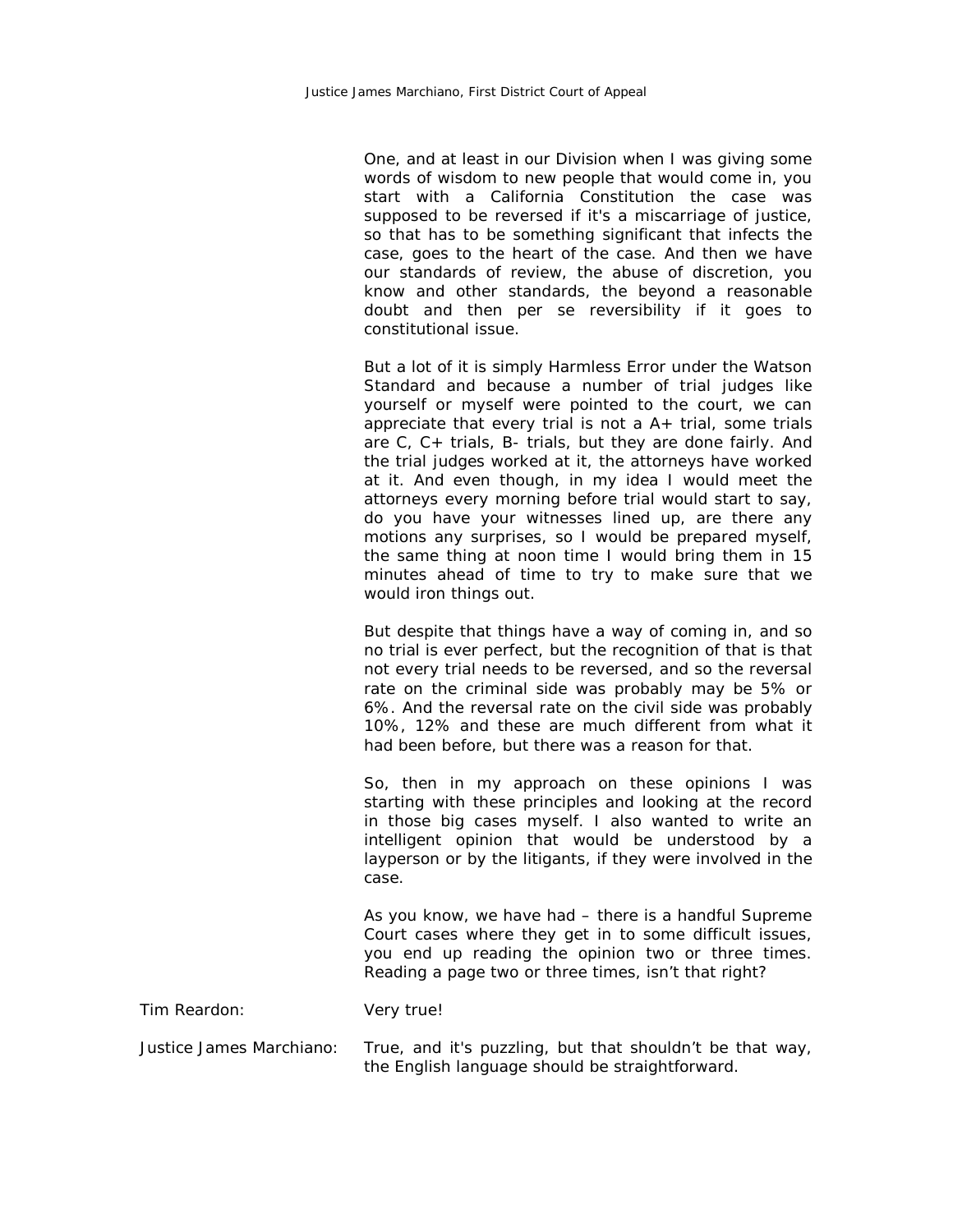One, and at least in our Division when I was giving some words of wisdom to new people that would come in, you start with a California Constitution the case was supposed to be reversed if it's a miscarriage of justice, so that has to be something significant that infects the case, goes to the heart of the case. And then we have our standards of review, the abuse of discretion, you know and other standards, the beyond a reasonable doubt and then per se reversibility if it goes to constitutional issue.

But a lot of it is simply Harmless Error under the Watson Standard and because a number of trial judges like yourself or myself were pointed to the court, we can appreciate that every trial is not a A+ trial, some trials are C, C+ trials, B- trials, but they are done fairly. And the trial judges worked at it, the attorneys have worked at it. And even though, in my idea I would meet the attorneys every morning before trial would start to say, do you have your witnesses lined up, are there any motions any surprises, so I would be prepared myself, the same thing at noon time I would bring them in 15 minutes ahead of time to try to make sure that we would iron things out.

But despite that things have a way of coming in, and so no trial is ever perfect, but the recognition of that is that not every trial needs to be reversed, and so the reversal rate on the criminal side was probably may be 5% or 6%. And the reversal rate on the civil side was probably 10%, 12% and these are much different from what it had been before, but there was a reason for that.

So, then in my approach on these opinions I was starting with these principles and looking at the record in those big cases myself. I also wanted to write an intelligent opinion that would be understood by a layperson or by the litigants, if they were involved in the case.

As you know, we have had – there is a handful Supreme Court cases where they get in to some difficult issues, you end up reading the opinion two or three times. Reading a page two or three times, isn't that right?

Tim Reardon: Very true!

Justice James Marchiano: True, and it's puzzling, but that shouldn't be that way, the English language should be straightforward.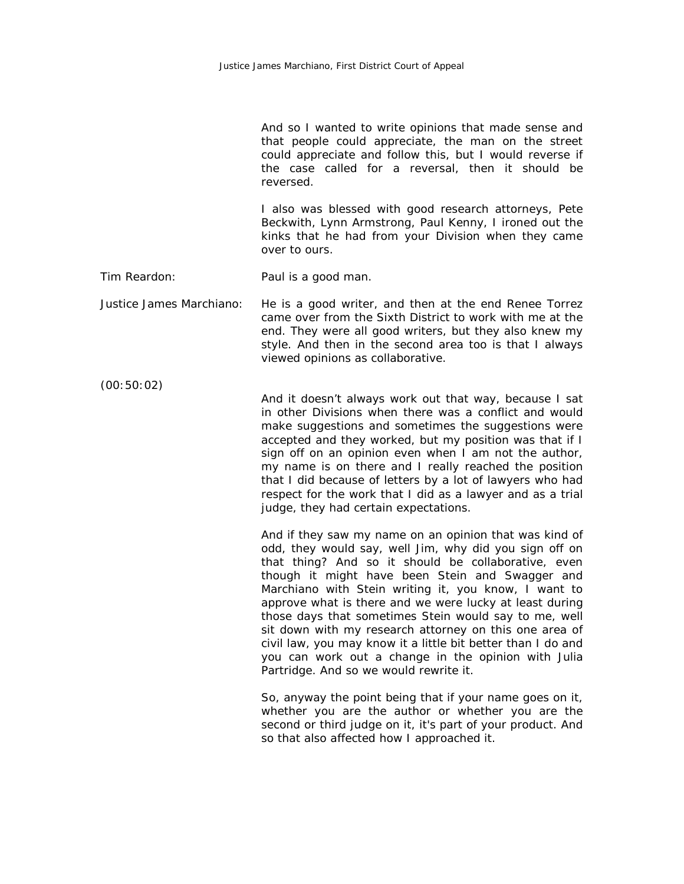And so I wanted to write opinions that made sense and that people could appreciate, the man on the street could appreciate and follow this, but I would reverse if the case called for a reversal, then it should be reversed.

I also was blessed with good research attorneys, Pete Beckwith, Lynn Armstrong, Paul Kenny, I ironed out the kinks that he had from your Division when they came over to ours.

Tim Reardon: Paul is a good man.

Justice James Marchiano: He is a good writer, and then at the end Renee Torrez came over from the Sixth District to work with me at the end. They were all good writers, but they also knew my style. And then in the second area too is that I always viewed opinions as collaborative.

(00:50:02)

And it doesn't always work out that way, because I sat in other Divisions when there was a conflict and would make suggestions and sometimes the suggestions were accepted and they worked, but my position was that if I sign off on an opinion even when I am not the author, my name is on there and I really reached the position that I did because of letters by a lot of lawyers who had respect for the work that I did as a lawyer and as a trial judge, they had certain expectations.

And if they saw my name on an opinion that was kind of odd, they would say, well Jim, why did you sign off on that thing? And so it should be collaborative, even though it might have been Stein and Swagger and Marchiano with Stein writing it, you know, I want to approve what is there and we were lucky at least during those days that sometimes Stein would say to me, well sit down with my research attorney on this one area of civil law, you may know it a little bit better than I do and you can work out a change in the opinion with Julia Partridge. And so we would rewrite it.

So, anyway the point being that if your name goes on it, whether you are the author or whether you are the second or third judge on it, it's part of your product. And so that also affected how I approached it.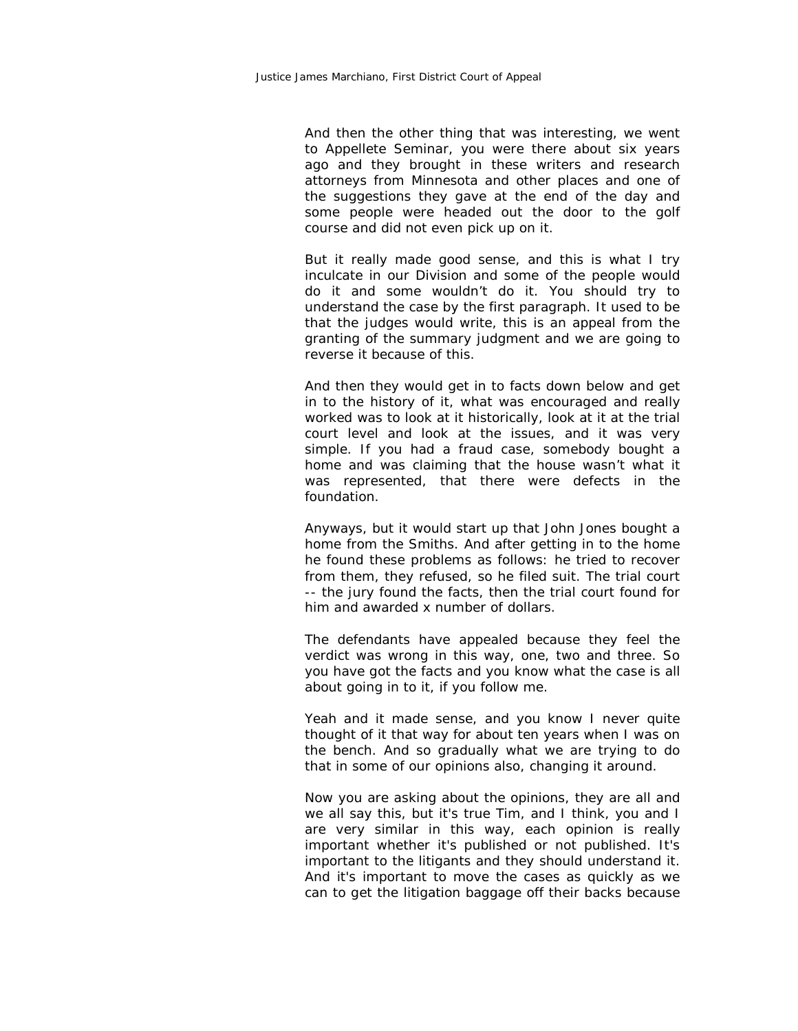And then the other thing that was interesting, we went to Appellete Seminar, you were there about six years ago and they brought in these writers and research attorneys from Minnesota and other places and one of the suggestions they gave at the end of the day and some people were headed out the door to the golf course and did not even pick up on it.

But it really made good sense, and this is what I try inculcate in our Division and some of the people would do it and some wouldn't do it. You should try to understand the case by the first paragraph. It used to be that the judges would write, this is an appeal from the granting of the summary judgment and we are going to reverse it because of this.

And then they would get in to facts down below and get in to the history of it, what was encouraged and really worked was to look at it historically, look at it at the trial court level and look at the issues, and it was very simple. If you had a fraud case, somebody bought a home and was claiming that the house wasn't what it was represented, that there were defects in the foundation.

Anyways, but it would start up that John Jones bought a home from the Smiths. And after getting in to the home he found these problems as follows: he tried to recover from them, they refused, so he filed suit. The trial court -- the jury found the facts, then the trial court found for him and awarded x number of dollars.

The defendants have appealed because they feel the verdict was wrong in this way, one, two and three. So you have got the facts and you know what the case is all about going in to it, if you follow me.

Yeah and it made sense, and you know I never quite thought of it that way for about ten years when I was on the bench. And so gradually what we are trying to do that in some of our opinions also, changing it around.

Now you are asking about the opinions, they are all and we all say this, but it's true Tim, and I think, you and I are very similar in this way, each opinion is really important whether it's published or not published. It's important to the litigants and they should understand it. And it's important to move the cases as quickly as we can to get the litigation baggage off their backs because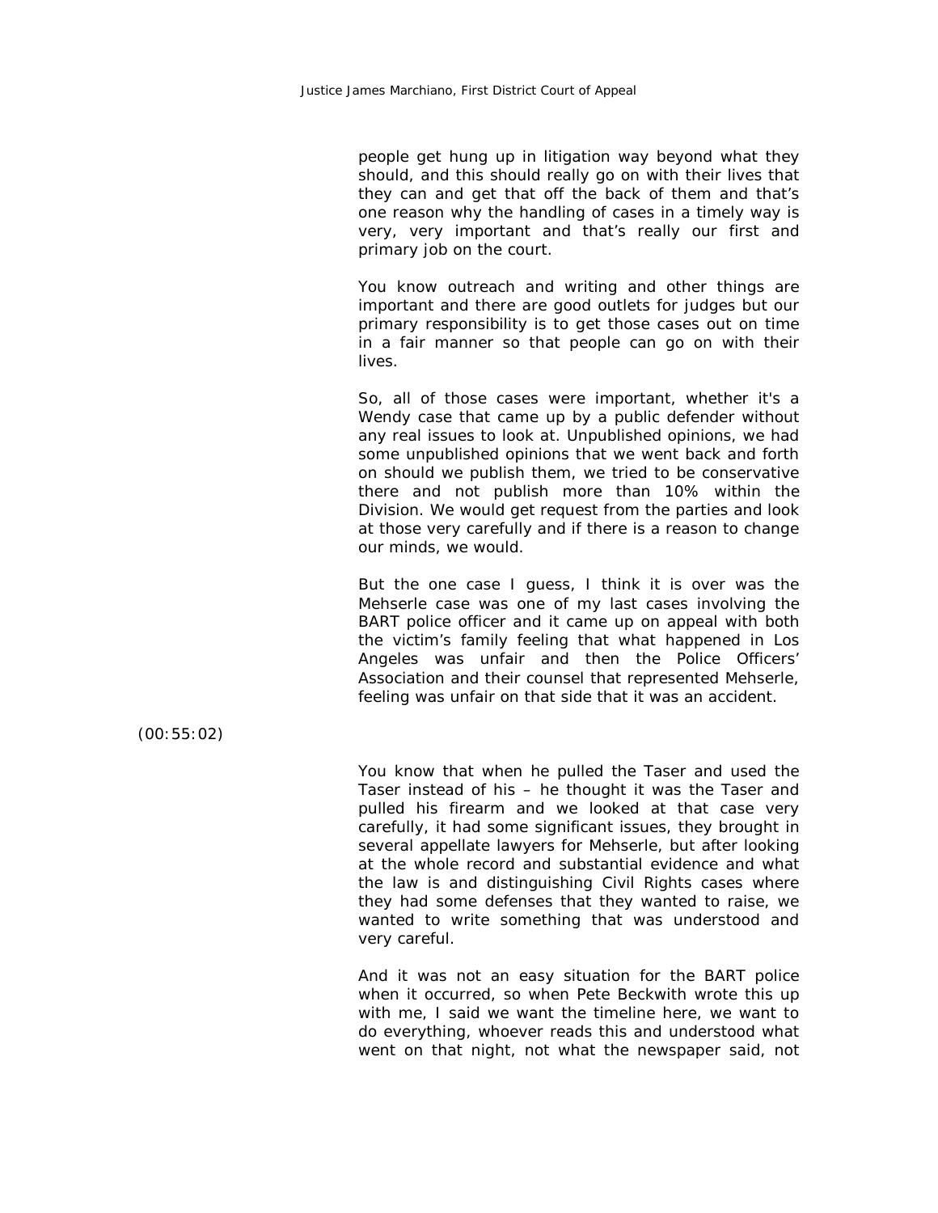people get hung up in litigation way beyond what they should, and this should really go on with their lives that they can and get that off the back of them and that's one reason why the handling of cases in a timely way is very, very important and that's really our first and primary job on the court.

You know outreach and writing and other things are important and there are good outlets for judges but our primary responsibility is to get those cases out on time in a fair manner so that people can go on with their lives.

So, all of those cases were important, whether it's a Wendy case that came up by a public defender without any real issues to look at. Unpublished opinions, we had some unpublished opinions that we went back and forth on should we publish them, we tried to be conservative there and not publish more than 10% within the Division. We would get request from the parties and look at those very carefully and if there is a reason to change our minds, we would.

But the one case I guess, I think it is over was the Mehserle case was one of my last cases involving the BART police officer and it came up on appeal with both the victim's family feeling that what happened in Los Angeles was unfair and then the Police Officers' Association and their counsel that represented Mehserle, feeling was unfair on that side that it was an accident.

(00:55:02)

You know that when he pulled the Taser and used the Taser instead of his – he thought it was the Taser and pulled his firearm and we looked at that case very carefully, it had some significant issues, they brought in several appellate lawyers for Mehserle, but after looking at the whole record and substantial evidence and what the law is and distinguishing Civil Rights cases where they had some defenses that they wanted to raise, we wanted to write something that was understood and very careful.

And it was not an easy situation for the BART police when it occurred, so when Pete Beckwith wrote this up with me, I said we want the timeline here, we want to do everything, whoever reads this and understood what went on that night, not what the newspaper said, not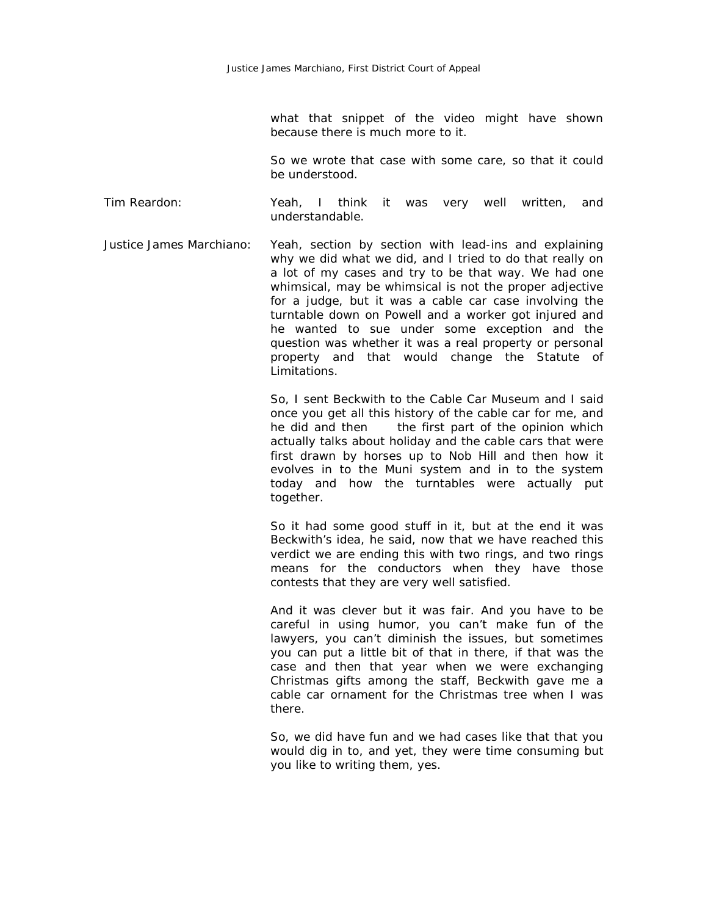what that snippet of the video might have shown because there is much more to it.

So we wrote that case with some care, so that it could be understood.

Tim Reardon: Yeah, I think it was very well written, and understandable.

Justice James Marchiano: Yeah, section by section with lead-ins and explaining why we did what we did, and I tried to do that really on a lot of my cases and try to be that way. We had one whimsical, may be whimsical is not the proper adjective for a judge, but it was a cable car case involving the turntable down on Powell and a worker got injured and he wanted to sue under some exception and the question was whether it was a real property or personal property and that would change the Statute of Limitations.

So, I sent Beckwith to the Cable Car Museum and I said once you get all this history of the cable car for me, and he did and then the first part of the opinion which actually talks about holiday and the cable cars that were first drawn by horses up to Nob Hill and then how it evolves in to the Muni system and in to the system today and how the turntables were actually put together.

So it had some good stuff in it, but at the end it was Beckwith's idea, he said, now that we have reached this verdict we are ending this with two rings, and two rings means for the conductors when they have those contests that they are very well satisfied.

And it was clever but it was fair. And you have to be careful in using humor, you can't make fun of the lawyers, you can't diminish the issues, but sometimes you can put a little bit of that in there, if that was the case and then that year when we were exchanging Christmas gifts among the staff, Beckwith gave me a cable car ornament for the Christmas tree when I was there.

So, we did have fun and we had cases like that that you would dig in to, and yet, they were time consuming but you like to writing them, yes.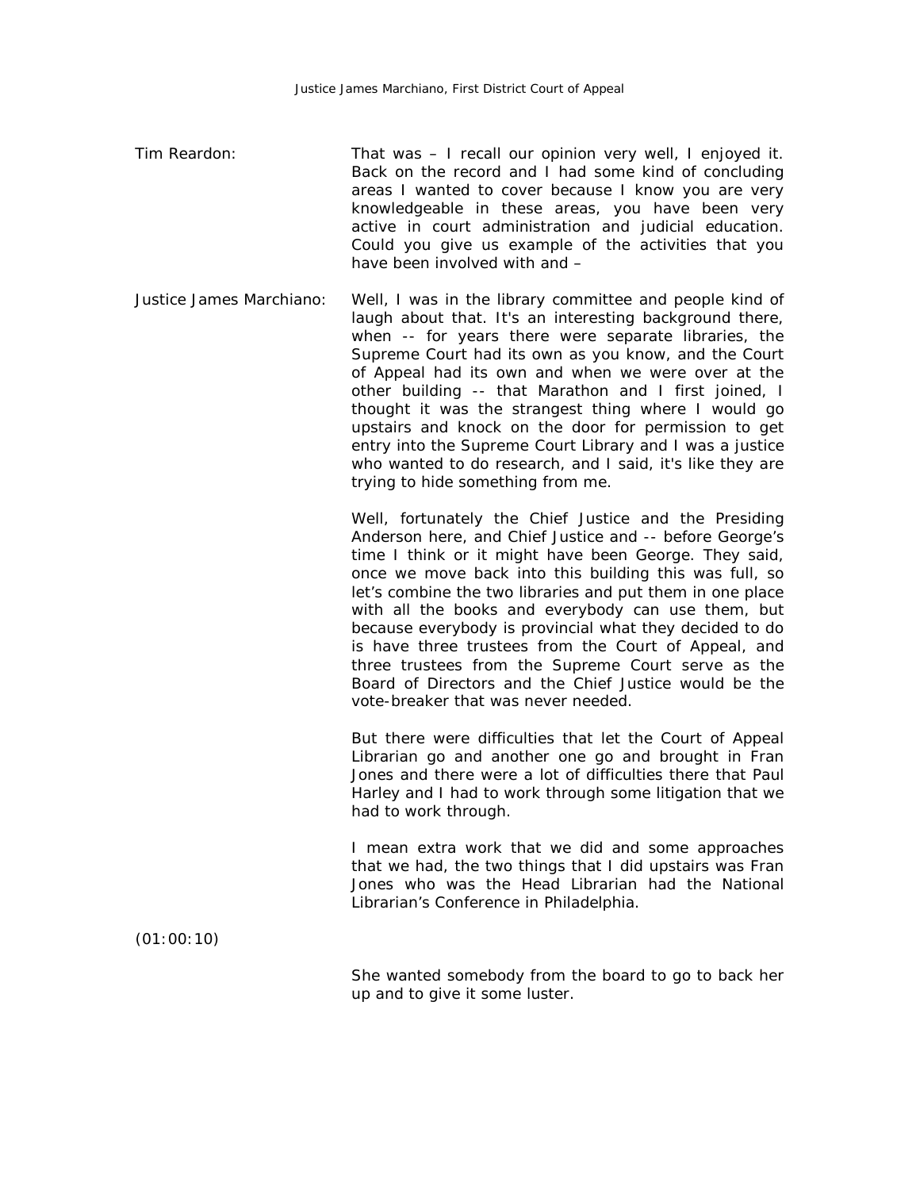Tim Reardon: That was – I recall our opinion very well, I enjoyed it. Back on the record and I had some kind of concluding areas I wanted to cover because I know you are very knowledgeable in these areas, you have been very active in court administration and judicial education. Could you give us example of the activities that you have been involved with and –

Justice James Marchiano: Well, I was in the library committee and people kind of laugh about that. It's an interesting background there, when -- for years there were separate libraries, the Supreme Court had its own as you know, and the Court of Appeal had its own and when we were over at the other building -- that Marathon and I first joined, I thought it was the strangest thing where I would go upstairs and knock on the door for permission to get entry into the Supreme Court Library and I was a justice who wanted to do research, and I said, it's like they are trying to hide something from me.

Well, fortunately the Chief Justice and the Presiding Anderson here, and Chief Justice and -- before George's time I think or it might have been George. They said, once we move back into this building this was full, so let's combine the two libraries and put them in one place with all the books and everybody can use them, but because everybody is provincial what they decided to do is have three trustees from the Court of Appeal, and three trustees from the Supreme Court serve as the Board of Directors and the Chief Justice would be the vote-breaker that was never needed.

But there were difficulties that let the Court of Appeal Librarian go and another one go and brought in Fran Jones and there were a lot of difficulties there that Paul Harley and I had to work through some litigation that we had to work through.

I mean extra work that we did and some approaches that we had, the two things that I did upstairs was Fran Jones who was the Head Librarian had the National Librarian's Conference in Philadelphia.

(01:00:10)

She wanted somebody from the board to go to back her up and to give it some luster.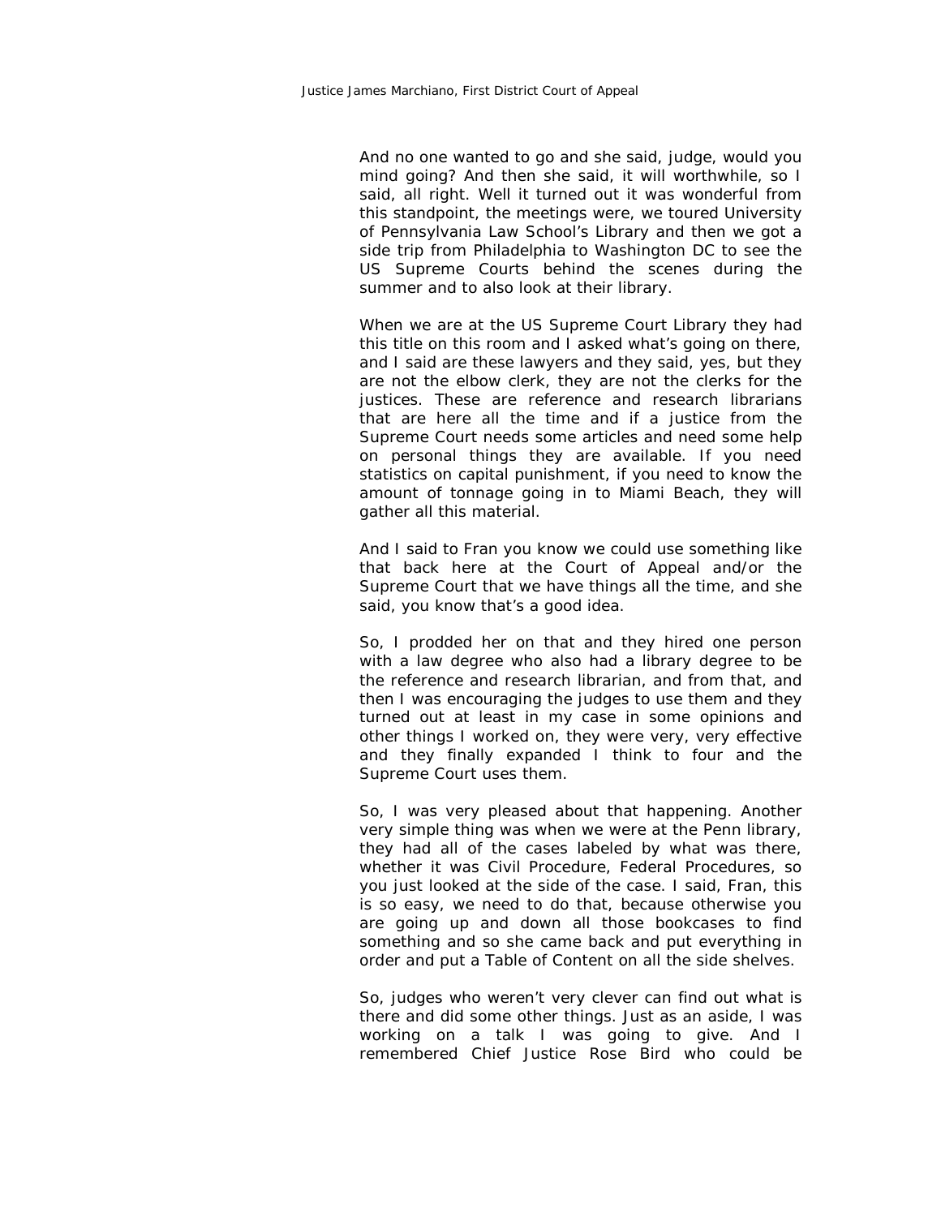And no one wanted to go and she said, judge, would you mind going? And then she said, it will worthwhile, so I said, all right. Well it turned out it was wonderful from this standpoint, the meetings were, we toured University of Pennsylvania Law School's Library and then we got a side trip from Philadelphia to Washington DC to see the US Supreme Courts behind the scenes during the summer and to also look at their library.

When we are at the US Supreme Court Library they had this title on this room and I asked what's going on there, and I said are these lawyers and they said, yes, but they are not the elbow clerk, they are not the clerks for the justices. These are reference and research librarians that are here all the time and if a justice from the Supreme Court needs some articles and need some help on personal things they are available. If you need statistics on capital punishment, if you need to know the amount of tonnage going in to Miami Beach, they will gather all this material.

And I said to Fran you know we could use something like that back here at the Court of Appeal and/or the Supreme Court that we have things all the time, and she said, you know that's a good idea.

So, I prodded her on that and they hired one person with a law degree who also had a library degree to be the reference and research librarian, and from that, and then I was encouraging the judges to use them and they turned out at least in my case in some opinions and other things I worked on, they were very, very effective and they finally expanded I think to four and the Supreme Court uses them.

So, I was very pleased about that happening. Another very simple thing was when we were at the Penn library, they had all of the cases labeled by what was there, whether it was Civil Procedure, Federal Procedures, so you just looked at the side of the case. I said, Fran, this is so easy, we need to do that, because otherwise you are going up and down all those bookcases to find something and so she came back and put everything in order and put a Table of Content on all the side shelves.

So, judges who weren't very clever can find out what is there and did some other things. Just as an aside, I was working on a talk I was going to give. And I remembered Chief Justice Rose Bird who could be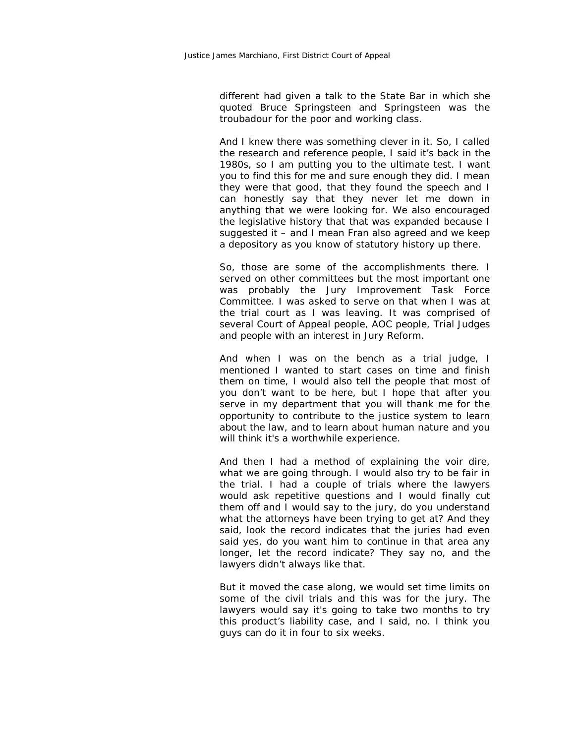different had given a talk to the State Bar in which she quoted Bruce Springsteen and Springsteen was the troubadour for the poor and working class.

And I knew there was something clever in it. So, I called the research and reference people, I said it's back in the 1980s, so I am putting you to the ultimate test. I want you to find this for me and sure enough they did. I mean they were that good, that they found the speech and I can honestly say that they never let me down in anything that we were looking for. We also encouraged the legislative history that that was expanded because I suggested it – and I mean Fran also agreed and we keep a depository as you know of statutory history up there.

So, those are some of the accomplishments there. I served on other committees but the most important one was probably the Jury Improvement Task Force Committee. I was asked to serve on that when I was at the trial court as I was leaving. It was comprised of several Court of Appeal people, AOC people, Trial Judges and people with an interest in Jury Reform.

And when I was on the bench as a trial judge, I mentioned I wanted to start cases on time and finish them on time, I would also tell the people that most of you don't want to be here, but I hope that after you serve in my department that you will thank me for the opportunity to contribute to the justice system to learn about the law, and to learn about human nature and you will think it's a worthwhile experience.

And then I had a method of explaining the voir dire, what we are going through. I would also try to be fair in the trial. I had a couple of trials where the lawyers would ask repetitive questions and I would finally cut them off and I would say to the jury, do you understand what the attorneys have been trying to get at? And they said, look the record indicates that the juries had even said yes, do you want him to continue in that area any longer, let the record indicate? They say no, and the lawyers didn't always like that.

But it moved the case along, we would set time limits on some of the civil trials and this was for the jury. The lawyers would say it's going to take two months to try this product's liability case, and I said, no. I think you guys can do it in four to six weeks.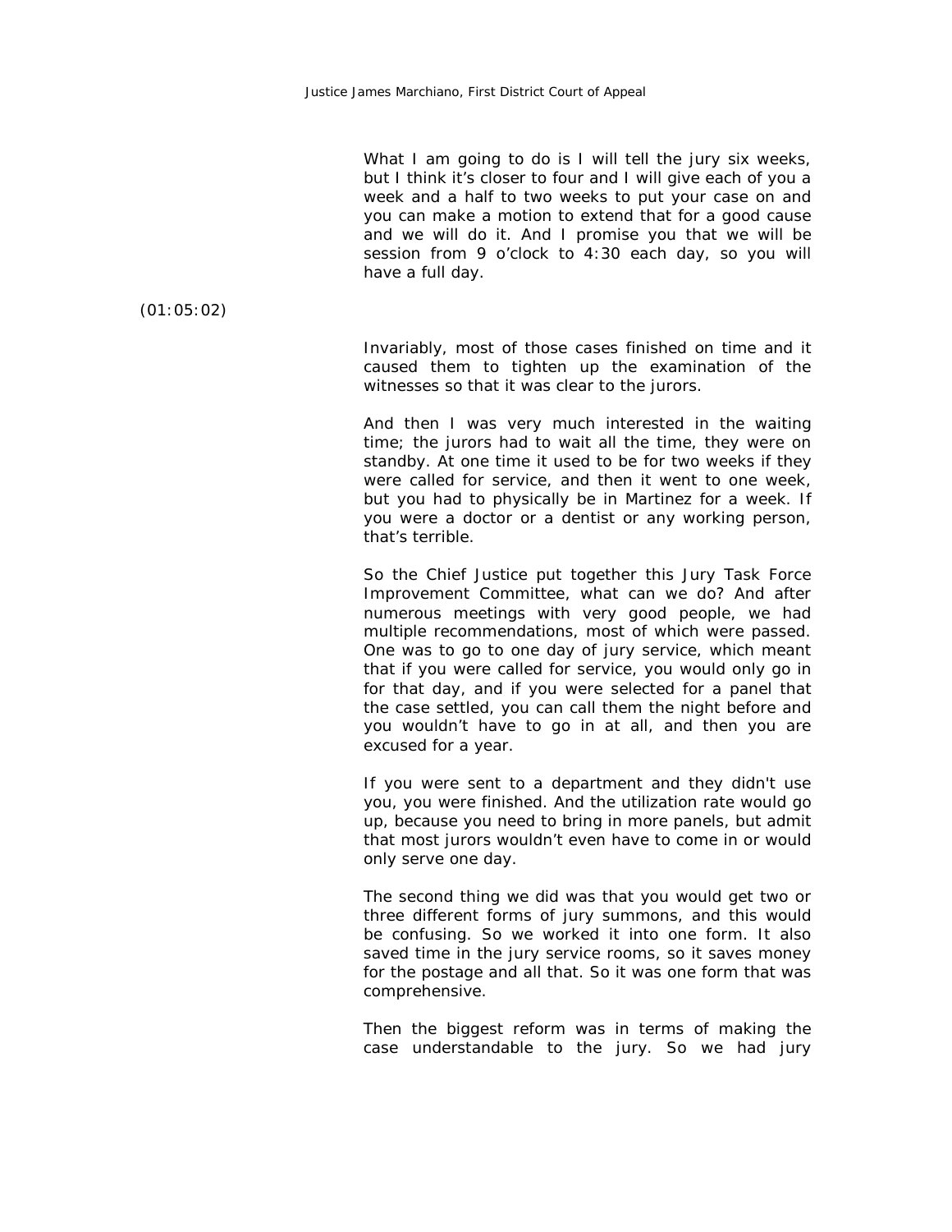What I am going to do is I will tell the jury six weeks, but I think it's closer to four and I will give each of you a week and a half to two weeks to put your case on and you can make a motion to extend that for a good cause and we will do it. And I promise you that we will be session from 9 o'clock to 4:30 each day, so you will have a full day.

(01:05:02)

Invariably, most of those cases finished on time and it caused them to tighten up the examination of the witnesses so that it was clear to the jurors.

And then I was very much interested in the waiting time; the jurors had to wait all the time, they were on standby. At one time it used to be for two weeks if they were called for service, and then it went to one week, but you had to physically be in Martinez for a week. If you were a doctor or a dentist or any working person, that's terrible.

So the Chief Justice put together this Jury Task Force Improvement Committee, what can we do? And after numerous meetings with very good people, we had multiple recommendations, most of which were passed. One was to go to one day of jury service, which meant that if you were called for service, you would only go in for that day, and if you were selected for a panel that the case settled, you can call them the night before and you wouldn't have to go in at all, and then you are excused for a year.

If you were sent to a department and they didn't use you, you were finished. And the utilization rate would go up, because you need to bring in more panels, but admit that most jurors wouldn't even have to come in or would only serve one day.

The second thing we did was that you would get two or three different forms of jury summons, and this would be confusing. So we worked it into one form. It also saved time in the jury service rooms, so it saves money for the postage and all that. So it was one form that was comprehensive.

Then the biggest reform was in terms of making the case understandable to the jury. So we had jury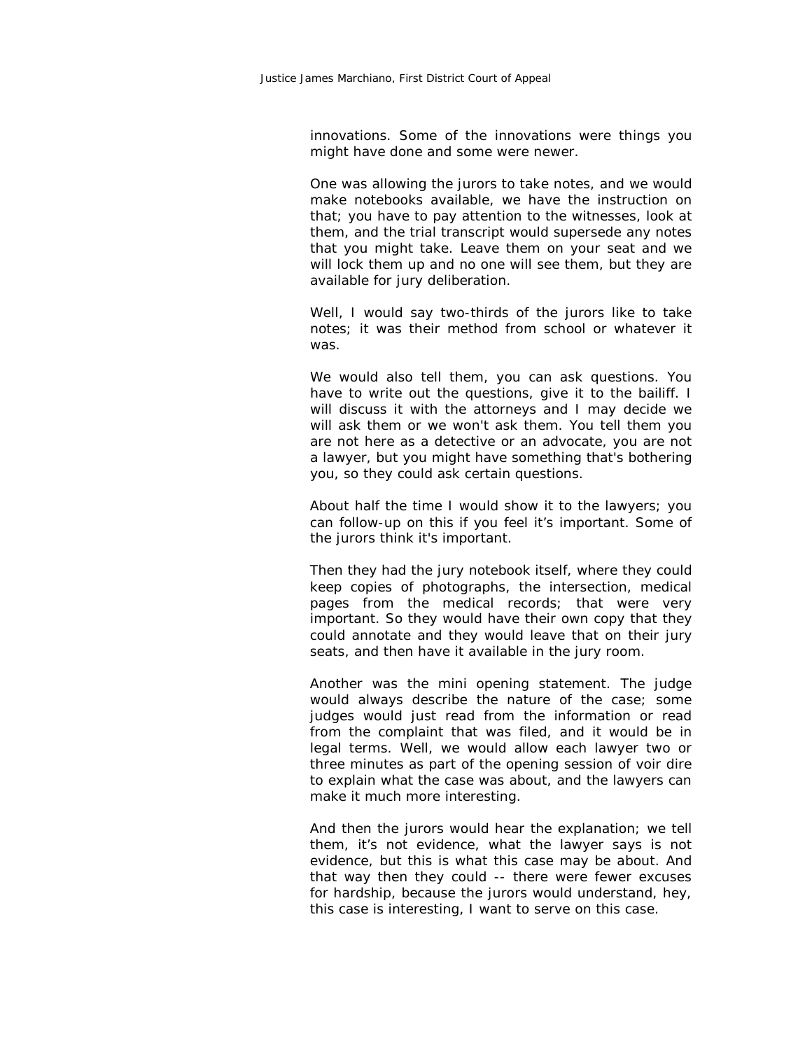innovations. Some of the innovations were things you might have done and some were newer.

One was allowing the jurors to take notes, and we would make notebooks available, we have the instruction on that; you have to pay attention to the witnesses, look at them, and the trial transcript would supersede any notes that you might take. Leave them on your seat and we will lock them up and no one will see them, but they are available for jury deliberation.

Well, I would say two-thirds of the jurors like to take notes; it was their method from school or whatever it was.

We would also tell them, you can ask questions. You have to write out the questions, give it to the bailiff. I will discuss it with the attorneys and I may decide we will ask them or we won't ask them. You tell them you are not here as a detective or an advocate, you are not a lawyer, but you might have something that's bothering you, so they could ask certain questions.

About half the time I would show it to the lawyers; you can follow-up on this if you feel it's important. Some of the jurors think it's important.

Then they had the jury notebook itself, where they could keep copies of photographs, the intersection, medical pages from the medical records; that were very important. So they would have their own copy that they could annotate and they would leave that on their jury seats, and then have it available in the jury room.

Another was the mini opening statement. The judge would always describe the nature of the case; some judges would just read from the information or read from the complaint that was filed, and it would be in legal terms. Well, we would allow each lawyer two or three minutes as part of the opening session of voir dire to explain what the case was about, and the lawyers can make it much more interesting.

And then the jurors would hear the explanation; we tell them, it's not evidence, what the lawyer says is not evidence, but this is what this case may be about. And that way then they could -- there were fewer excuses for hardship, because the jurors would understand, hey, this case is interesting, I want to serve on this case.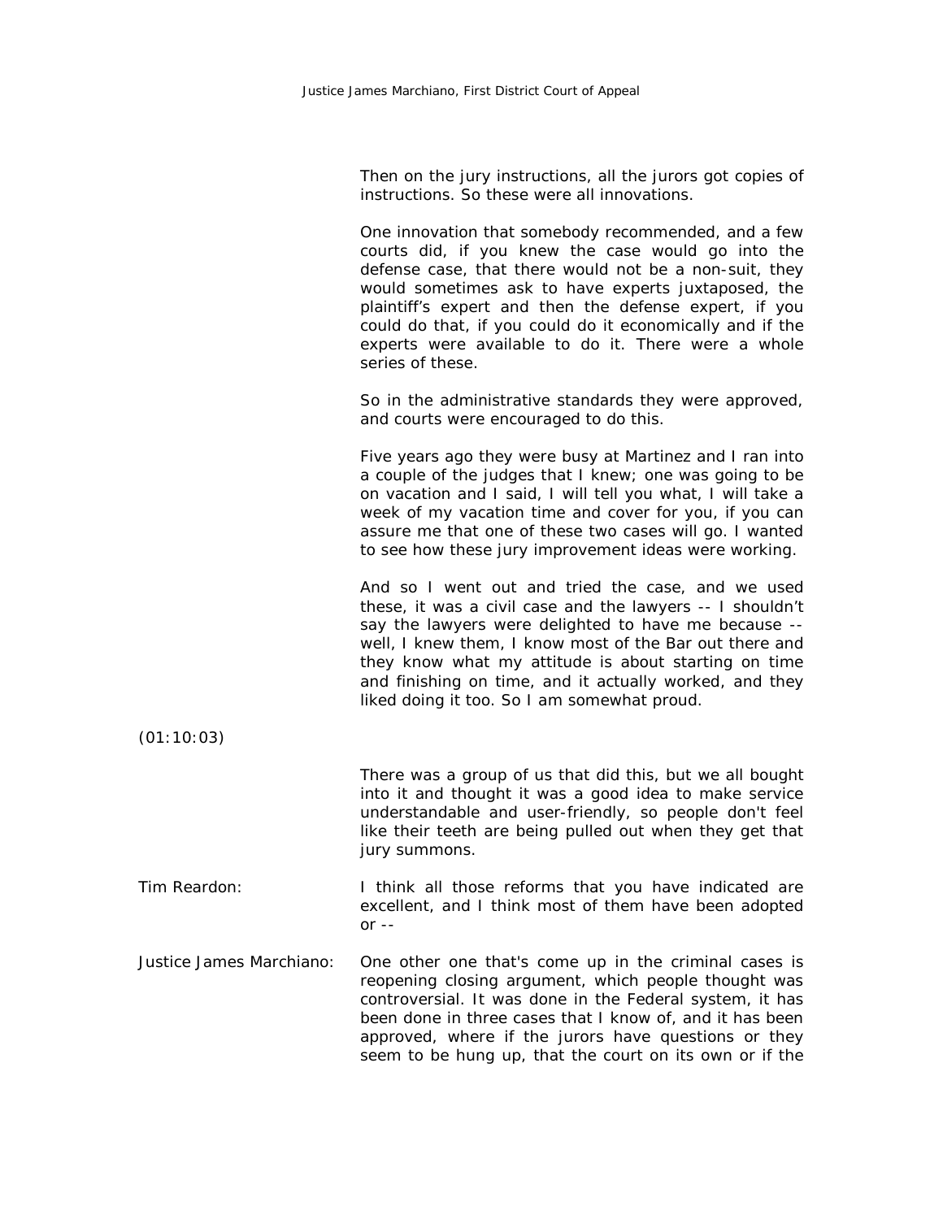Then on the jury instructions, all the jurors got copies of instructions. So these were all innovations.

One innovation that somebody recommended, and a few courts did, if you knew the case would go into the defense case, that there would not be a non-suit, they would sometimes ask to have experts juxtaposed, the plaintiff's expert and then the defense expert, if you could do that, if you could do it economically and if the experts were available to do it. There were a whole series of these.

So in the administrative standards they were approved, and courts were encouraged to do this.

Five years ago they were busy at Martinez and I ran into a couple of the judges that I knew; one was going to be on vacation and I said, I will tell you what, I will take a week of my vacation time and cover for you, if you can assure me that one of these two cases will go. I wanted to see how these jury improvement ideas were working.

And so I went out and tried the case, and we used these, it was a civil case and the lawyers -- I shouldn't say the lawyers were delighted to have me because -- well, I knew them, I know most of the Bar out there and they know what my attitude is about starting on time and finishing on time, and it actually worked, and they liked doing it too. So I am somewhat proud.

(01:10:03)

There was a group of us that did this, but we all bought into it and thought it was a good idea to make service understandable and user-friendly, so people don't feel like their teeth are being pulled out when they get that jury summons.

Tim Reardon: I think all those reforms that you have indicated are excellent, and I think most of them have been adopted or --

Justice James Marchiano: One other one that's come up in the criminal cases is reopening closing argument, which people thought was controversial. It was done in the Federal system, it has been done in three cases that I know of, and it has been approved, where if the jurors have questions or they seem to be hung up, that the court on its own or if the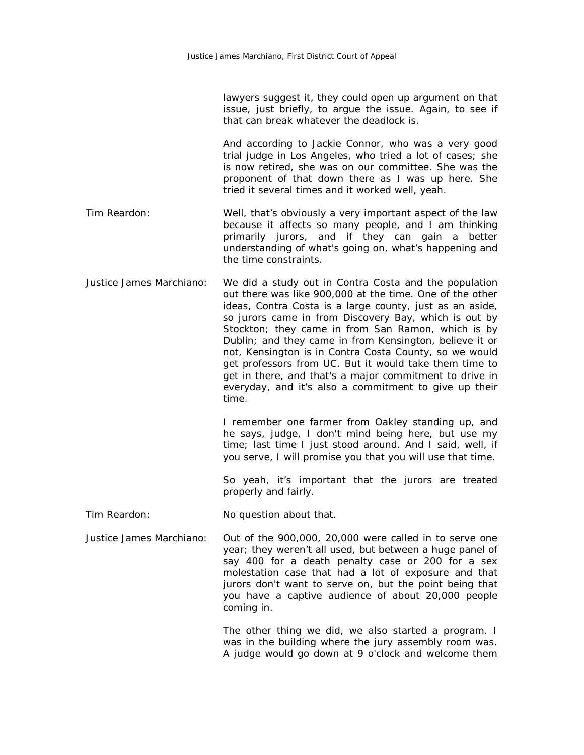lawyers suggest it, they could open up argument on that issue, just briefly, to argue the issue. Again, to see if that can break whatever the deadlock is.

And according to Jackie Connor, who was a very good trial judge in Los Angeles, who tried a lot of cases; she is now retired, she was on our committee. She was the proponent of that down there as I was up here. She tried it several times and it worked well, yeah.

**Tim Reardon:** Well, that's obviously a very important aspect of the law because it affects so many people, and I am thinking primarily jurors, and if they can gain a better understanding of what's going on, what's happening and the time constraints.

**Justice James Marchiano:** We did a study out in Contra Costa and the population out there was like 900,000 at the time. One of the other ideas, Contra Costa is a large county, just as an aside, so jurors came in from Discovery Bay, which is out by Stockton; they came in from San Ramon, which is by Dublin; and they came in from Kensington, believe it or not, Kensington is in Contra Costa County, so we would get professors from UC. But it would take them time to get in there, and that's a major commitment to drive in everyday, and it's also a commitment to give up their time.

I remember one farmer from Oakley standing up, and he says, judge, I don't mind being here, but use my time; last time I just stood around. And I said, well, if you serve, I will promise you that you will use that time.

So yeah, it's important that the jurors are treated properly and fairly.

**Tim Reardon:** No question about that.

**Justice James Marchiano:** Out of the 900,000, 20,000 were called in to serve one year; they weren't all used, but between a huge panel of say 400 for a death penalty case or 200 for a sex molestation case that had a lot of exposure and that jurors don't want to serve on, but the point being that you have a captive audience of about 20,000 people coming in.

The other thing we did, we also started a program. I was in the building where the jury assembly room was. A judge would go down at 9 o'clock and welcome them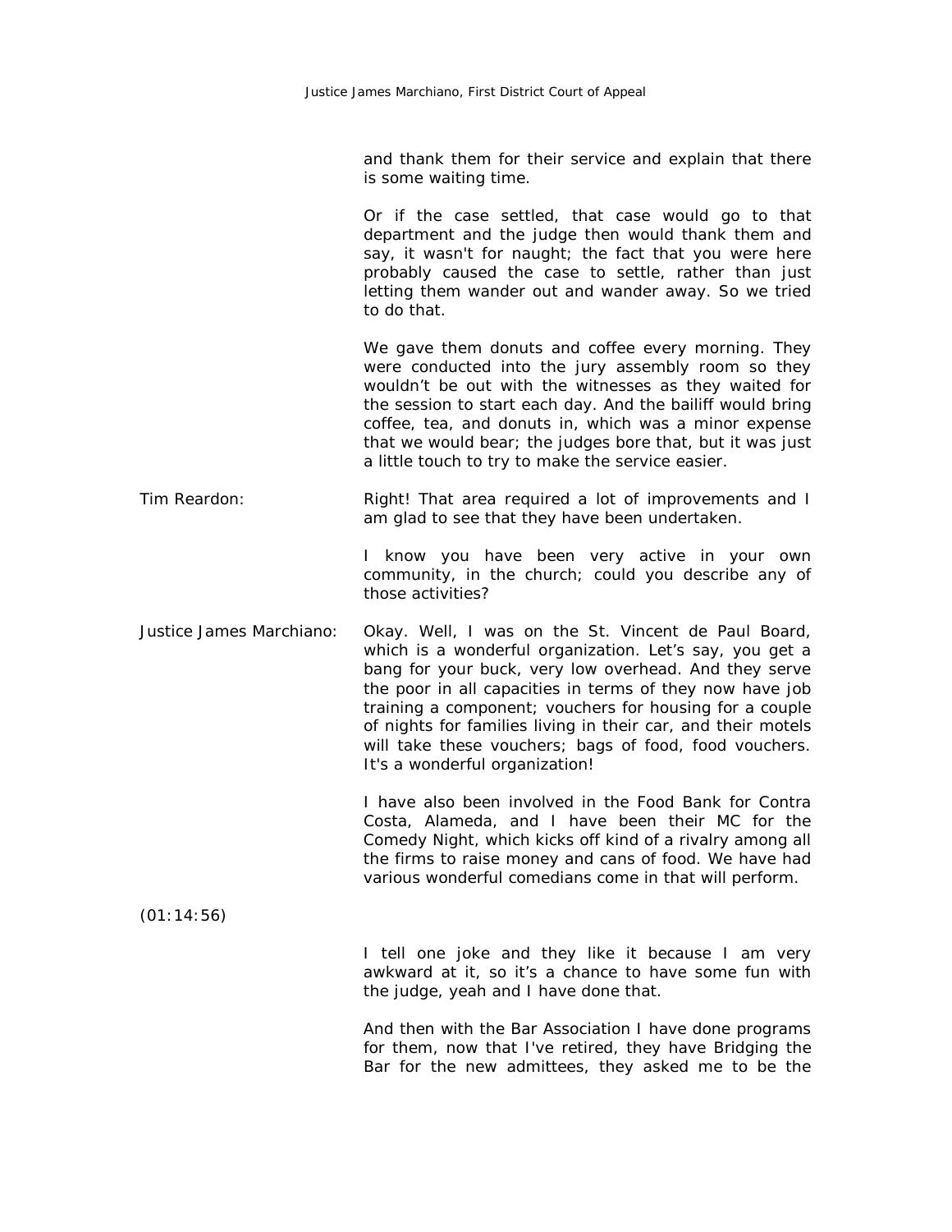and thank them for their service and explain that there is some waiting time.

Or if the case settled, that case would go to that department and the judge then would thank them and say, it wasn't for naught; the fact that you were here probably caused the case to settle, rather than just letting them wander out and wander away. So we tried to do that.

We gave them donuts and coffee every morning. They were conducted into the jury assembly room so they wouldn't be out with the witnesses as they waited for the session to start each day. And the bailiff would bring coffee, tea, and donuts in, which was a minor expense that we would bear; the judges bore that, but it was just a little touch to try to make the service easier.

Tim Reardon: Right! That area required a lot of improvements and I am glad to see that they have been undertaken.

I know you have been very active in your own community, in the church; could you describe any of those activities?

Justice James Marchiano: Okay. Well, I was on the St. Vincent de Paul Board, which is a wonderful organization. Let's say, you get a bang for your buck, very low overhead. And they serve the poor in all capacities in terms of they now have job training a component; vouchers for housing for a couple of nights for families living in their car, and their motels will take these vouchers; bags of food, food vouchers. It's a wonderful organization!

I have also been involved in the Food Bank for Contra Costa, Alameda, and I have been their MC for the Comedy Night, which kicks off kind of a rivalry among all the firms to raise money and cans of food. We have had various wonderful comedians come in that will perform.

(01:14:56)

I tell one joke and they like it because I am very awkward at it, so it's a chance to have some fun with the judge, yeah and I have done that.

And then with the Bar Association I have done programs for them, now that I've retired, they have Bridging the Bar for the new admittees, they asked me to be the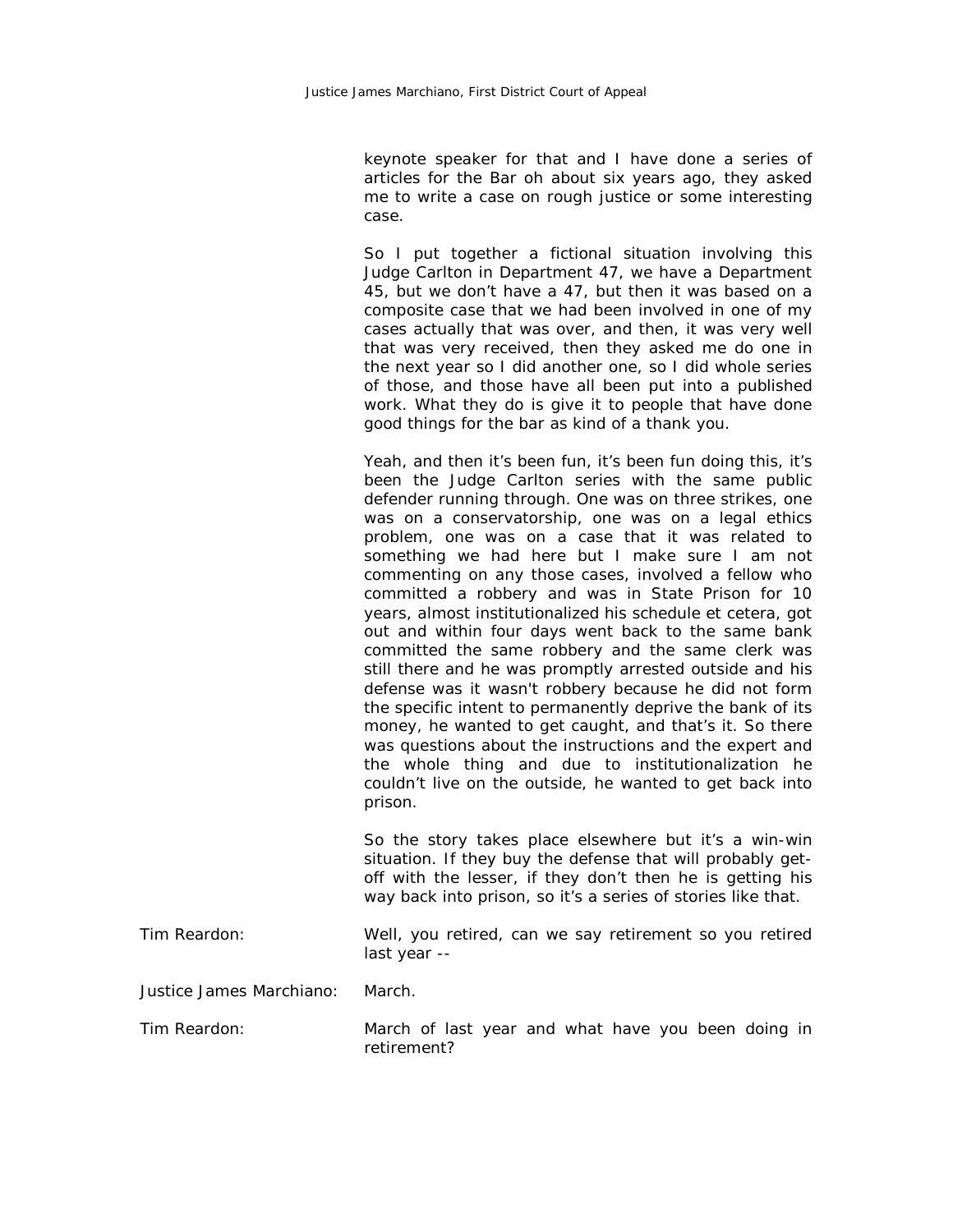keynote speaker for that and I have done a series of articles for the Bar oh about six years ago, they asked me to write a case on rough justice or some interesting case.

So I put together a fictional situation involving this Judge Carlton in Department 47, we have a Department 45, but we don't have a 47, but then it was based on a composite case that we had been involved in one of my cases actually that was over, and then, it was very well that was very received, then they asked me do one in the next year so I did another one, so I did whole series of those, and those have all been put into a published work. What they do is give it to people that have done good things for the bar as kind of a thank you.

Yeah, and then it's been fun, it's been fun doing this, it's been the Judge Carlton series with the same public defender running through. One was on three strikes, one was on a conservatorship, one was on a legal ethics problem, one was on a case that it was related to something we had here but I make sure I am not commenting on any those cases, involved a fellow who committed a robbery and was in State Prison for 10 years, almost institutionalized his schedule et cetera, got out and within four days went back to the same bank committed the same robbery and the same clerk was still there and he was promptly arrested outside and his defense was it wasn't robbery because he did not form the specific intent to permanently deprive the bank of its money, he wanted to get caught, and that's it. So there was questions about the instructions and the expert and the whole thing and due to institutionalization he couldn't live on the outside, he wanted to get back into prison.

So the story takes place elsewhere but it's a win-win situation. If they buy the defense that will probably get-off with the lesser, if they don't then he is getting his way back into prison, so it's a series of stories like that.

Tim Reardon: Well, you retired, can we say retirement so you retired last year --

Justice James Marchiano: March.

Tim Reardon: March of last year and what have you been doing in retirement?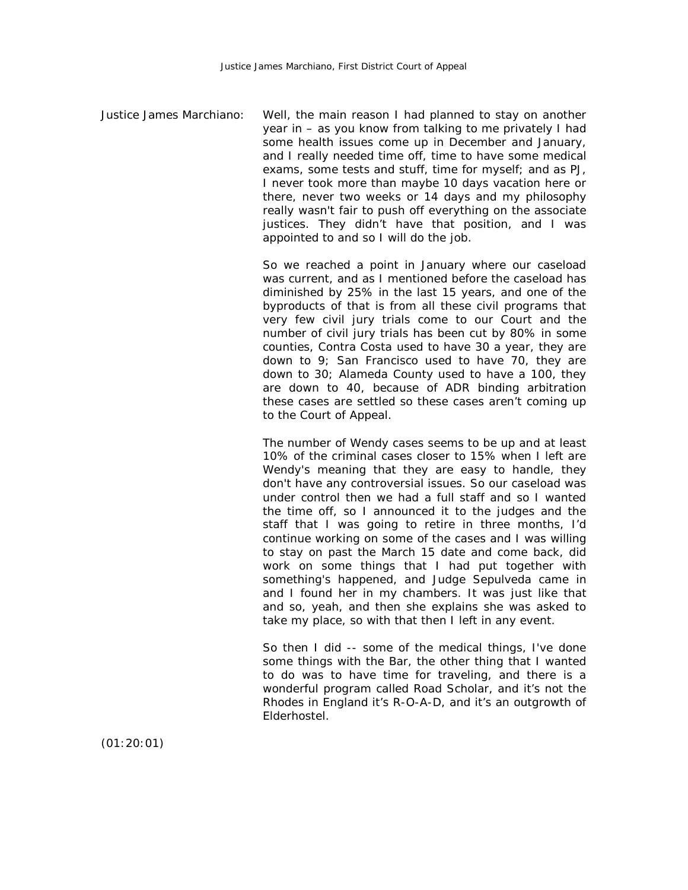Justice James Marchiano: Well, the main reason I had planned to stay on another year in – as you know from talking to me privately I had some health issues come up in December and January, and I really needed time off, time to have some medical exams, some tests and stuff, time for myself; and as PJ, I never took more than maybe 10 days vacation here or there, never two weeks or 14 days and my philosophy really wasn't fair to push off everything on the associate justices. They didn't have that position, and I was appointed to and so I will do the job.

So we reached a point in January where our caseload was current, and as I mentioned before the caseload has diminished by 25% in the last 15 years, and one of the byproducts of that is from all these civil programs that very few civil jury trials come to our Court and the number of civil jury trials has been cut by 80% in some counties, Contra Costa used to have 30 a year, they are down to 9; San Francisco used to have 70, they are down to 30; Alameda County used to have a 100, they are down to 40, because of ADR binding arbitration these cases are settled so these cases aren't coming up to the Court of Appeal.

The number of Wendy cases seems to be up and at least 10% of the criminal cases closer to 15% when I left are Wendy's meaning that they are easy to handle, they don't have any controversial issues. So our caseload was under control then we had a full staff and so I wanted the time off, so I announced it to the judges and the staff that I was going to retire in three months, I'd continue working on some of the cases and I was willing to stay on past the March 15 date and come back, did work on some things that I had put together with something's happened, and Judge Sepulveda came in and I found her in my chambers. It was just like that and so, yeah, and then she explains she was asked to take my place, so with that then I left in any event.

So then I did -- some of the medical things, I've done some things with the Bar, the other thing that I wanted to do was to have time for traveling, and there is a wonderful program called Road Scholar, and it's not the Rhodes in England it's R-O-A-D, and it's an outgrowth of Elderhostel.

(01:20:01)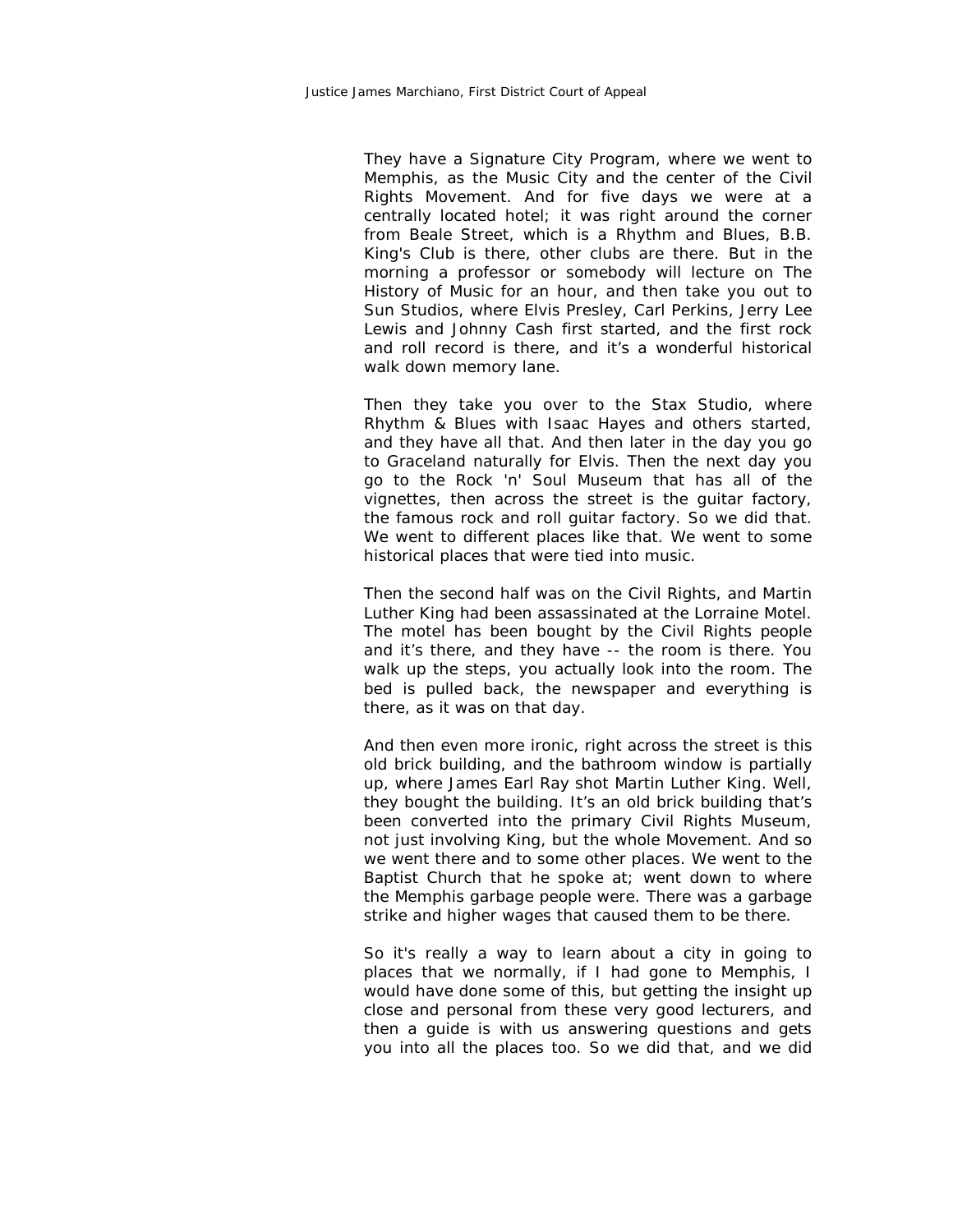They have a Signature City Program, where we went to Memphis, as the Music City and the center of the Civil Rights Movement. And for five days we were at a centrally located hotel; it was right around the corner from Beale Street, which is a Rhythm and Blues, B.B. King's Club is there, other clubs are there. But in the morning a professor or somebody will lecture on The History of Music for an hour, and then take you out to Sun Studios, where Elvis Presley, Carl Perkins, Jerry Lee Lewis and Johnny Cash first started, and the first rock and roll record is there, and it's a wonderful historical walk down memory lane.

Then they take you over to the Stax Studio, where Rhythm & Blues with Isaac Hayes and others started, and they have all that. And then later in the day you go to Graceland naturally for Elvis. Then the next day you go to the Rock 'n' Soul Museum that has all of the vignettes, then across the street is the guitar factory, the famous rock and roll guitar factory. So we did that. We went to different places like that. We went to some historical places that were tied into music.

Then the second half was on the Civil Rights, and Martin Luther King had been assassinated at the Lorraine Motel. The motel has been bought by the Civil Rights people and it's there, and they have -- the room is there. You walk up the steps, you actually look into the room. The bed is pulled back, the newspaper and everything is there, as it was on that day.

And then even more ironic, right across the street is this old brick building, and the bathroom window is partially up, where James Earl Ray shot Martin Luther King. Well, they bought the building. It's an old brick building that's been converted into the primary Civil Rights Museum, not just involving King, but the whole Movement. And so we went there and to some other places. We went to the Baptist Church that he spoke at; went down to where the Memphis garbage people were. There was a garbage strike and higher wages that caused them to be there.

So it's really a way to learn about a city in going to places that we normally, if I had gone to Memphis, I would have done some of this, but getting the insight up close and personal from these very good lecturers, and then a guide is with us answering questions and gets you into all the places too. So we did that, and we did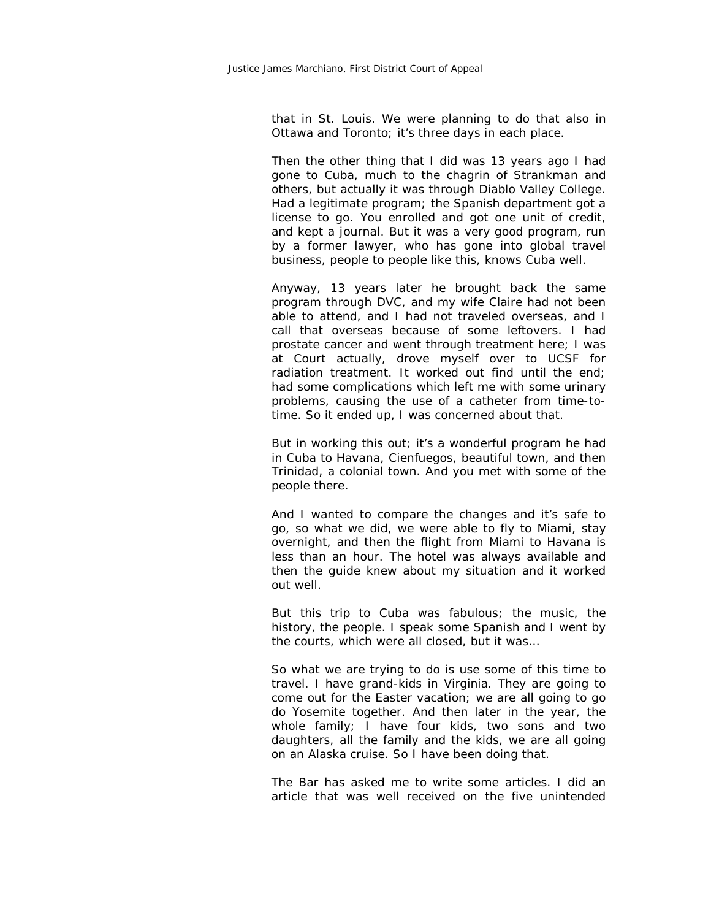that in St. Louis. We were planning to do that also in Ottawa and Toronto; it's three days in each place.

Then the other thing that I did was 13 years ago I had gone to Cuba, much to the chagrin of Strankman and others, but actually it was through Diablo Valley College. Had a legitimate program; the Spanish department got a license to go. You enrolled and got one unit of credit, and kept a journal. But it was a very good program, run by a former lawyer, who has gone into global travel business, people to people like this, knows Cuba well.

Anyway, 13 years later he brought back the same program through DVC, and my wife Claire had not been able to attend, and I had not traveled overseas, and I call that overseas because of some leftovers. I had prostate cancer and went through treatment here; I was at Court actually, drove myself over to UCSF for radiation treatment. It worked out find until the end; had some complications which left me with some urinary problems, causing the use of a catheter from time-to-time. So it ended up, I was concerned about that.

But in working this out; it's a wonderful program he had in Cuba to Havana, Cienfuegos, beautiful town, and then Trinidad, a colonial town. And you met with some of the people there.

And I wanted to compare the changes and it's safe to go, so what we did, we were able to fly to Miami, stay overnight, and then the flight from Miami to Havana is less than an hour. The hotel was always available and then the guide knew about my situation and it worked out well.

But this trip to Cuba was fabulous; the music, the history, the people. I speak some Spanish and I went by the courts, which were all closed, but it was…

So what we are trying to do is use some of this time to travel. I have grand-kids in Virginia. They are going to come out for the Easter vacation; we are all going to go do Yosemite together. And then later in the year, the whole family; I have four kids, two sons and two daughters, all the family and the kids, we are all going on an Alaska cruise. So I have been doing that.

The Bar has asked me to write some articles. I did an article that was well received on the five unintended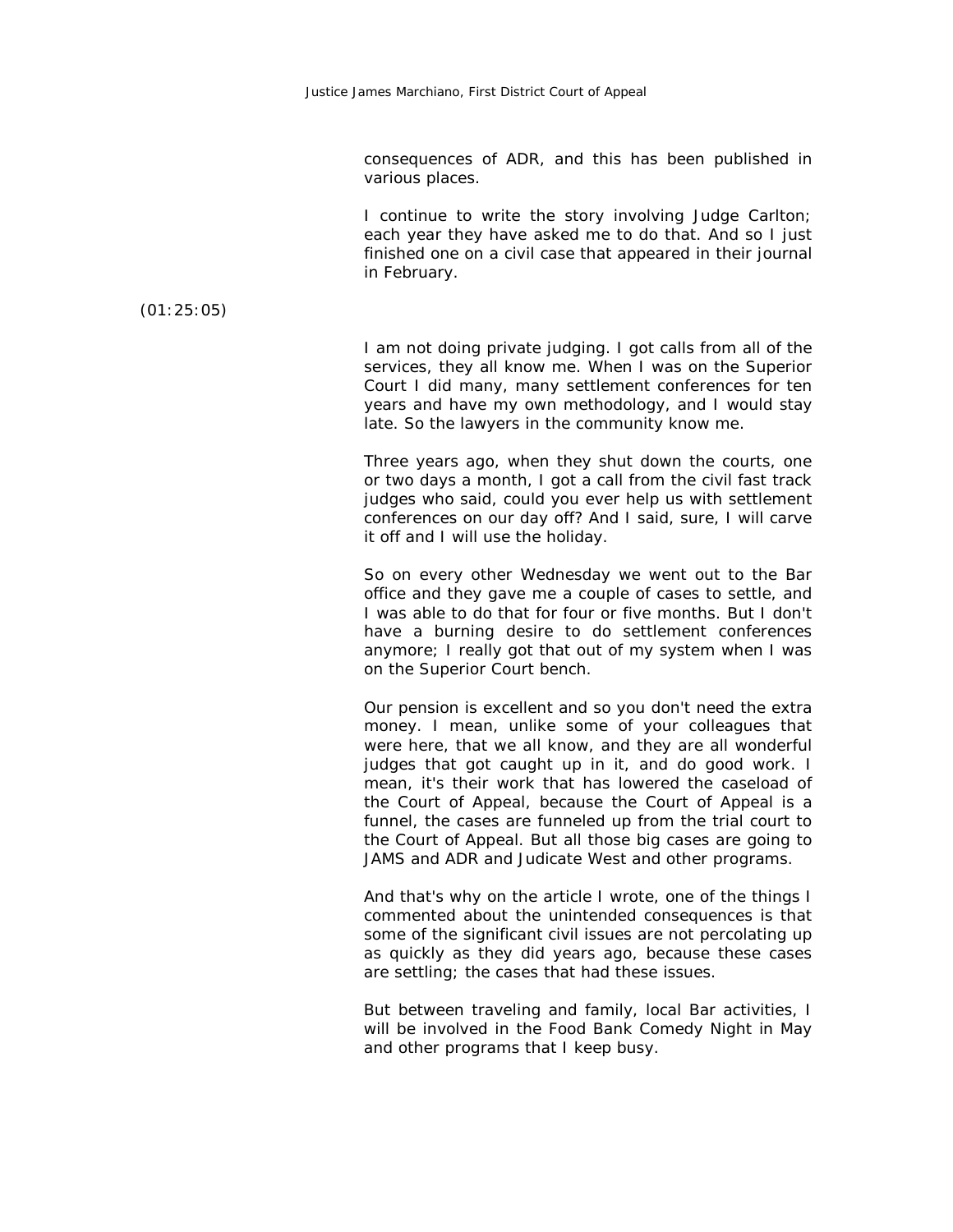consequences of ADR, and this has been published in various places.

I continue to write the story involving Judge Carlton; each year they have asked me to do that. And so I just finished one on a civil case that appeared in their journal in February.

(01:25:05)

I am not doing private judging. I got calls from all of the services, they all know me. When I was on the Superior Court I did many, many settlement conferences for ten years and have my own methodology, and I would stay late. So the lawyers in the community know me.

Three years ago, when they shut down the courts, one or two days a month, I got a call from the civil fast track judges who said, could you ever help us with settlement conferences on our day off? And I said, sure, I will carve it off and I will use the holiday.

So on every other Wednesday we went out to the Bar office and they gave me a couple of cases to settle, and I was able to do that for four or five months. But I don't have a burning desire to do settlement conferences anymore; I really got that out of my system when I was on the Superior Court bench.

Our pension is excellent and so you don't need the extra money. I mean, unlike some of your colleagues that were here, that we all know, and they are all wonderful judges that got caught up in it, and do good work. I mean, it's their work that has lowered the caseload of the Court of Appeal, because the Court of Appeal is a funnel, the cases are funneled up from the trial court to the Court of Appeal. But all those big cases are going to JAMS and ADR and Judicate West and other programs.

And that's why on the article I wrote, one of the things I commented about the unintended consequences is that some of the significant civil issues are not percolating up as quickly as they did years ago, because these cases are settling; the cases that had these issues.

But between traveling and family, local Bar activities, I will be involved in the Food Bank Comedy Night in May and other programs that I keep busy.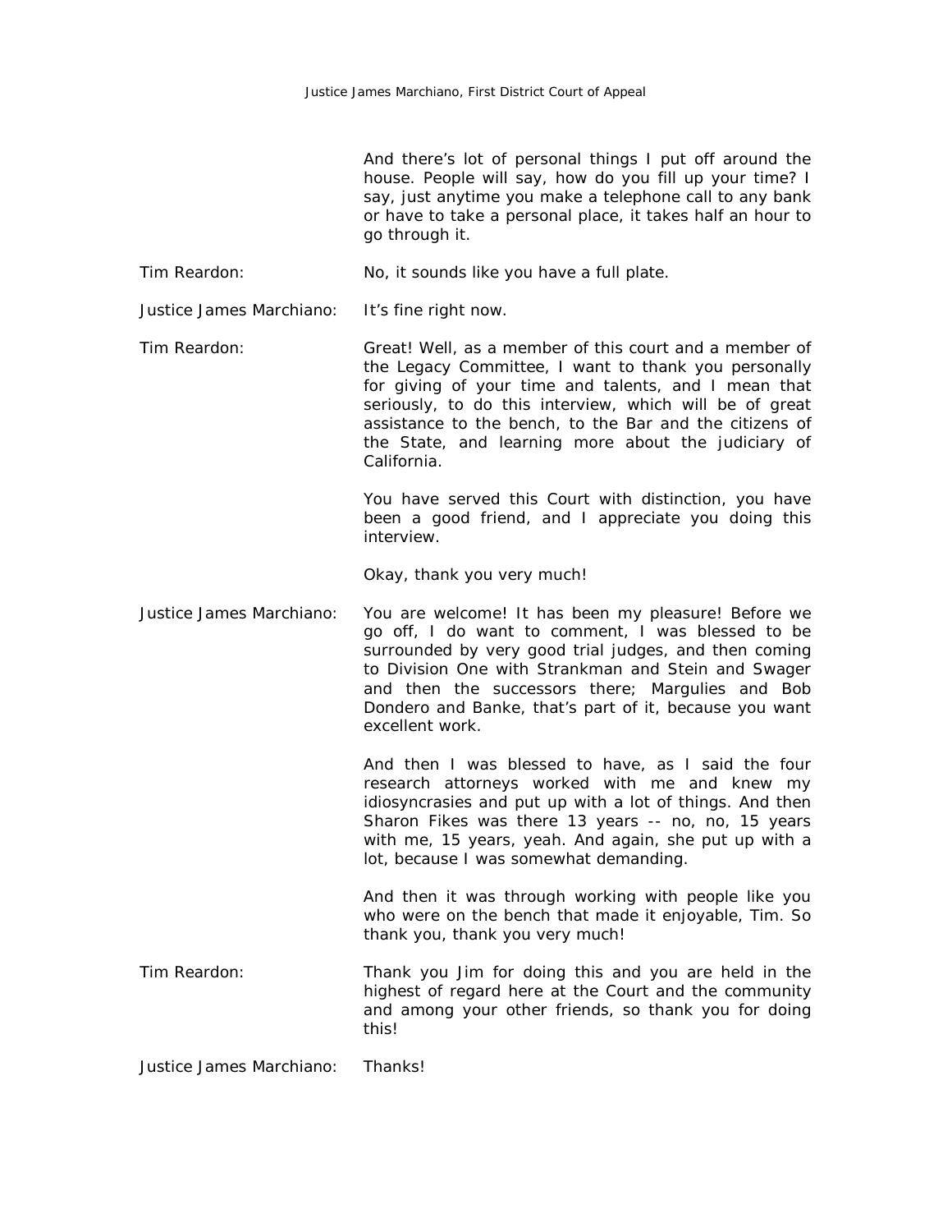And there's lot of personal things I put off around the house. People will say, how do you fill up your time? I say, just anytime you make a telephone call to any bank or have to take a personal place, it takes half an hour to go through it.

Tim Reardon: No, it sounds like you have a full plate.

Justice James Marchiano: It's fine right now.

Tim Reardon: Great! Well, as a member of this court and a member of the Legacy Committee, I want to thank you personally for giving of your time and talents, and I mean that seriously, to do this interview, which will be of great assistance to the bench, to the Bar and the citizens of the State, and learning more about the judiciary of California.

You have served this Court with distinction, you have been a good friend, and I appreciate you doing this interview.

Okay, thank you very much!

Justice James Marchiano: You are welcome! It has been my pleasure! Before we go off, I do want to comment, I was blessed to be surrounded by very good trial judges, and then coming to Division One with Strankman and Stein and Swager and then the successors there; Margulies and Bob Dondero and Banke, that's part of it, because you want excellent work.

And then I was blessed to have, as I said the four research attorneys worked with me and knew my idiosyncrasies and put up with a lot of things. And then Sharon Fikes was there 13 years -- no, no, 15 years with me, 15 years, yeah. And again, she put up with a lot, because I was somewhat demanding.

And then it was through working with people like you who were on the bench that made it enjoyable, Tim. So thank you, thank you very much!

Tim Reardon: Thank you Jim for doing this and you are held in the highest of regard here at the Court and the community and among your other friends, so thank you for doing this!

Justice James Marchiano: Thanks!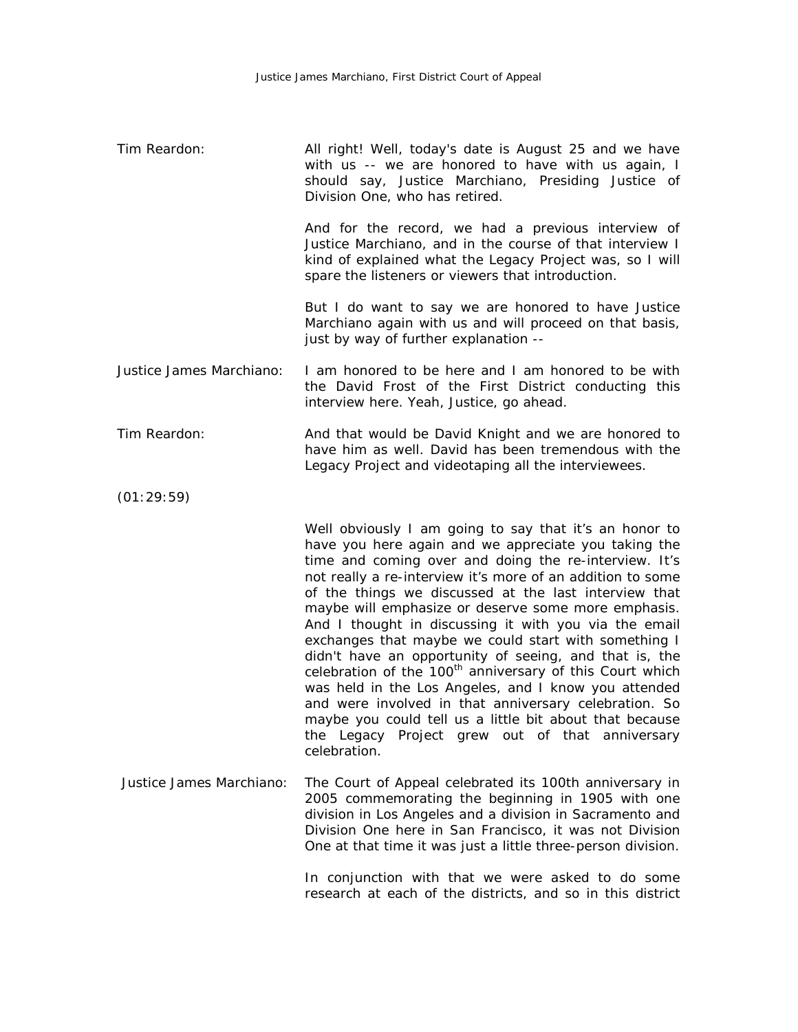Tim Reardon: All right! Well, today's date is August 25 and we have with us -- we are honored to have with us again, I should say, Justice Marchiano, Presiding Justice of Division One, who has retired.

And for the record, we had a previous interview of Justice Marchiano, and in the course of that interview I kind of explained what the Legacy Project was, so I will spare the listeners or viewers that introduction.

But I do want to say we are honored to have Justice Marchiano again with us and will proceed on that basis, just by way of further explanation --

Justice James Marchiano: I am honored to be here and I am honored to be with the David Frost of the First District conducting this interview here. Yeah, Justice, go ahead.

Tim Reardon: And that would be David Knight and we are honored to have him as well. David has been tremendous with the Legacy Project and videotaping all the interviewees.

(01:29:59)

Well obviously I am going to say that it's an honor to have you here again and we appreciate you taking the time and coming over and doing the re-interview. It's not really a re-interview it's more of an addition to some of the things we discussed at the last interview that maybe will emphasize or deserve some more emphasis. And I thought in discussing it with you via the email exchanges that maybe we could start with something I didn't have an opportunity of seeing, and that is, the celebration of the 100th anniversary of this Court which was held in the Los Angeles, and I know you attended and were involved in that anniversary celebration. So maybe you could tell us a little bit about that because the Legacy Project grew out of that anniversary celebration.

Justice James Marchiano: The Court of Appeal celebrated its 100th anniversary in 2005 commemorating the beginning in 1905 with one division in Los Angeles and a division in Sacramento and Division One here in San Francisco, it was not Division One at that time it was just a little three-person division.

In conjunction with that we were asked to do some research at each of the districts, and so in this district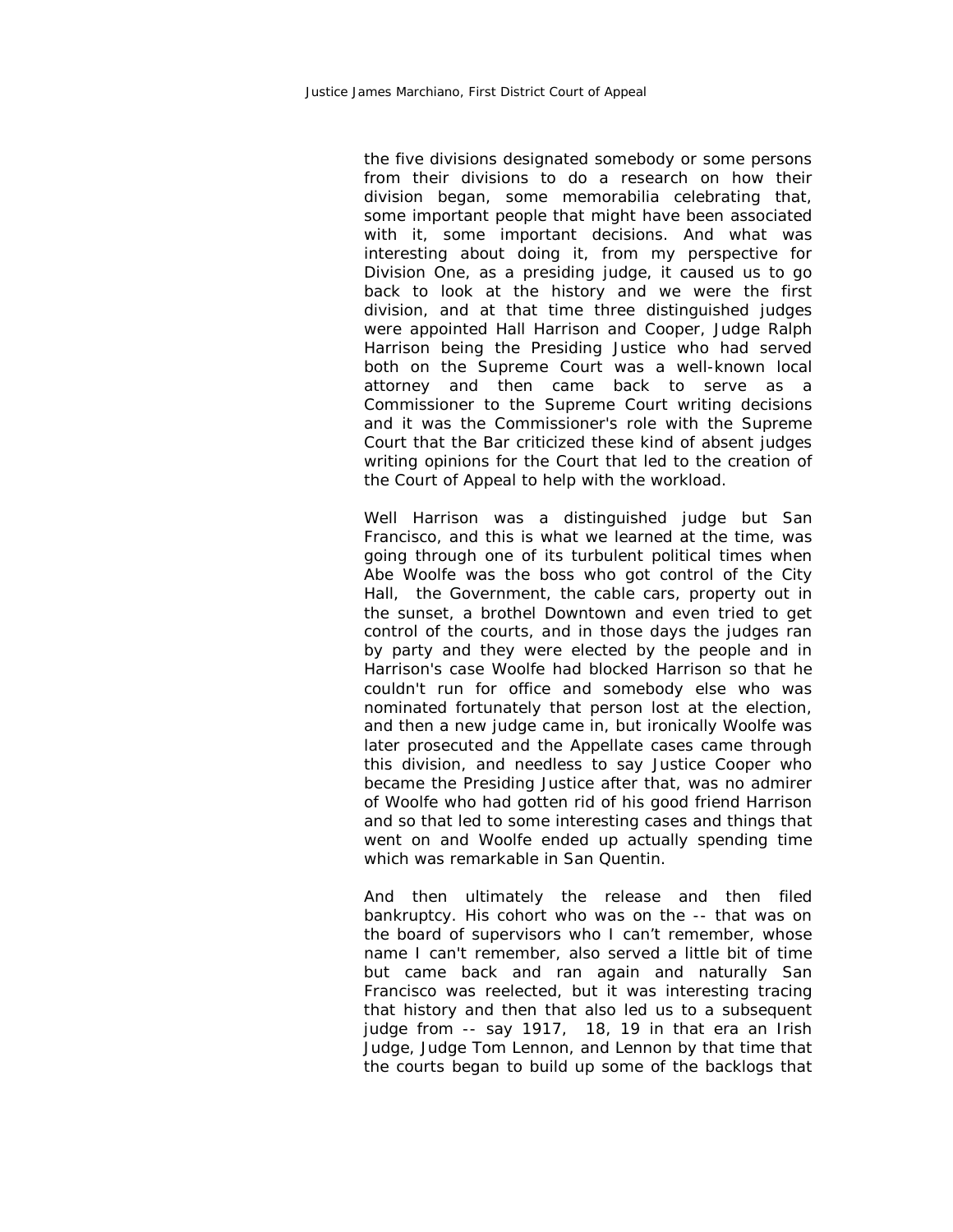the five divisions designated somebody or some persons from their divisions to do a research on how their division began, some memorabilia celebrating that, some important people that might have been associated with it, some important decisions. And what was interesting about doing it, from my perspective for Division One, as a presiding judge, it caused us to go back to look at the history and we were the first division, and at that time three distinguished judges were appointed Hall Harrison and Cooper, Judge Ralph Harrison being the Presiding Justice who had served both on the Supreme Court was a well-known local attorney and then came back to serve as a Commissioner to the Supreme Court writing decisions and it was the Commissioner's role with the Supreme Court that the Bar criticized these kind of absent judges writing opinions for the Court that led to the creation of the Court of Appeal to help with the workload.

Well Harrison was a distinguished judge but San Francisco, and this is what we learned at the time, was going through one of its turbulent political times when Abe Woolfe was the boss who got control of the City Hall, the Government, the cable cars, property out in the sunset, a brothel Downtown and even tried to get control of the courts, and in those days the judges ran by party and they were elected by the people and in Harrison's case Woolfe had blocked Harrison so that he couldn't run for office and somebody else who was nominated fortunately that person lost at the election, and then a new judge came in, but ironically Woolfe was later prosecuted and the Appellate cases came through this division, and needless to say Justice Cooper who became the Presiding Justice after that, was no admirer of Woolfe who had gotten rid of his good friend Harrison and so that led to some interesting cases and things that went on and Woolfe ended up actually spending time which was remarkable in San Quentin.

And then ultimately the release and then filed bankruptcy. His cohort who was on the -- that was on the board of supervisors who I can't remember, whose name I can't remember, also served a little bit of time but came back and ran again and naturally San Francisco was reelected, but it was interesting tracing that history and then that also led us to a subsequent judge from -- say 1917, 18, 19 in that era an Irish Judge, Judge Tom Lennon, and Lennon by that time that the courts began to build up some of the backlogs that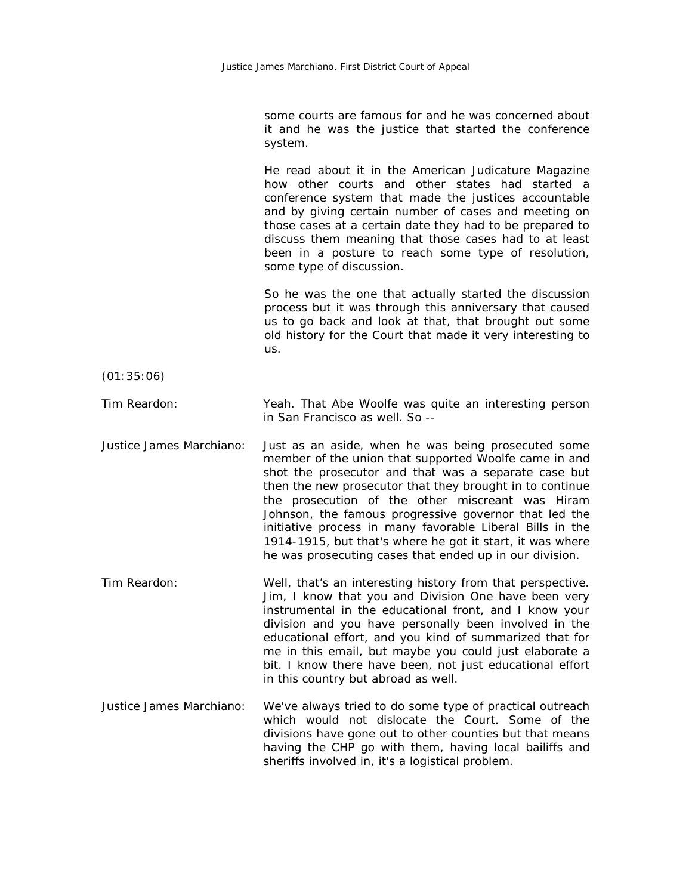some courts are famous for and he was concerned about it and he was the justice that started the conference system.

He read about it in the American Judicature Magazine how other courts and other states had started a conference system that made the justices accountable and by giving certain number of cases and meeting on those cases at a certain date they had to be prepared to discuss them meaning that those cases had to at least been in a posture to reach some type of resolution, some type of discussion.

So he was the one that actually started the discussion process but it was through this anniversary that caused us to go back and look at that, that brought out some old history for the Court that made it very interesting to us.

(01:35:06)

Tim Reardon: Yeah. That Abe Woolfe was quite an interesting person in San Francisco as well. So --

Justice James Marchiano: Just as an aside, when he was being prosecuted some member of the union that supported Woolfe came in and shot the prosecutor and that was a separate case but then the new prosecutor that they brought in to continue the prosecution of the other miscreant was Hiram Johnson, the famous progressive governor that led the initiative process in many favorable Liberal Bills in the 1914-1915, but that's where he got it start, it was where he was prosecuting cases that ended up in our division.

Tim Reardon: Well, that's an interesting history from that perspective. Jim, I know that you and Division One have been very instrumental in the educational front, and I know your division and you have personally been involved in the educational effort, and you kind of summarized that for me in this email, but maybe you could just elaborate a bit. I know there have been, not just educational effort in this country but abroad as well.

Justice James Marchiano: We've always tried to do some type of practical outreach which would not dislocate the Court. Some of the divisions have gone out to other counties but that means having the CHP go with them, having local bailiffs and sheriffs involved in, it's a logistical problem.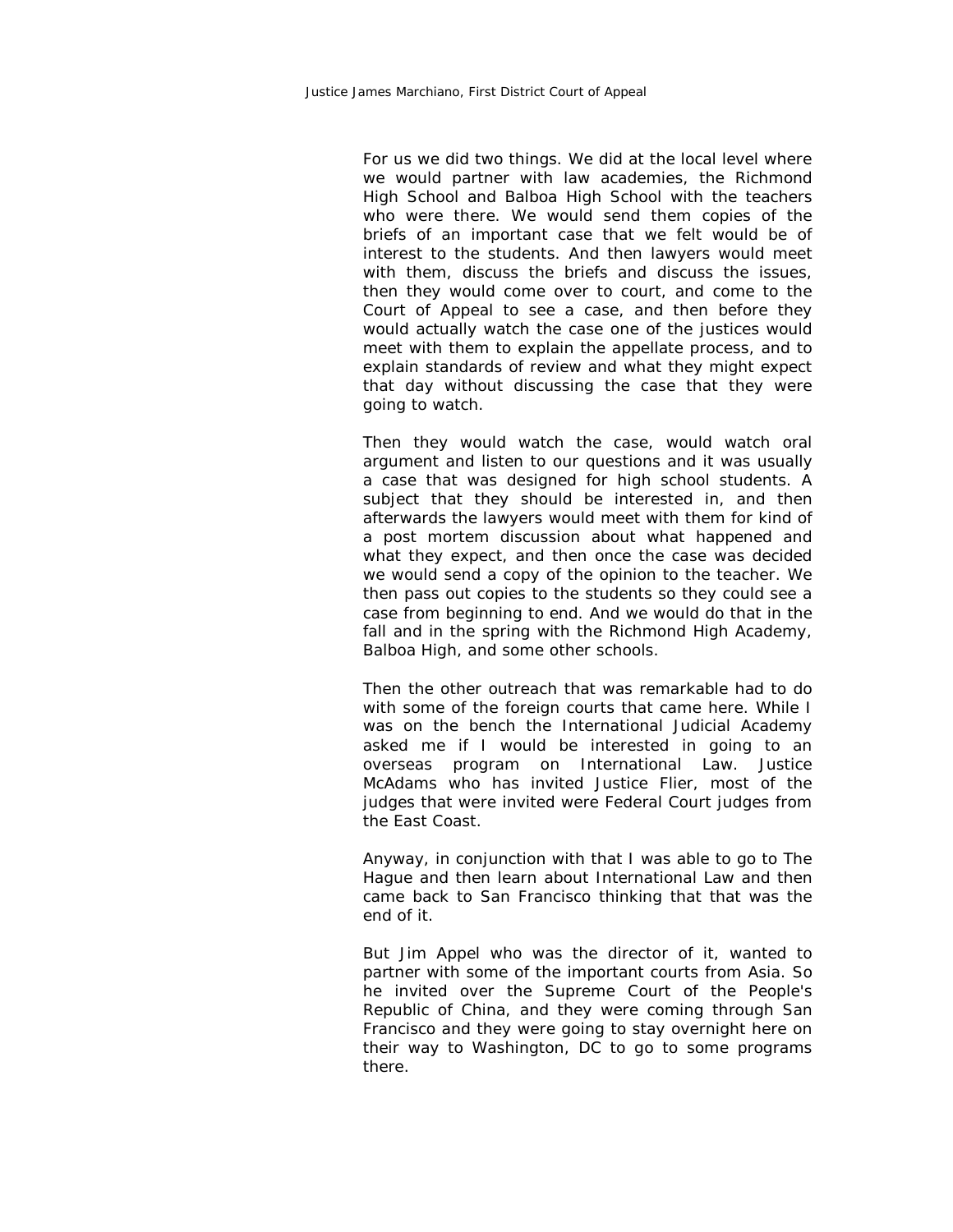For us we did two things. We did at the local level where we would partner with law academies, the Richmond High School and Balboa High School with the teachers who were there. We would send them copies of the briefs of an important case that we felt would be of interest to the students. And then lawyers would meet with them, discuss the briefs and discuss the issues, then they would come over to court, and come to the Court of Appeal to see a case, and then before they would actually watch the case one of the justices would meet with them to explain the appellate process, and to explain standards of review and what they might expect that day without discussing the case that they were going to watch.

Then they would watch the case, would watch oral argument and listen to our questions and it was usually a case that was designed for high school students. A subject that they should be interested in, and then afterwards the lawyers would meet with them for kind of a post mortem discussion about what happened and what they expect, and then once the case was decided we would send a copy of the opinion to the teacher. We then pass out copies to the students so they could see a case from beginning to end. And we would do that in the fall and in the spring with the Richmond High Academy, Balboa High, and some other schools.

Then the other outreach that was remarkable had to do with some of the foreign courts that came here. While I was on the bench the International Judicial Academy asked me if I would be interested in going to an overseas program on International Law. Justice McAdams who has invited Justice Flier, most of the judges that were invited were Federal Court judges from the East Coast.

Anyway, in conjunction with that I was able to go to The Hague and then learn about International Law and then came back to San Francisco thinking that that was the end of it.

But Jim Appel who was the director of it, wanted to partner with some of the important courts from Asia. So he invited over the Supreme Court of the People's Republic of China, and they were coming through San Francisco and they were going to stay overnight here on their way to Washington, DC to go to some programs there.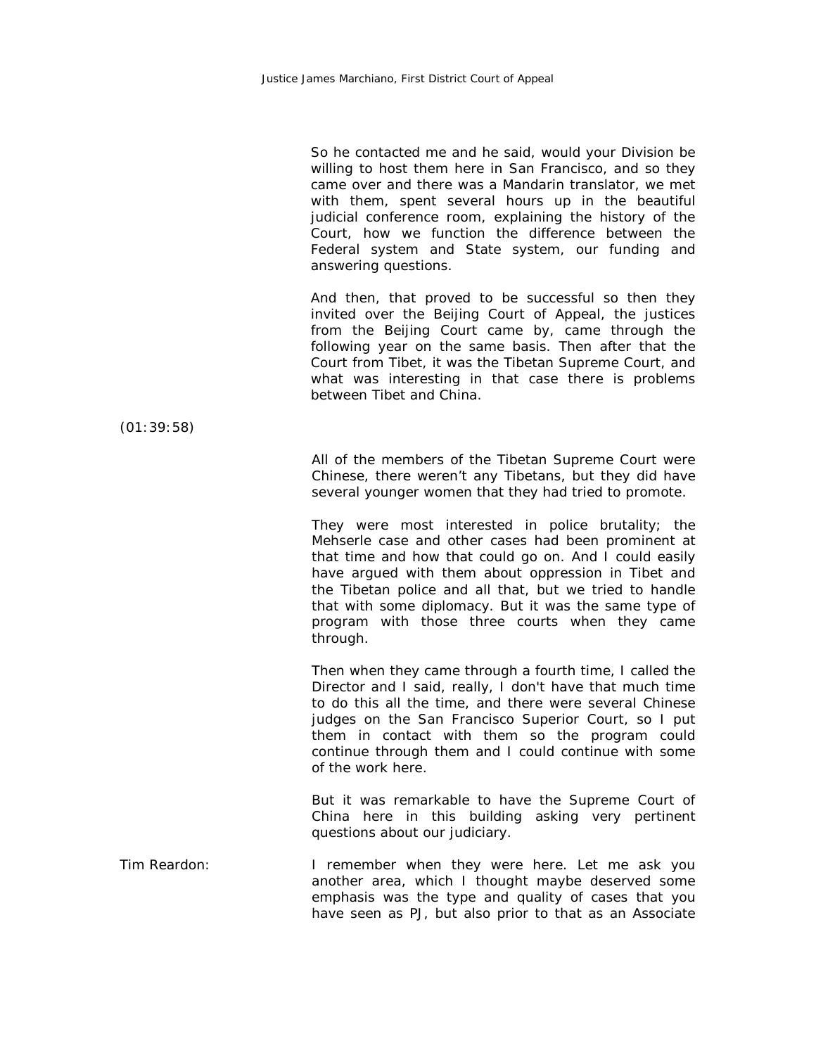So he contacted me and he said, would your Division be willing to host them here in San Francisco, and so they came over and there was a Mandarin translator, we met with them, spent several hours up in the beautiful judicial conference room, explaining the history of the Court, how we function the difference between the Federal system and State system, our funding and answering questions.

And then, that proved to be successful so then they invited over the Beijing Court of Appeal, the justices from the Beijing Court came by, came through the following year on the same basis. Then after that the Court from Tibet, it was the Tibetan Supreme Court, and what was interesting in that case there is problems between Tibet and China.

(01:39:58)

All of the members of the Tibetan Supreme Court were Chinese, there weren't any Tibetans, but they did have several younger women that they had tried to promote.

They were most interested in police brutality; the Mehserle case and other cases had been prominent at that time and how that could go on. And I could easily have argued with them about oppression in Tibet and the Tibetan police and all that, but we tried to handle that with some diplomacy. But it was the same type of program with those three courts when they came through.

Then when they came through a fourth time, I called the Director and I said, really, I don't have that much time to do this all the time, and there were several Chinese judges on the San Francisco Superior Court, so I put them in contact with them so the program could continue through them and I could continue with some of the work here.

But it was remarkable to have the Supreme Court of China here in this building asking very pertinent questions about our judiciary.

Tim Reardon: I remember when they were here. Let me ask you another area, which I thought maybe deserved some emphasis was the type and quality of cases that you have seen as PJ, but also prior to that as an Associate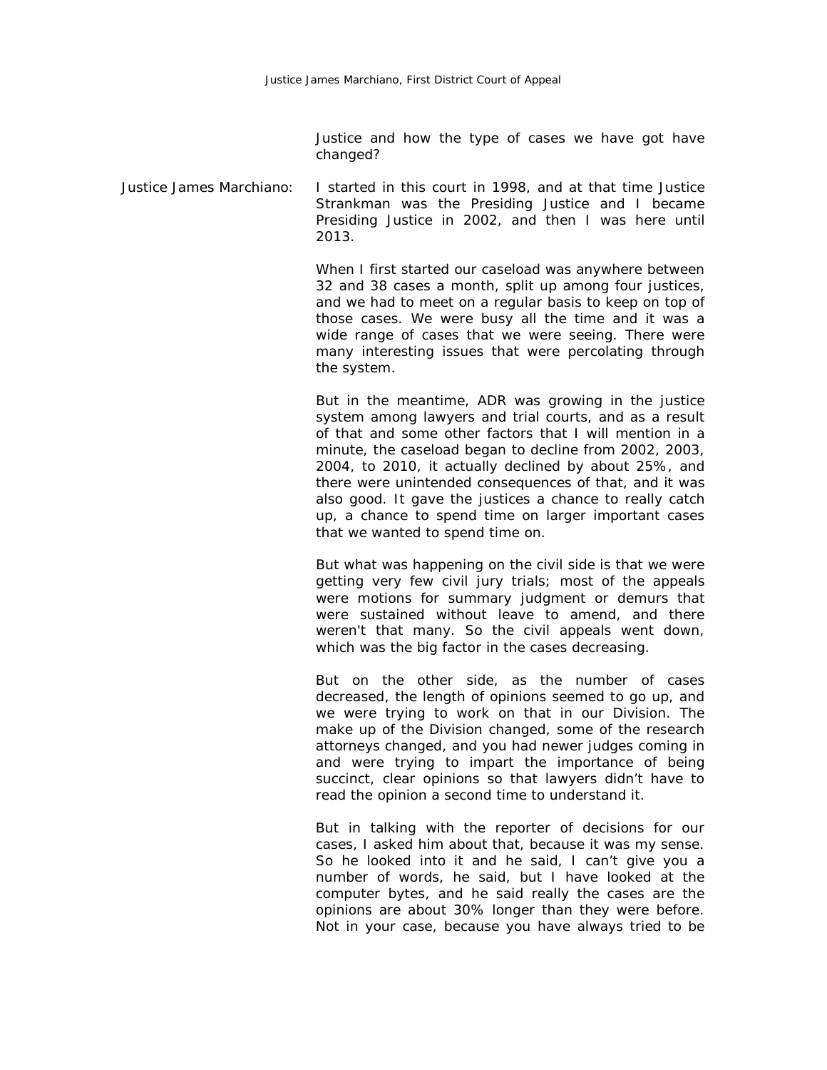Justice and how the type of cases we have got have changed?

Justice James Marchiano: I started in this court in 1998, and at that time Justice Strankman was the Presiding Justice and I became Presiding Justice in 2002, and then I was here until 2013.

When I first started our caseload was anywhere between 32 and 38 cases a month, split up among four justices, and we had to meet on a regular basis to keep on top of those cases. We were busy all the time and it was a wide range of cases that we were seeing. There were many interesting issues that were percolating through the system.

But in the meantime, ADR was growing in the justice system among lawyers and trial courts, and as a result of that and some other factors that I will mention in a minute, the caseload began to decline from 2002, 2003, 2004, to 2010, it actually declined by about 25%, and there were unintended consequences of that, and it was also good. It gave the justices a chance to really catch up, a chance to spend time on larger important cases that we wanted to spend time on.

But what was happening on the civil side is that we were getting very few civil jury trials; most of the appeals were motions for summary judgment or demurs that were sustained without leave to amend, and there weren't that many. So the civil appeals went down, which was the big factor in the cases decreasing.

But on the other side, as the number of cases decreased, the length of opinions seemed to go up, and we were trying to work on that in our Division. The make up of the Division changed, some of the research attorneys changed, and you had newer judges coming in and were trying to impart the importance of being succinct, clear opinions so that lawyers didn't have to read the opinion a second time to understand it.

But in talking with the reporter of decisions for our cases, I asked him about that, because it was my sense. So he looked into it and he said, I can't give you a number of words, he said, but I have looked at the computer bytes, and he said really the cases are the opinions are about 30% longer than they were before. Not in your case, because you have always tried to be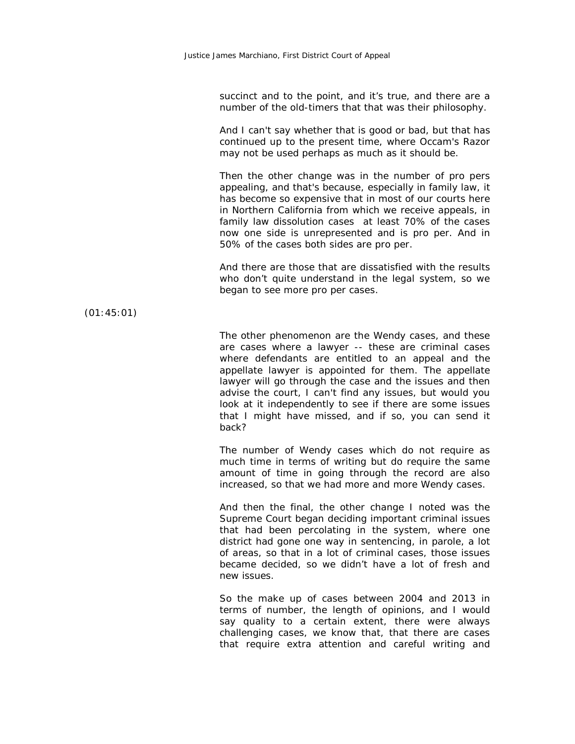succinct and to the point, and it's true, and there are a number of the old-timers that that was their philosophy.

And I can't say whether that is good or bad, but that has continued up to the present time, where Occam's Razor may not be used perhaps as much as it should be.

Then the other change was in the number of pro pers appealing, and that's because, especially in family law, it has become so expensive that in most of our courts here in Northern California from which we receive appeals, in family law dissolution cases at least 70% of the cases now one side is unrepresented and is pro per. And in 50% of the cases both sides are pro per.

And there are those that are dissatisfied with the results who don't quite understand in the legal system, so we began to see more pro per cases.

(01:45:01)

The other phenomenon are the Wendy cases, and these are cases where a lawyer -- these are criminal cases where defendants are entitled to an appeal and the appellate lawyer is appointed for them. The appellate lawyer will go through the case and the issues and then advise the court, I can't find any issues, but would you look at it independently to see if there are some issues that I might have missed, and if so, you can send it back?

The number of Wendy cases which do not require as much time in terms of writing but do require the same amount of time in going through the record are also increased, so that we had more and more Wendy cases.

And then the final, the other change I noted was the Supreme Court began deciding important criminal issues that had been percolating in the system, where one district had gone one way in sentencing, in parole, a lot of areas, so that in a lot of criminal cases, those issues became decided, so we didn't have a lot of fresh and new issues.

So the make up of cases between 2004 and 2013 in terms of number, the length of opinions, and I would say quality to a certain extent, there were always challenging cases, we know that, that there are cases that require extra attention and careful writing and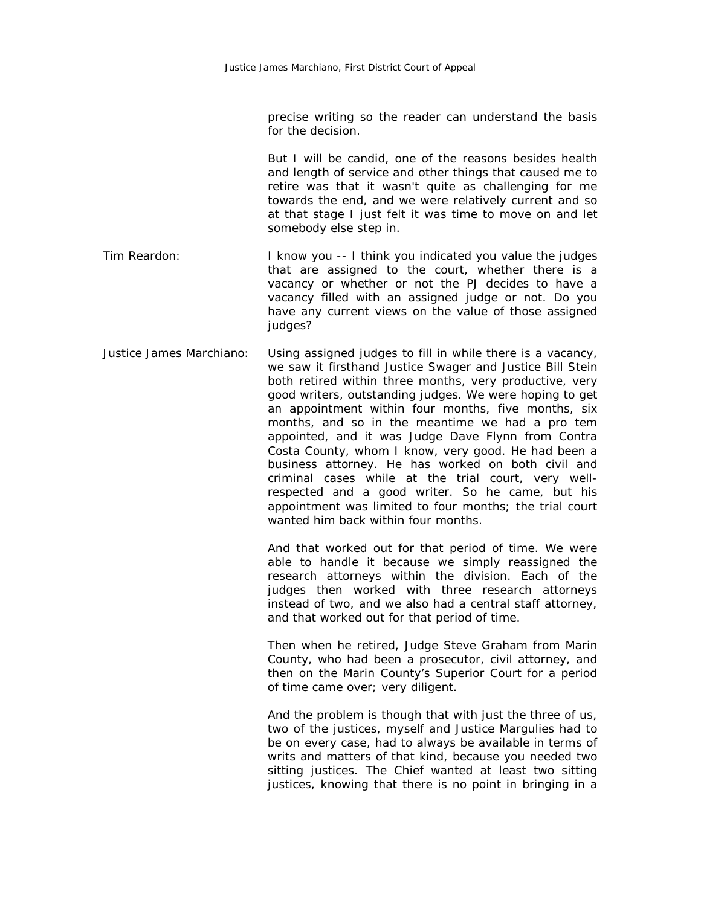precise writing so the reader can understand the basis for the decision.

But I will be candid, one of the reasons besides health and length of service and other things that caused me to retire was that it wasn't quite as challenging for me towards the end, and we were relatively current and so at that stage I just felt it was time to move on and let somebody else step in.

**Tim Reardon:** I know you -- I think you indicated you value the judges that are assigned to the court, whether there is a vacancy or whether or not the PJ decides to have a vacancy filled with an assigned judge or not. Do you have any current views on the value of those assigned judges?

**Justice James Marchiano:** Using assigned judges to fill in while there is a vacancy, we saw it firsthand Justice Swager and Justice Bill Stein both retired within three months, very productive, very good writers, outstanding judges. We were hoping to get an appointment within four months, five months, six months, and so in the meantime we had a pro tem appointed, and it was Judge Dave Flynn from Contra Costa County, whom I know, very good. He had been a business attorney. He has worked on both civil and criminal cases while at the trial court, very well-respected and a good writer. So he came, but his appointment was limited to four months; the trial court wanted him back within four months.

And that worked out for that period of time. We were able to handle it because we simply reassigned the research attorneys within the division. Each of the judges then worked with three research attorneys instead of two, and we also had a central staff attorney, and that worked out for that period of time.

Then when he retired, Judge Steve Graham from Marin County, who had been a prosecutor, civil attorney, and then on the Marin County's Superior Court for a period of time came over; very diligent.

And the problem is though that with just the three of us, two of the justices, myself and Justice Margulies had to be on every case, had to always be available in terms of writs and matters of that kind, because you needed two sitting justices. The Chief wanted at least two sitting justices, knowing that there is no point in bringing in a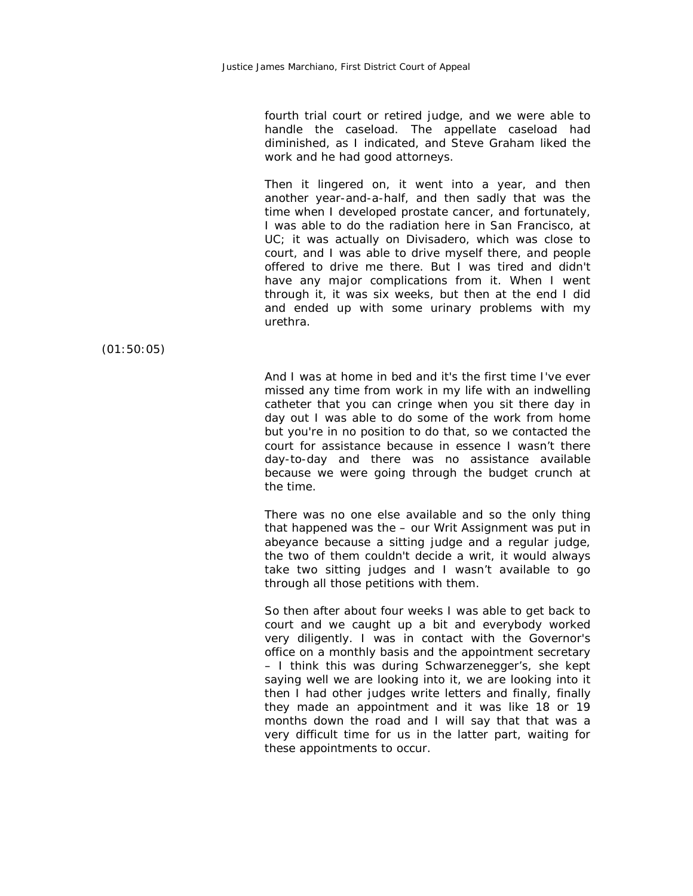fourth trial court or retired judge, and we were able to handle the caseload. The appellate caseload had diminished, as I indicated, and Steve Graham liked the work and he had good attorneys.

Then it lingered on, it went into a year, and then another year-and-a-half, and then sadly that was the time when I developed prostate cancer, and fortunately, I was able to do the radiation here in San Francisco, at UC; it was actually on Divisadero, which was close to court, and I was able to drive myself there, and people offered to drive me there. But I was tired and didn't have any major complications from it. When I went through it, it was six weeks, but then at the end I did and ended up with some urinary problems with my urethra.

(01:50:05)

And I was at home in bed and it's the first time I've ever missed any time from work in my life with an indwelling catheter that you can cringe when you sit there day in day out I was able to do some of the work from home but you're in no position to do that, so we contacted the court for assistance because in essence I wasn't there day-to-day and there was no assistance available because we were going through the budget crunch at the time.

There was no one else available and so the only thing that happened was the – our Writ Assignment was put in abeyance because a sitting judge and a regular judge, the two of them couldn't decide a writ, it would always take two sitting judges and I wasn't available to go through all those petitions with them.

So then after about four weeks I was able to get back to court and we caught up a bit and everybody worked very diligently. I was in contact with the Governor's office on a monthly basis and the appointment secretary – I think this was during Schwarzenegger's, she kept saying well we are looking into it, we are looking into it then I had other judges write letters and finally, finally they made an appointment and it was like 18 or 19 months down the road and I will say that that was a very difficult time for us in the latter part, waiting for these appointments to occur.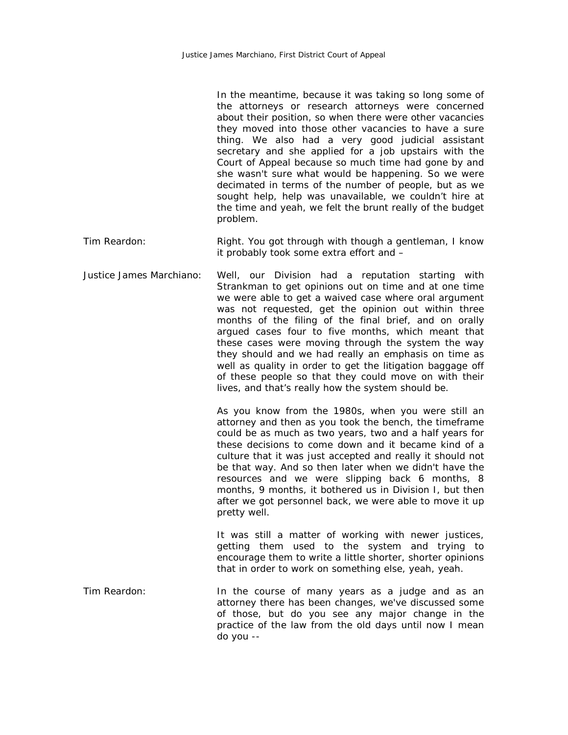In the meantime, because it was taking so long some of the attorneys or research attorneys were concerned about their position, so when there were other vacancies they moved into those other vacancies to have a sure thing. We also had a very good judicial assistant secretary and she applied for a job upstairs with the Court of Appeal because so much time had gone by and she wasn't sure what would be happening. So we were decimated in terms of the number of people, but as we sought help, help was unavailable, we couldn't hire at the time and yeah, we felt the brunt really of the budget problem.

Tim Reardon: Right. You got through with though a gentleman, I know it probably took some extra effort and –

Justice James Marchiano: Well, our Division had a reputation starting with Strankman to get opinions out on time and at one time we were able to get a waived case where oral argument was not requested, get the opinion out within three months of the filing of the final brief, and on orally argued cases four to five months, which meant that these cases were moving through the system the way they should and we had really an emphasis on time as well as quality in order to get the litigation baggage off of these people so that they could move on with their lives, and that's really how the system should be.

As you know from the 1980s, when you were still an attorney and then as you took the bench, the timeframe could be as much as two years, two and a half years for these decisions to come down and it became kind of a culture that it was just accepted and really it should not be that way. And so then later when we didn't have the resources and we were slipping back 6 months, 8 months, 9 months, it bothered us in Division I, but then after we got personnel back, we were able to move it up pretty well.

It was still a matter of working with newer justices, getting them used to the system and trying to encourage them to write a little shorter, shorter opinions that in order to work on something else, yeah, yeah.

Tim Reardon: In the course of many years as a judge and as an attorney there has been changes, we've discussed some of those, but do you see any major change in the practice of the law from the old days until now I mean do you --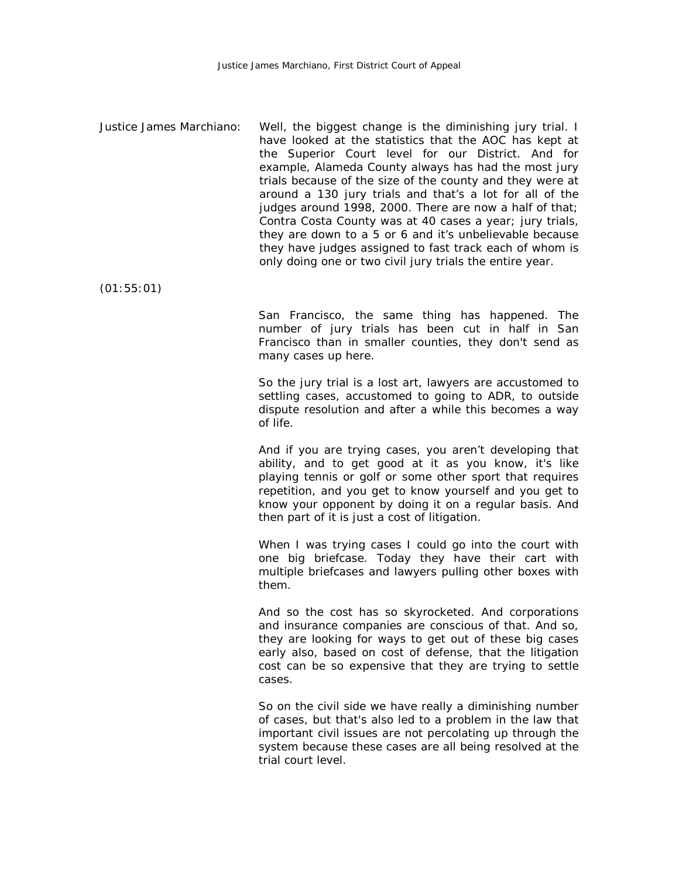Justice James Marchiano: Well, the biggest change is the diminishing jury trial. I have looked at the statistics that the AOC has kept at the Superior Court level for our District. And for example, Alameda County always has had the most jury trials because of the size of the county and they were at around a 130 jury trials and that's a lot for all of the judges around 1998, 2000. There are now a half of that; Contra Costa County was at 40 cases a year; jury trials, they are down to a 5 or 6 and it's unbelievable because they have judges assigned to fast track each of whom is only doing one or two civil jury trials the entire year.

(01:55:01)

San Francisco, the same thing has happened. The number of jury trials has been cut in half in San Francisco than in smaller counties, they don't send as many cases up here.

So the jury trial is a lost art, lawyers are accustomed to settling cases, accustomed to going to ADR, to outside dispute resolution and after a while this becomes a way of life.

And if you are trying cases, you aren't developing that ability, and to get good at it as you know, it's like playing tennis or golf or some other sport that requires repetition, and you get to know yourself and you get to know your opponent by doing it on a regular basis. And then part of it is just a cost of litigation.

When I was trying cases I could go into the court with one big briefcase. Today they have their cart with multiple briefcases and lawyers pulling other boxes with them.

And so the cost has so skyrocketed. And corporations and insurance companies are conscious of that. And so, they are looking for ways to get out of these big cases early also, based on cost of defense, that the litigation cost can be so expensive that they are trying to settle cases.

So on the civil side we have really a diminishing number of cases, but that's also led to a problem in the law that important civil issues are not percolating up through the system because these cases are all being resolved at the trial court level.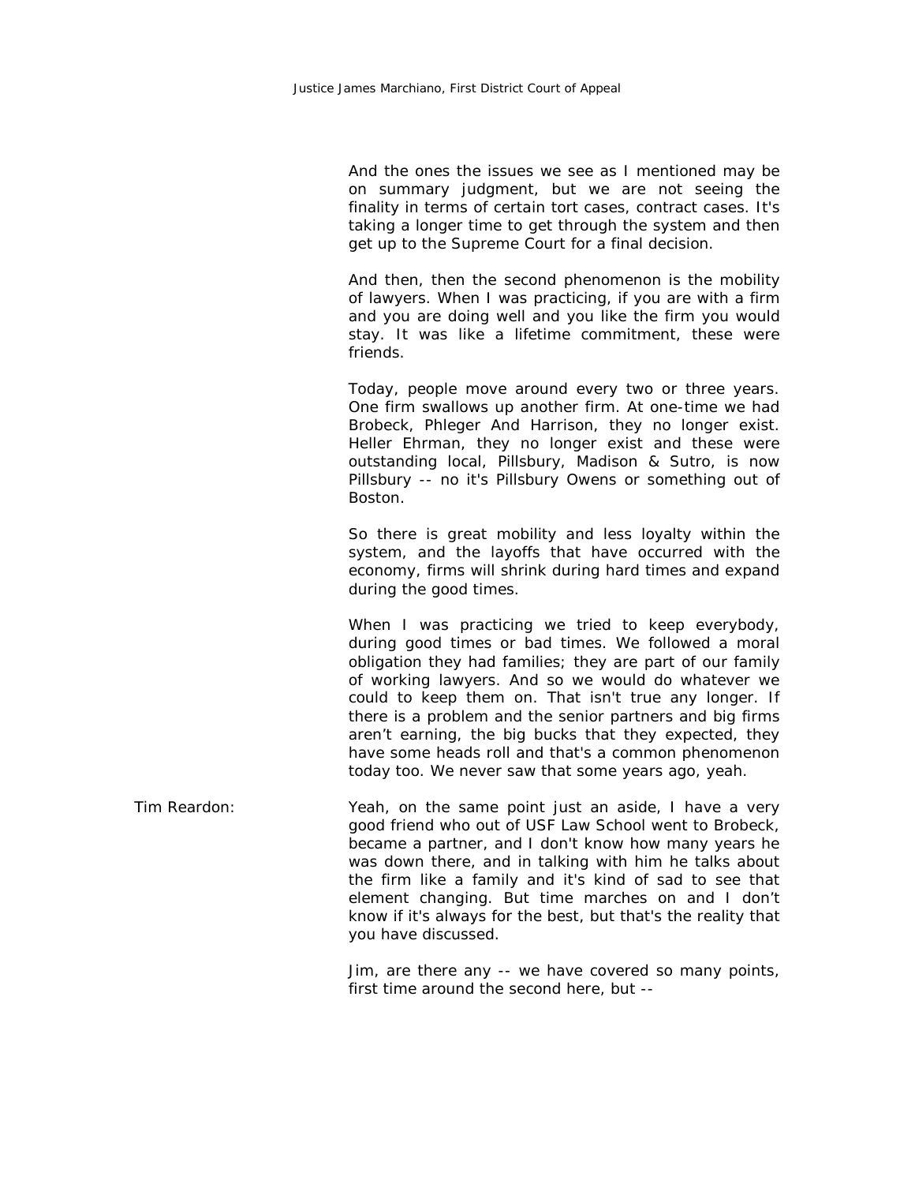And the ones the issues we see as I mentioned may be on summary judgment, but we are not seeing the finality in terms of certain tort cases, contract cases. It's taking a longer time to get through the system and then get up to the Supreme Court for a final decision.

And then, then the second phenomenon is the mobility of lawyers. When I was practicing, if you are with a firm and you are doing well and you like the firm you would stay. It was like a lifetime commitment, these were friends.

Today, people move around every two or three years. One firm swallows up another firm. At one-time we had Brobeck, Phleger And Harrison, they no longer exist. Heller Ehrman, they no longer exist and these were outstanding local, Pillsbury, Madison & Sutro, is now Pillsbury -- no it's Pillsbury Owens or something out of Boston.

So there is great mobility and less loyalty within the system, and the layoffs that have occurred with the economy, firms will shrink during hard times and expand during the good times.

When I was practicing we tried to keep everybody, during good times or bad times. We followed a moral obligation they had families; they are part of our family of working lawyers. And so we would do whatever we could to keep them on. That isn't true any longer. If there is a problem and the senior partners and big firms aren't earning, the big bucks that they expected, they have some heads roll and that's a common phenomenon today too. We never saw that some years ago, yeah.

Tim Reardon: Yeah, on the same point just an aside, I have a very good friend who out of USF Law School went to Brobeck, became a partner, and I don't know how many years he was down there, and in talking with him he talks about the firm like a family and it's kind of sad to see that element changing. But time marches on and I don't know if it's always for the best, but that's the reality that you have discussed.

Jim, are there any -- we have covered so many points, first time around the second here, but --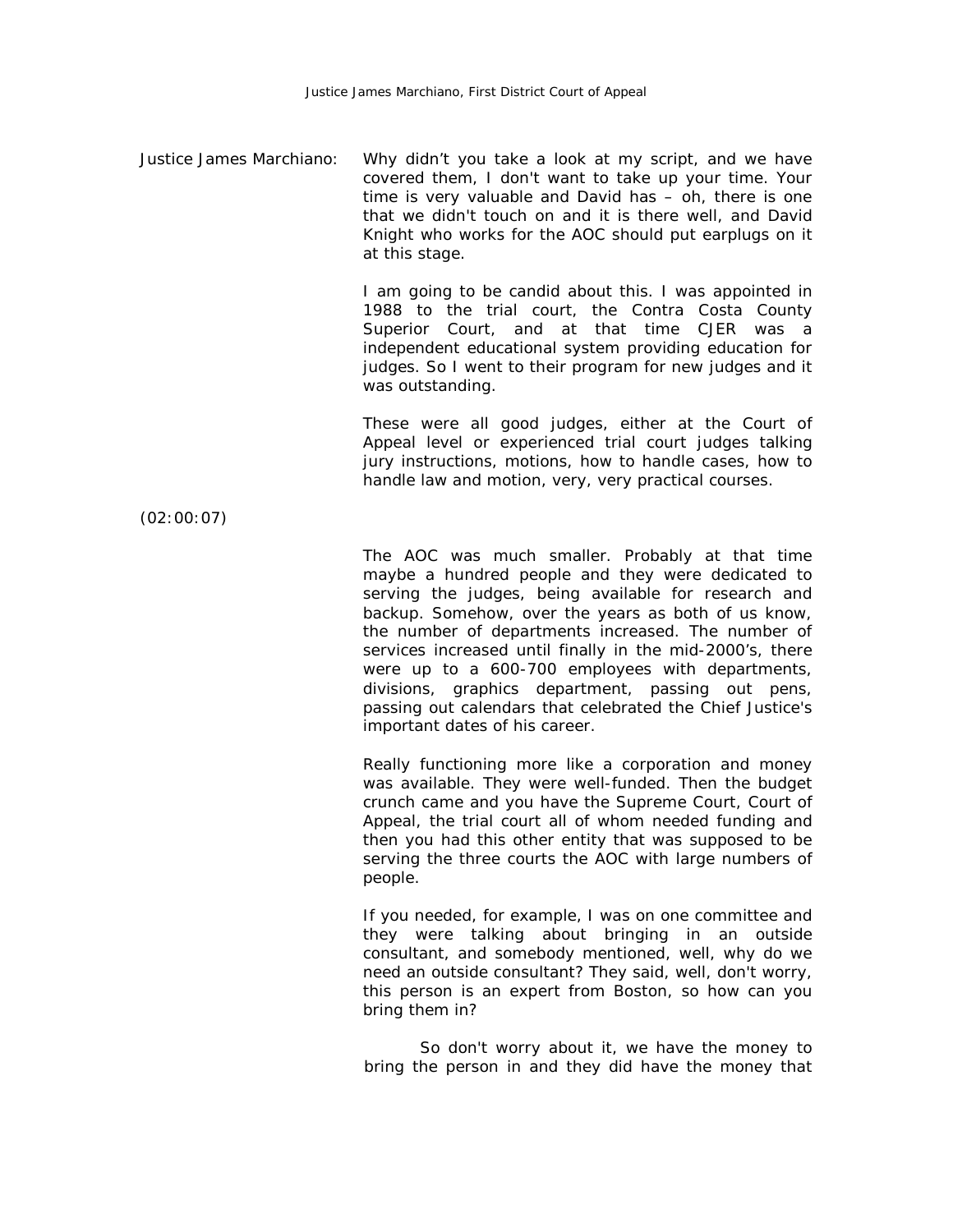Justice James Marchiano: Why didn't you take a look at my script, and we have covered them, I don't want to take up your time. Your time is very valuable and David has – oh, there is one that we didn't touch on and it is there well, and David Knight who works for the AOC should put earplugs on it at this stage.

I am going to be candid about this. I was appointed in 1988 to the trial court, the Contra Costa County Superior Court, and at that time CJER was a independent educational system providing education for judges. So I went to their program for new judges and it was outstanding.

These were all good judges, either at the Court of Appeal level or experienced trial court judges talking jury instructions, motions, how to handle cases, how to handle law and motion, very, very practical courses.

(02:00:07)

The AOC was much smaller. Probably at that time maybe a hundred people and they were dedicated to serving the judges, being available for research and backup. Somehow, over the years as both of us know, the number of departments increased. The number of services increased until finally in the mid-2000's, there were up to a 600-700 employees with departments, divisions, graphics department, passing out pens, passing out calendars that celebrated the Chief Justice's important dates of his career.

Really functioning more like a corporation and money was available. They were well-funded. Then the budget crunch came and you have the Supreme Court, Court of Appeal, the trial court all of whom needed funding and then you had this other entity that was supposed to be serving the three courts the AOC with large numbers of people.

If you needed, for example, I was on one committee and they were talking about bringing in an outside consultant, and somebody mentioned, well, why do we need an outside consultant? They said, well, don't worry, this person is an expert from Boston, so how can you bring them in?

So don't worry about it, we have the money to bring the person in and they did have the money that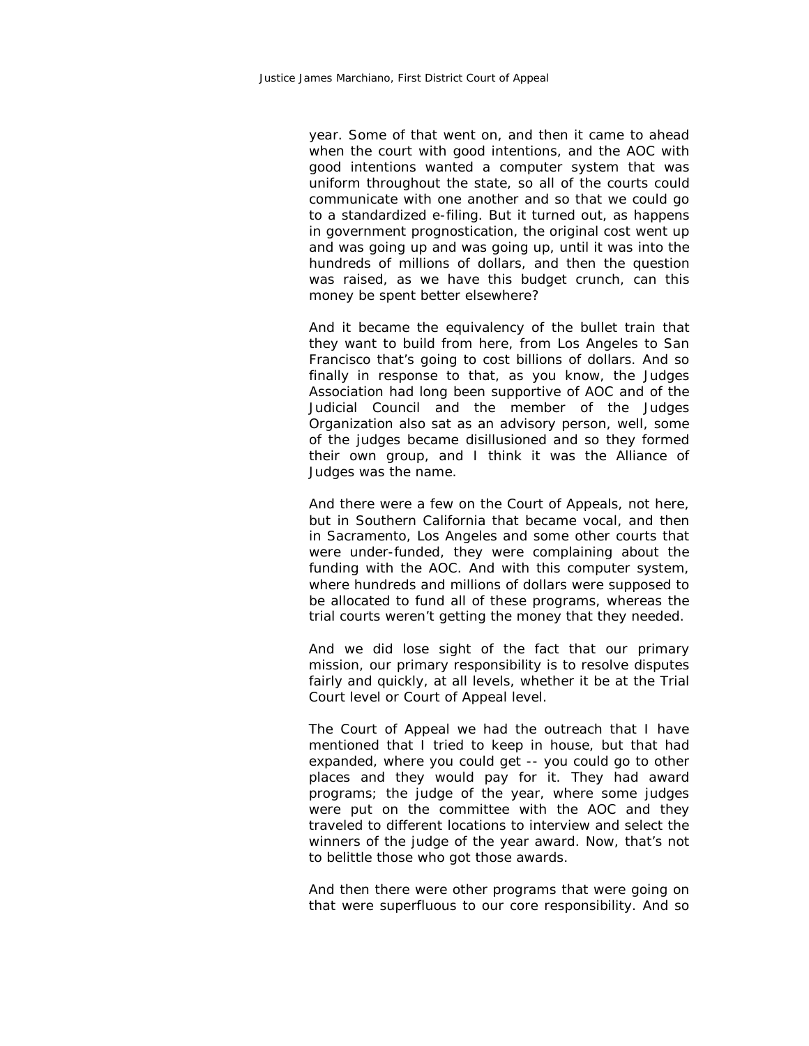year. Some of that went on, and then it came to ahead when the court with good intentions, and the AOC with good intentions wanted a computer system that was uniform throughout the state, so all of the courts could communicate with one another and so that we could go to a standardized e-filing. But it turned out, as happens in government prognostication, the original cost went up and was going up and was going up, until it was into the hundreds of millions of dollars, and then the question was raised, as we have this budget crunch, can this money be spent better elsewhere?

And it became the equivalency of the bullet train that they want to build from here, from Los Angeles to San Francisco that's going to cost billions of dollars. And so finally in response to that, as you know, the Judges Association had long been supportive of AOC and of the Judicial Council and the member of the Judges Organization also sat as an advisory person, well, some of the judges became disillusioned and so they formed their own group, and I think it was the Alliance of Judges was the name.

And there were a few on the Court of Appeals, not here, but in Southern California that became vocal, and then in Sacramento, Los Angeles and some other courts that were under-funded, they were complaining about the funding with the AOC. And with this computer system, where hundreds and millions of dollars were supposed to be allocated to fund all of these programs, whereas the trial courts weren't getting the money that they needed.

And we did lose sight of the fact that our primary mission, our primary responsibility is to resolve disputes fairly and quickly, at all levels, whether it be at the Trial Court level or Court of Appeal level.

The Court of Appeal we had the outreach that I have mentioned that I tried to keep in house, but that had expanded, where you could get -- you could go to other places and they would pay for it. They had award programs; the judge of the year, where some judges were put on the committee with the AOC and they traveled to different locations to interview and select the winners of the judge of the year award. Now, that's not to belittle those who got those awards.

And then there were other programs that were going on that were superfluous to our core responsibility. And so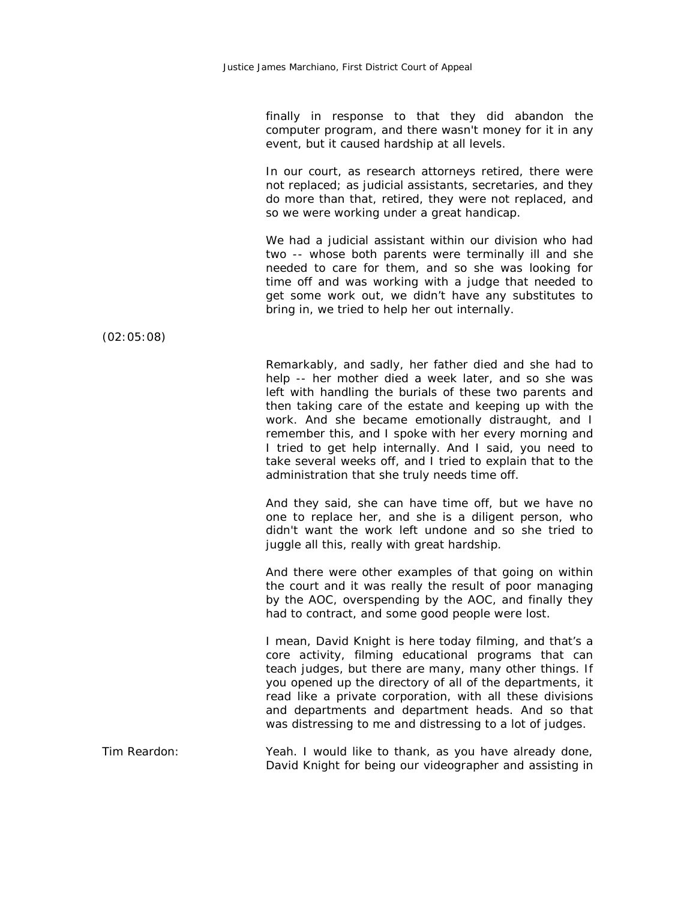finally in response to that they did abandon the computer program, and there wasn't money for it in any event, but it caused hardship at all levels.

In our court, as research attorneys retired, there were not replaced; as judicial assistants, secretaries, and they do more than that, retired, they were not replaced, and so we were working under a great handicap.

We had a judicial assistant within our division who had two -- whose both parents were terminally ill and she needed to care for them, and so she was looking for time off and was working with a judge that needed to get some work out, we didn't have any substitutes to bring in, we tried to help her out internally.

(02:05:08)

Remarkably, and sadly, her father died and she had to help -- her mother died a week later, and so she was left with handling the burials of these two parents and then taking care of the estate and keeping up with the work. And she became emotionally distraught, and I remember this, and I spoke with her every morning and I tried to get help internally. And I said, you need to take several weeks off, and I tried to explain that to the administration that she truly needs time off.

And they said, she can have time off, but we have no one to replace her, and she is a diligent person, who didn't want the work left undone and so she tried to juggle all this, really with great hardship.

And there were other examples of that going on within the court and it was really the result of poor managing by the AOC, overspending by the AOC, and finally they had to contract, and some good people were lost.

I mean, David Knight is here today filming, and that's a core activity, filming educational programs that can teach judges, but there are many, many other things. If you opened up the directory of all of the departments, it read like a private corporation, with all these divisions and departments and department heads. And so that was distressing to me and distressing to a lot of judges.

Tim Reardon: Yeah. I would like to thank, as you have already done, David Knight for being our videographer and assisting in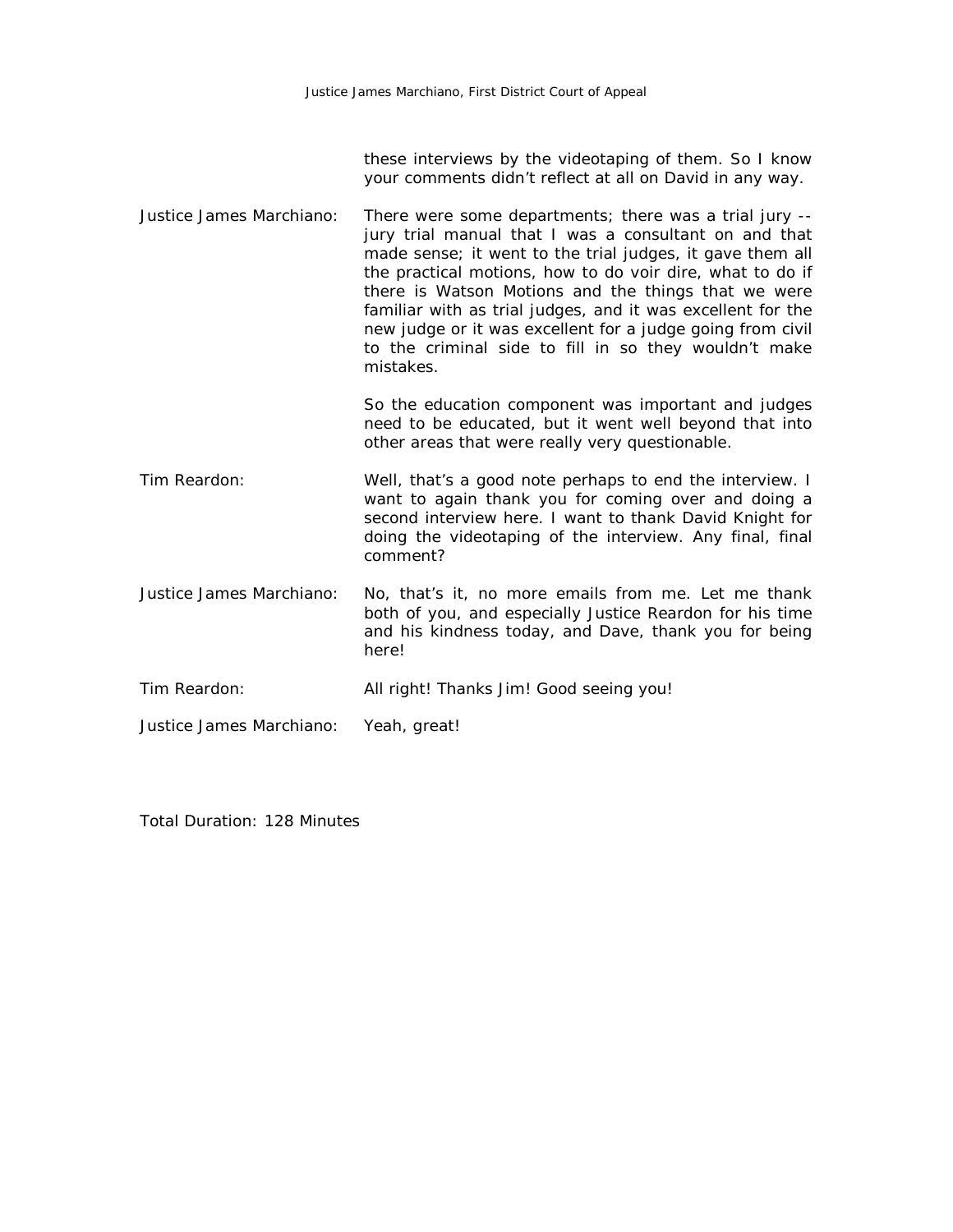these interviews by the videotaping of them. So I know your comments didn't reflect at all on David in any way.

Justice James Marchiano: There were some departments; there was a trial jury -- jury trial manual that I was a consultant on and that made sense; it went to the trial judges, it gave them all the practical motions, how to do voir dire, what to do if there is Watson Motions and the things that we were familiar with as trial judges, and it was excellent for the new judge or it was excellent for a judge going from civil to the criminal side to fill in so they wouldn't make mistakes.

So the education component was important and judges need to be educated, but it went well beyond that into other areas that were really very questionable.

Tim Reardon: Well, that's a good note perhaps to end the interview. I want to again thank you for coming over and doing a second interview here. I want to thank David Knight for doing the videotaping of the interview. Any final, final comment?

Justice James Marchiano: No, that's it, no more emails from me. Let me thank both of you, and especially Justice Reardon for his time and his kindness today, and Dave, thank you for being here!

Tim Reardon: All right! Thanks Jim! Good seeing you!

Justice James Marchiano: Yeah, great!

Total Duration: 128 Minutes